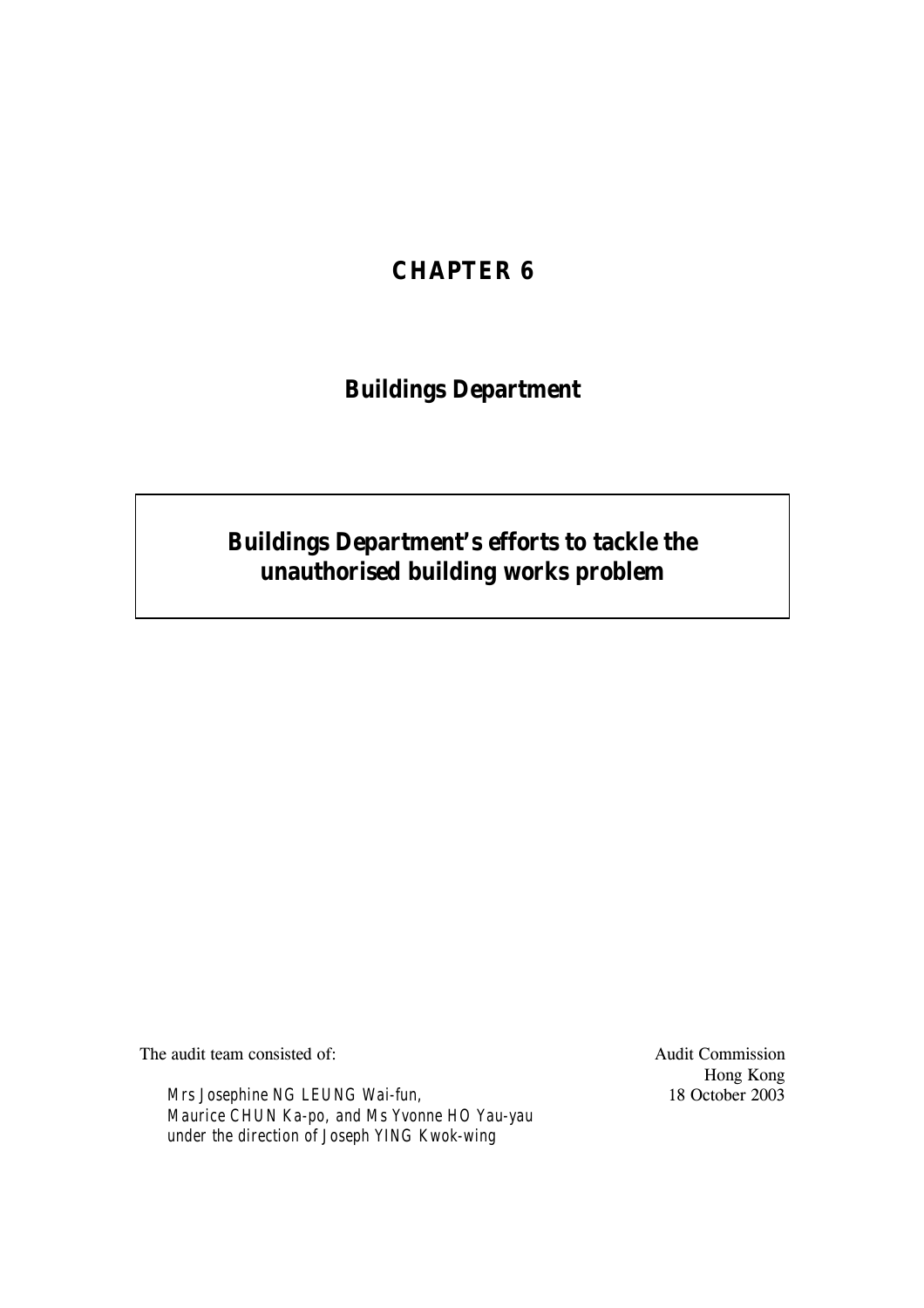# CHAPTER 6

## Buildings Department

## Buildings Department's efforts to tackle the unauthorised building works problem

The audit team consisted of:

*Mrs Josephine NG LEUNG Wai-fun,*
*Maurice CHUN Ka-po, and Ms Yvonne HO Yau-yau*
*under the direction of Joseph YING Kwok-wing*

Audit Commission
Hong Kong
18 October 2003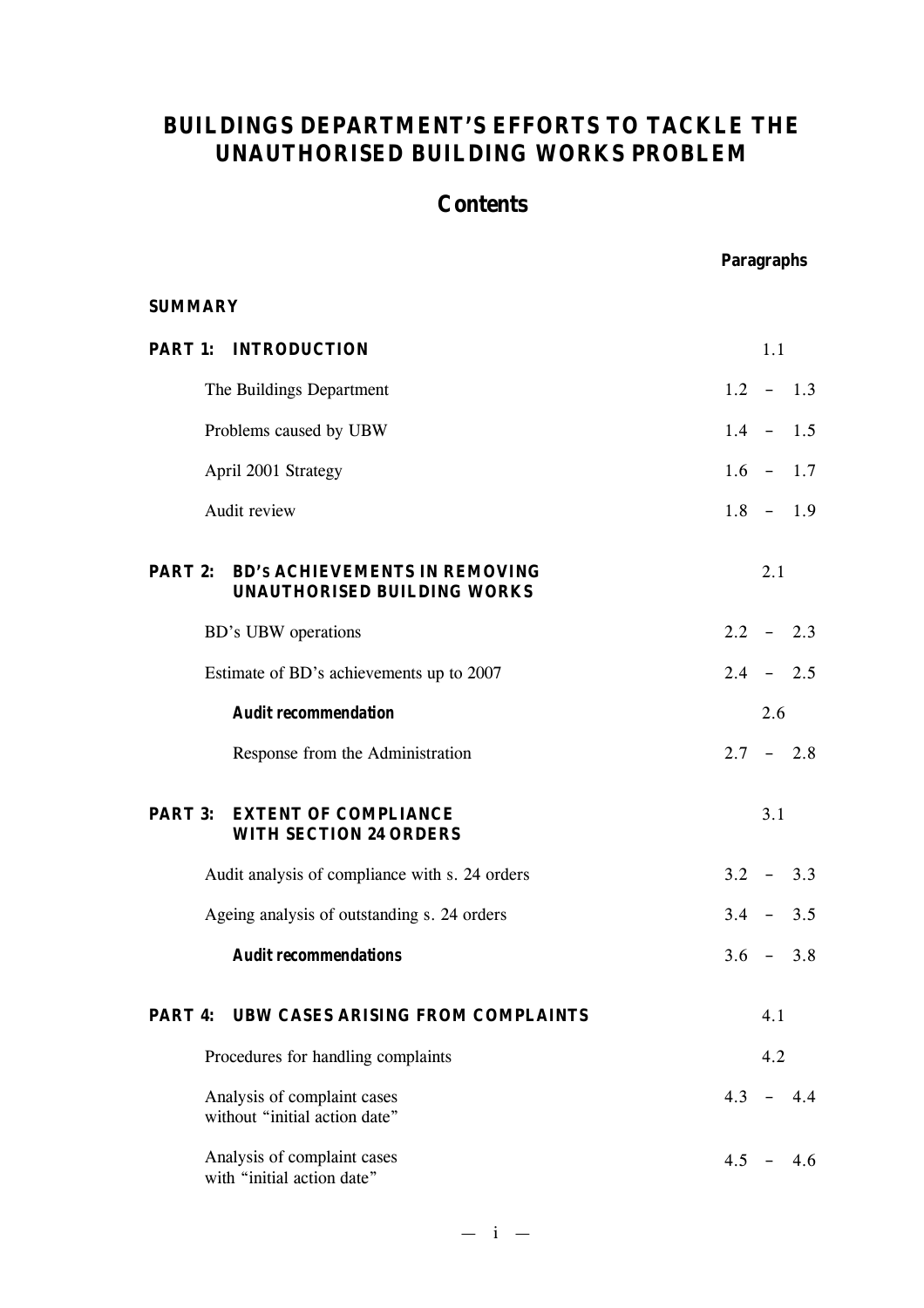# BUILDINGS DEPARTMENT'S EFFORTS TO TACKLE THE UNAUTHORISED BUILDING WORKS PROBLEM

## Contents

| | Paragraphs |
|---|---|
| **SUMMARY** | |
| **PART 1: INTRODUCTION** | 1.1 |
| The Buildings Department | 1.2 – 1.3 |
| Problems caused by UBW | 1.4 – 1.5 |
| April 2001 Strategy | 1.6 – 1.7 |
| Audit review | 1.8 – 1.9 |
| **PART 2: BD's ACHIEVEMENTS IN REMOVING UNAUTHORISED BUILDING WORKS** | 2.1 |
| BD's UBW operations | 2.2 – 2.3 |
| Estimate of BD's achievements up to 2007 | 2.4 – 2.5 |
| ***Audit recommendation*** | 2.6 |
| Response from the Administration | 2.7 – 2.8 |
| **PART 3: EXTENT OF COMPLIANCE WITH SECTION 24 ORDERS** | 3.1 |
| Audit analysis of compliance with s. 24 orders | 3.2 – 3.3 |
| Ageing analysis of outstanding s. 24 orders | 3.4 – 3.5 |
| ***Audit recommendations*** | 3.6 – 3.8 |
| **PART 4: UBW CASES ARISING FROM COMPLAINTS** | 4.1 |
| Procedures for handling complaints | 4.2 |
| Analysis of complaint cases without "initial action date" | 4.3 – 4.4 |
| Analysis of complaint cases with "initial action date" | 4.5 – 4.6 |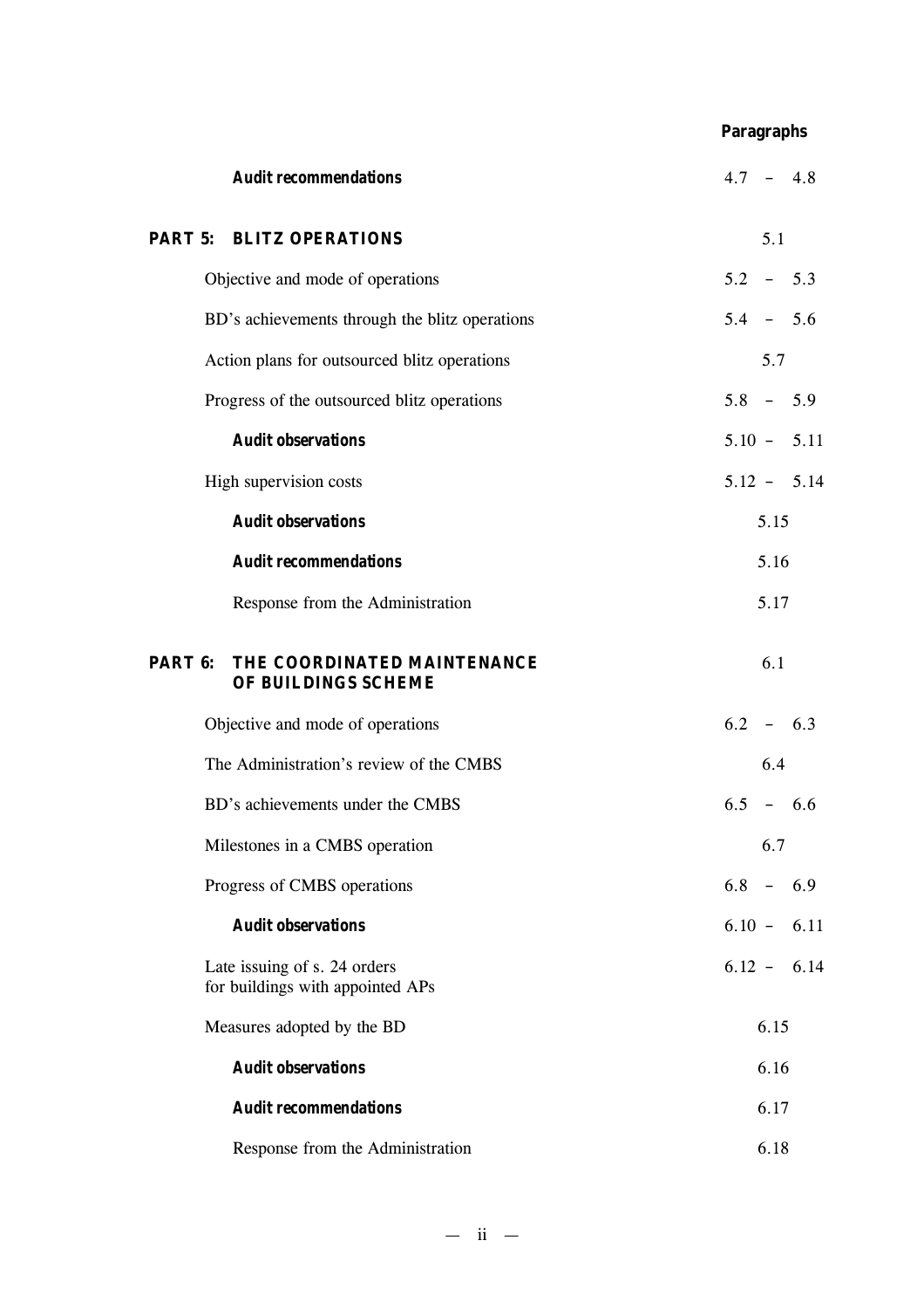| | Paragraphs |
|---|---|
| ***Audit recommendations*** | 4.7 – 4.8 |
| **PART 5: BLITZ OPERATIONS** | 5.1 |
| Objective and mode of operations | 5.2 – 5.3 |
| BD's achievements through the blitz operations | 5.4 – 5.6 |
| Action plans for outsourced blitz operations | 5.7 |
| Progress of the outsourced blitz operations | 5.8 – 5.9 |
| ***Audit observations*** | 5.10 – 5.11 |
| High supervision costs | 5.12 – 5.14 |
| ***Audit observations*** | 5.15 |
| ***Audit recommendations*** | 5.16 |
| Response from the Administration | 5.17 |
| **PART 6: THE COORDINATED MAINTENANCE OF BUILDINGS SCHEME** | 6.1 |
| Objective and mode of operations | 6.2 – 6.3 |
| The Administration's review of the CMBS | 6.4 |
| BD's achievements under the CMBS | 6.5 – 6.6 |
| Milestones in a CMBS operation | 6.7 |
| Progress of CMBS operations | 6.8 – 6.9 |
| ***Audit observations*** | 6.10 – 6.11 |
| Late issuing of s. 24 orders for buildings with appointed APs | 6.12 – 6.14 |
| Measures adopted by the BD | 6.15 |
| ***Audit observations*** | 6.16 |
| ***Audit recommendations*** | 6.17 |
| Response from the Administration | 6.18 |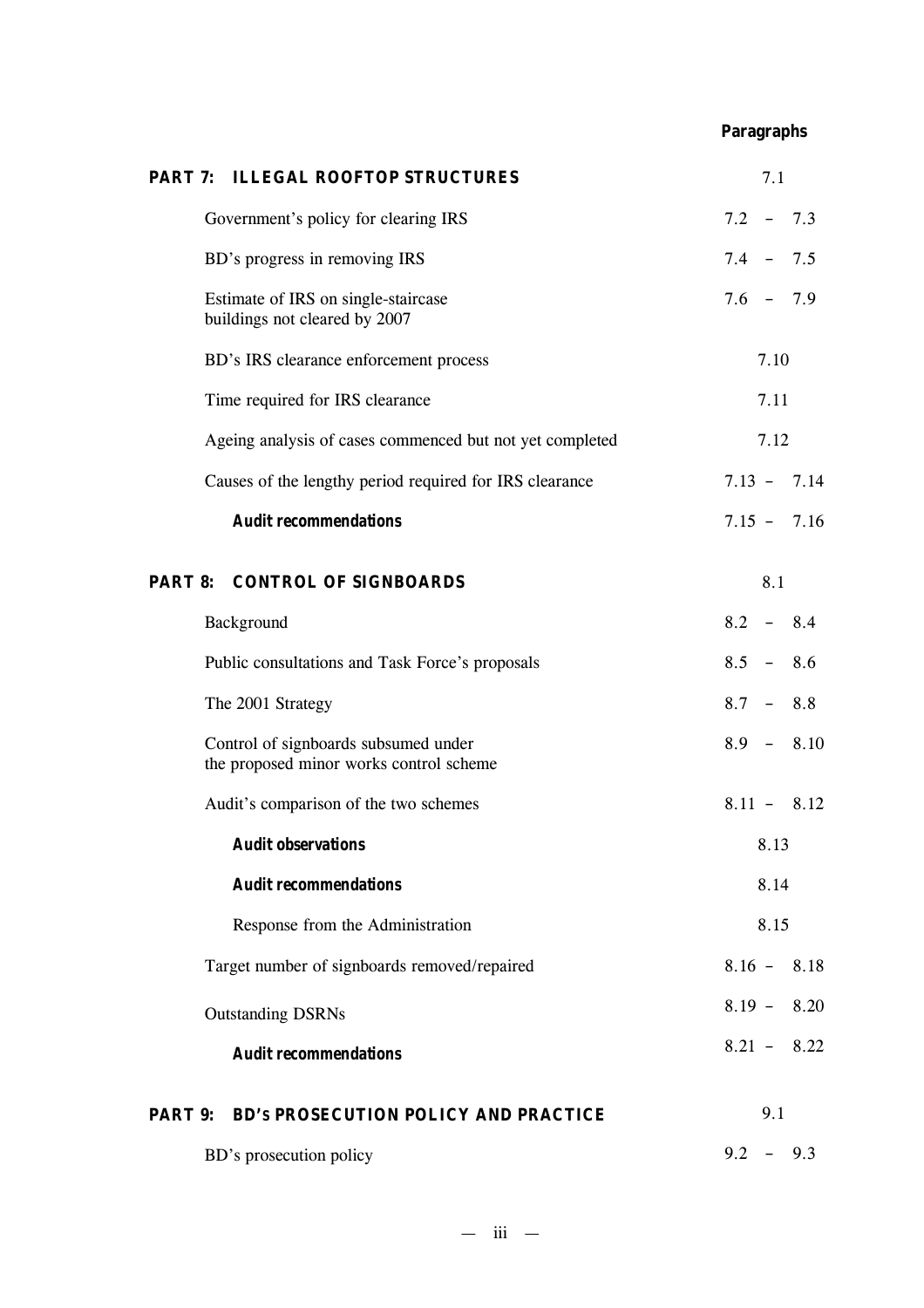| | Paragraphs |
|---|---|
| **PART 7: ILLEGAL ROOFTOP STRUCTURES** | 7.1 |
| Government's policy for clearing IRS | 7.2 – 7.3 |
| BD's progress in removing IRS | 7.4 – 7.5 |
| Estimate of IRS on single-staircase buildings not cleared by 2007 | 7.6 – 7.9 |
| BD's IRS clearance enforcement process | 7.10 |
| Time required for IRS clearance | 7.11 |
| Ageing analysis of cases commenced but not yet completed | 7.12 |
| Causes of the lengthy period required for IRS clearance | 7.13 – 7.14 |
| ***Audit recommendations*** | 7.15 – 7.16 |
| **PART 8: CONTROL OF SIGNBOARDS** | 8.1 |
| Background | 8.2 – 8.4 |
| Public consultations and Task Force's proposals | 8.5 – 8.6 |
| The 2001 Strategy | 8.7 – 8.8 |
| Control of signboards subsumed under the proposed minor works control scheme | 8.9 – 8.10 |
| Audit's comparison of the two schemes | 8.11 – 8.12 |
| ***Audit observations*** | 8.13 |
| ***Audit recommendations*** | 8.14 |
| Response from the Administration | 8.15 |
| Target number of signboards removed/repaired | 8.16 – 8.18 |
| Outstanding DSRNs | 8.19 – 8.20 |
| ***Audit recommendations*** | 8.21 – 8.22 |
| **PART 9: BD's PROSECUTION POLICY AND PRACTICE** | 9.1 |
| BD's prosecution policy | 9.2 – 9.3 |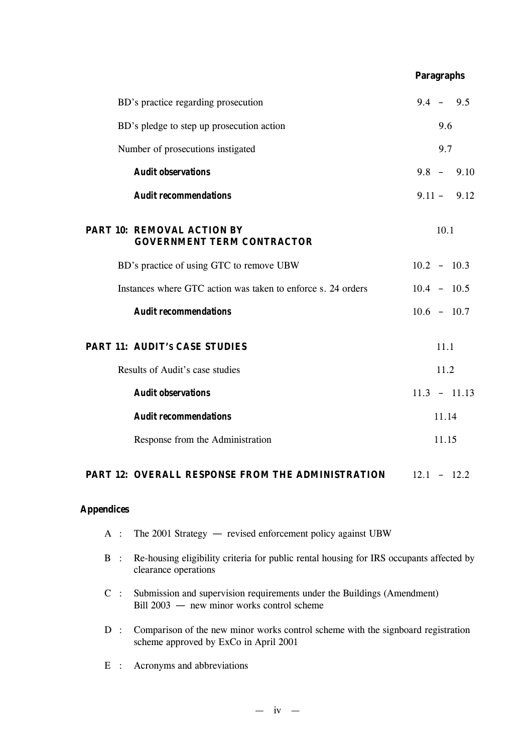| | Paragraphs |
|---|---|
| BD's practice regarding prosecution | 9.4 – 9.5 |
| BD's pledge to step up prosecution action | 9.6 |
| Number of prosecutions instigated | 9.7 |
| ***Audit observations*** | 9.8 – 9.10 |
| ***Audit recommendations*** | 9.11 – 9.12 |
| **PART 10: REMOVAL ACTION BY GOVERNMENT TERM CONTRACTOR** | 10.1 |
| BD's practice of using GTC to remove UBW | 10.2 – 10.3 |
| Instances where GTC action was taken to enforce s. 24 orders | 10.4 – 10.5 |
| ***Audit recommendations*** | 10.6 – 10.7 |
| **PART 11: AUDIT's CASE STUDIES** | 11.1 |
| Results of Audit's case studies | 11.2 |
| ***Audit observations*** | 11.3 – 11.13 |
| ***Audit recommendations*** | 11.14 |
| Response from the Administration | 11.15 |
| **PART 12: OVERALL RESPONSE FROM THE ADMINISTRATION** | 12.1 – 12.2 |

**Appendices**

A : The 2001 Strategy — revised enforcement policy against UBW

B : Re-housing eligibility criteria for public rental housing for IRS occupants affected by clearance operations

C : Submission and supervision requirements under the Buildings (Amendment) Bill 2003 — new minor works control scheme

D : Comparison of the new minor works control scheme with the signboard registration scheme approved by ExCo in April 2001

E : Acronyms and abbreviations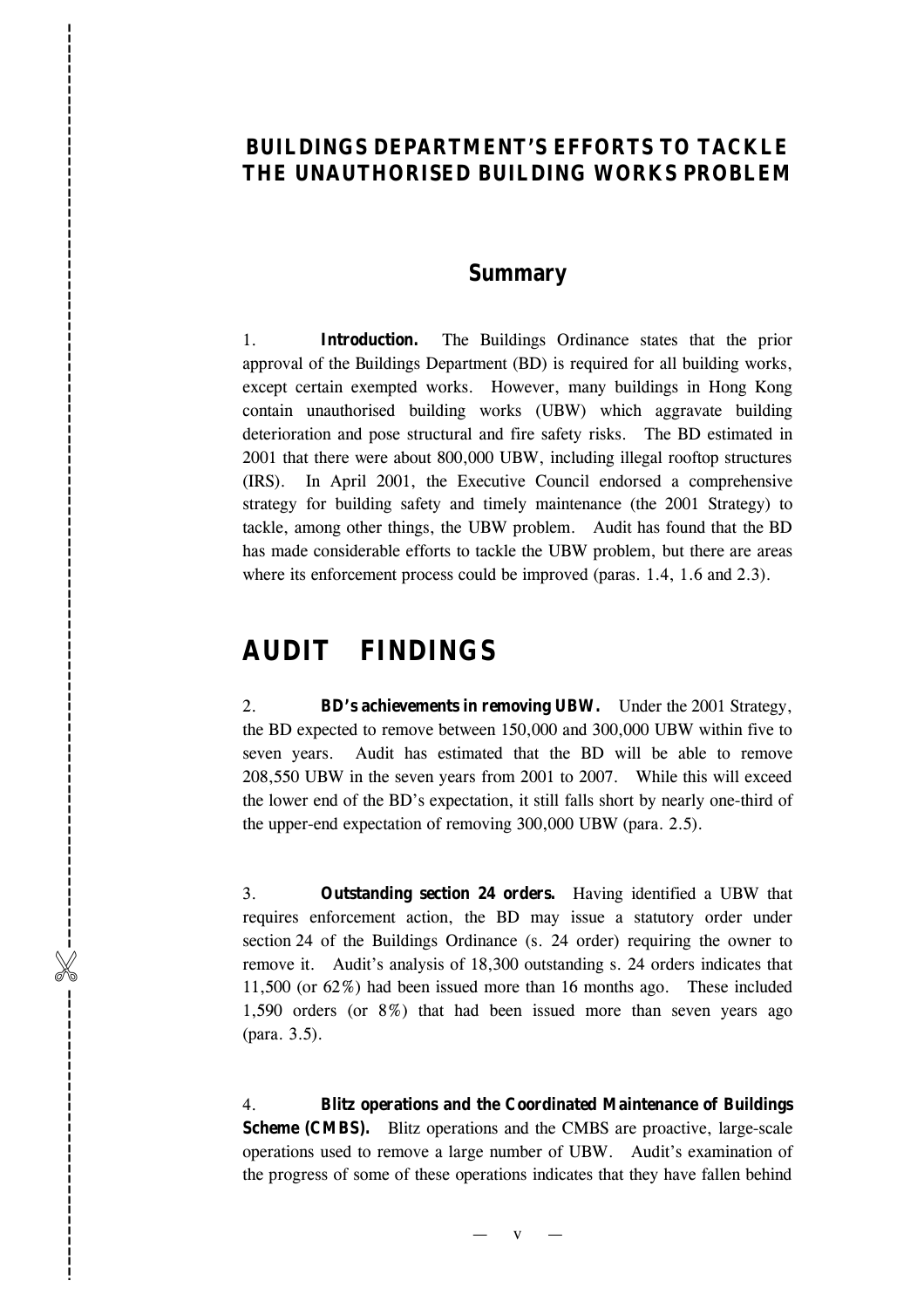# BUILDINGS DEPARTMENT'S EFFORTS TO TACKLE THE UNAUTHORISED BUILDING WORKS PROBLEM

## Summary

1. **Introduction.** The Buildings Ordinance states that the prior approval of the Buildings Department (BD) is required for all building works, except certain exempted works. However, many buildings in Hong Kong contain unauthorised building works (UBW) which aggravate building deterioration and pose structural and fire safety risks. The BD estimated in 2001 that there were about 800,000 UBW, including illegal rooftop structures (IRS). In April 2001, the Executive Council endorsed a comprehensive strategy for building safety and timely maintenance (the 2001 Strategy) to tackle, among other things, the UBW problem. Audit has found that the BD has made considerable efforts to tackle the UBW problem, but there are areas where its enforcement process could be improved (paras. 1.4, 1.6 and 2.3).

# AUDIT FINDINGS

2. **BD's achievements in removing UBW.** Under the 2001 Strategy, the BD expected to remove between 150,000 and 300,000 UBW within five to seven years. Audit has estimated that the BD will be able to remove 208,550 UBW in the seven years from 2001 to 2007. While this will exceed the lower end of the BD's expectation, it still falls short by nearly one-third of the upper-end expectation of removing 300,000 UBW (para. 2.5).

3. **Outstanding section 24 orders.** Having identified a UBW that requires enforcement action, the BD may issue a statutory order under section 24 of the Buildings Ordinance (s. 24 order) requiring the owner to remove it. Audit's analysis of 18,300 outstanding s. 24 orders indicates that 11,500 (or 62%) had been issued more than 16 months ago. These included 1,590 orders (or 8%) that had been issued more than seven years ago (para. 3.5).

4. **Blitz operations and the Coordinated Maintenance of Buildings Scheme (CMBS).** Blitz operations and the CMBS are proactive, large-scale operations used to remove a large number of UBW. Audit's examination of the progress of some of these operations indicates that they have fallen behind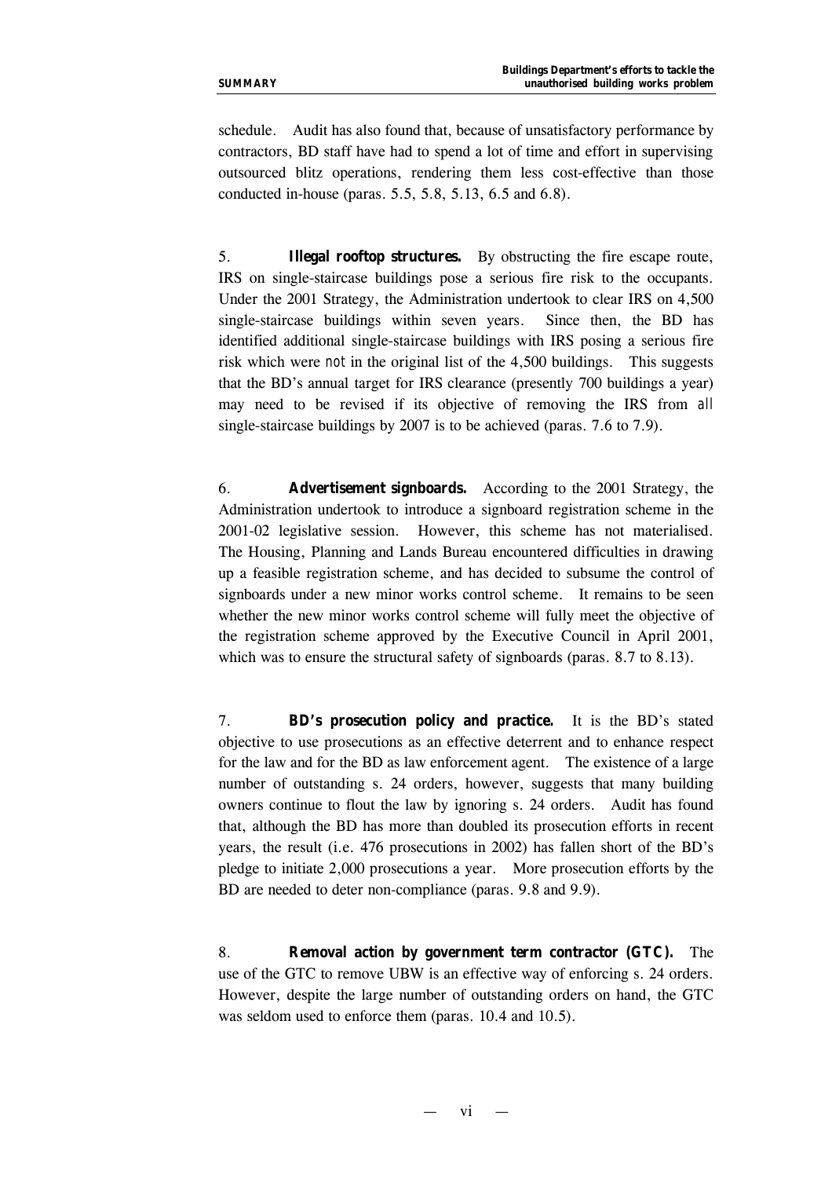schedule. Audit has also found that, because of unsatisfactory performance by contractors, BD staff have had to spend a lot of time and effort in supervising outsourced blitz operations, rendering them less cost-effective than those conducted in-house (paras. 5.5, 5.8, 5.13, 6.5 and 6.8).

5. **Illegal rooftop structures.** By obstructing the fire escape route, IRS on single-staircase buildings pose a serious fire risk to the occupants. Under the 2001 Strategy, the Administration undertook to clear IRS on 4,500 single-staircase buildings within seven years. Since then, the BD has identified additional single-staircase buildings with IRS posing a serious fire risk which were *not* in the original list of the 4,500 buildings. This suggests that the BD's annual target for IRS clearance (presently 700 buildings a year) may need to be revised if its objective of removing the IRS from *all* single-staircase buildings by 2007 is to be achieved (paras. 7.6 to 7.9).

6. **Advertisement signboards.** According to the 2001 Strategy, the Administration undertook to introduce a signboard registration scheme in the 2001-02 legislative session. However, this scheme has not materialised. The Housing, Planning and Lands Bureau encountered difficulties in drawing up a feasible registration scheme, and has decided to subsume the control of signboards under a new minor works control scheme. It remains to be seen whether the new minor works control scheme will fully meet the objective of the registration scheme approved by the Executive Council in April 2001, which was to ensure the structural safety of signboards (paras. 8.7 to 8.13).

7. **BD's prosecution policy and practice.** It is the BD's stated objective to use prosecutions as an effective deterrent and to enhance respect for the law and for the BD as law enforcement agent. The existence of a large number of outstanding s. 24 orders, however, suggests that many building owners continue to flout the law by ignoring s. 24 orders. Audit has found that, although the BD has more than doubled its prosecution efforts in recent years, the result (i.e. 476 prosecutions in 2002) has fallen short of the BD's pledge to initiate 2,000 prosecutions a year. More prosecution efforts by the BD are needed to deter non-compliance (paras. 9.8 and 9.9).

8. **Removal action by government term contractor (GTC).** The use of the GTC to remove UBW is an effective way of enforcing s. 24 orders. However, despite the large number of outstanding orders on hand, the GTC was seldom used to enforce them (paras. 10.4 and 10.5).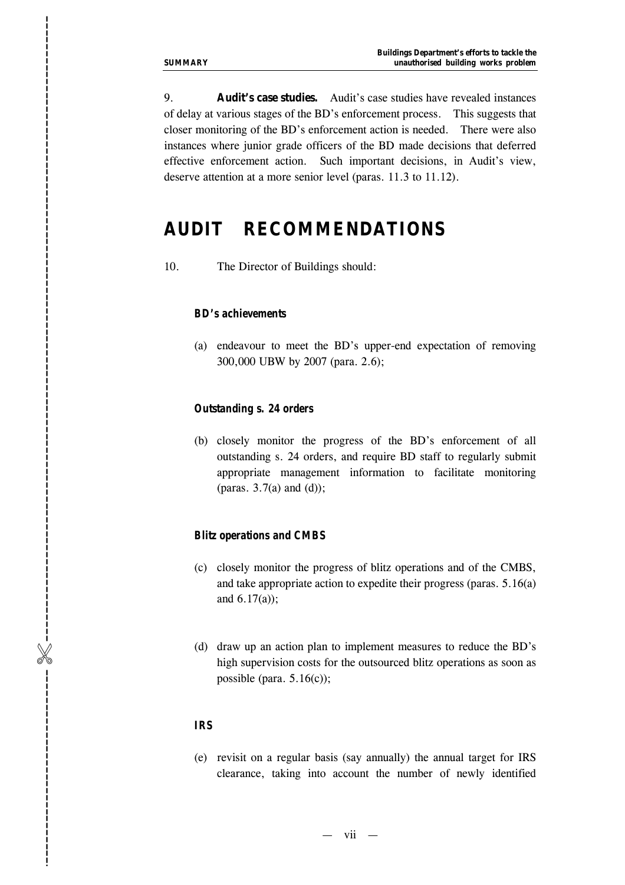9. **Audit's case studies.** Audit's case studies have revealed instances of delay at various stages of the BD's enforcement process. This suggests that closer monitoring of the BD's enforcement action is needed. There were also instances where junior grade officers of the BD made decisions that deferred effective enforcement action. Such important decisions, in Audit's view, deserve attention at a more senior level (paras. 11.3 to 11.12).

## AUDIT RECOMMENDATIONS

10. The Director of Buildings should:

### BD's achievements

(a) endeavour to meet the BD's upper-end expectation of removing 300,000 UBW by 2007 (para. 2.6);

### Outstanding s. 24 orders

(b) closely monitor the progress of the BD's enforcement of all outstanding s. 24 orders, and require BD staff to regularly submit appropriate management information to facilitate monitoring (paras. 3.7(a) and (d));

### Blitz operations and CMBS

(c) closely monitor the progress of blitz operations and of the CMBS, and take appropriate action to expedite their progress (paras. 5.16(a) and 6.17(a));

(d) draw up an action plan to implement measures to reduce the BD's high supervision costs for the outsourced blitz operations as soon as possible (para. 5.16(c));

### IRS

(e) revisit on a regular basis (say annually) the annual target for IRS clearance, taking into account the number of newly identified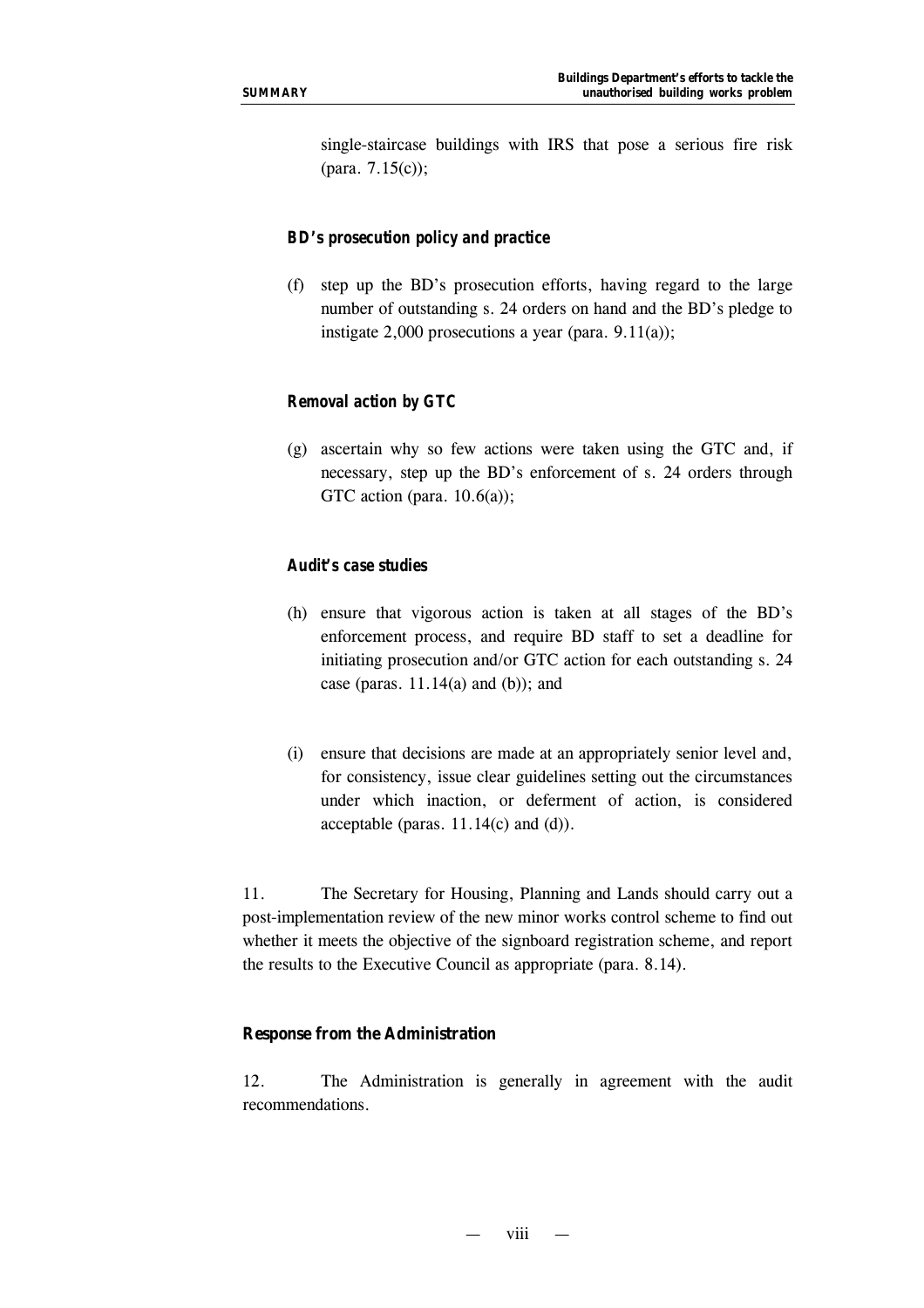single-staircase buildings with IRS that pose a serious fire risk (para. 7.15(c));

**BD's prosecution policy and practice**

(f) step up the BD's prosecution efforts, having regard to the large number of outstanding s. 24 orders on hand and the BD's pledge to instigate 2,000 prosecutions a year (para. 9.11(a));

**Removal action by GTC**

(g) ascertain why so few actions were taken using the GTC and, if necessary, step up the BD's enforcement of s. 24 orders through GTC action (para. 10.6(a));

**Audit's case studies**

(h) ensure that vigorous action is taken at all stages of the BD's enforcement process, and require BD staff to set a deadline for initiating prosecution and/or GTC action for each outstanding s. 24 case (paras. 11.14(a) and (b)); and

(i) ensure that decisions are made at an appropriately senior level and, for consistency, issue clear guidelines setting out the circumstances under which inaction, or deferment of action, is considered acceptable (paras. 11.14(c) and (d)).

11. The Secretary for Housing, Planning and Lands should carry out a post-implementation review of the new minor works control scheme to find out whether it meets the objective of the signboard registration scheme, and report the results to the Executive Council as appropriate (para. 8.14).

**Response from the Administration**

12. The Administration is generally in agreement with the audit recommendations.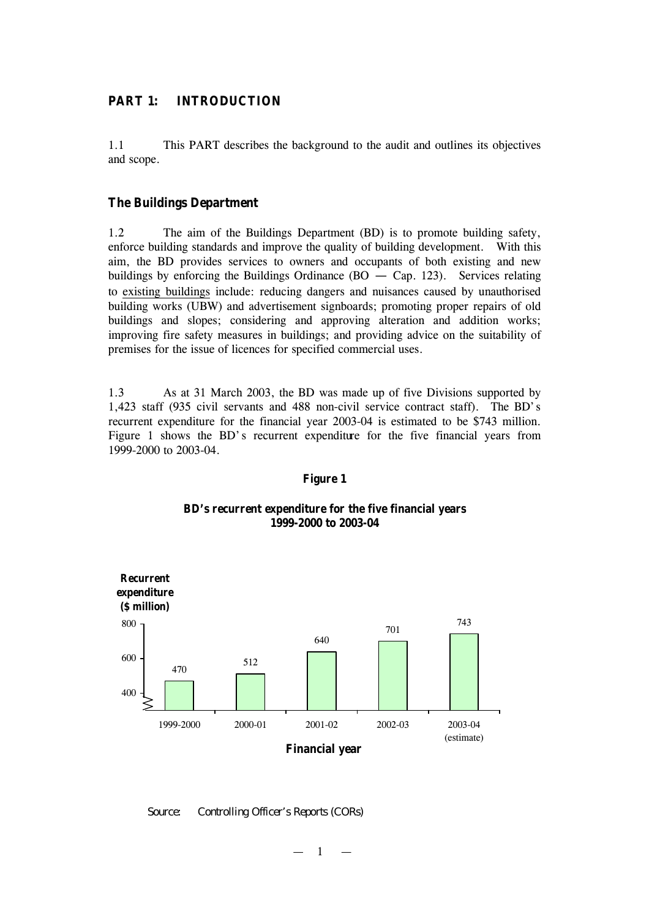## PART 1: INTRODUCTION

1.1 This PART describes the background to the audit and outlines its objectives and scope.

### The Buildings Department

1.2 The aim of the Buildings Department (BD) is to promote building safety, enforce building standards and improve the quality of building development. With this aim, the BD provides services to owners and occupants of both existing and new buildings by enforcing the Buildings Ordinance (BO — Cap. 123). Services relating to existing buildings include: reducing dangers and nuisances caused by unauthorised building works (UBW) and advertisement signboards; promoting proper repairs of old buildings and slopes; considering and approving alteration and addition works; improving fire safety measures in buildings; and providing advice on the suitability of premises for the issue of licences for specified commercial uses.

1.3 As at 31 March 2003, the BD was made up of five Divisions supported by 1,423 staff (935 civil servants and 488 non-civil service contract staff). The BD's recurrent expenditure for the financial year 2003-04 is estimated to be $743 million. Figure 1 shows the BD's recurrent expenditure for the five financial years from 1999-2000 to 2003-04.

**Figure 1**

**BD's recurrent expenditure for the five financial years 1999-2000 to 2003-04**

| Financial year | Recurrent expenditure ($ million) |
|---|---|
| 1999-2000 | 470 |
| 2000-01 | 512 |
| 2001-02 | 640 |
| 2002-03 | 701 |
| 2003-04 (estimate) | 743 |

*Source: Controlling Officer's Reports (CORs)*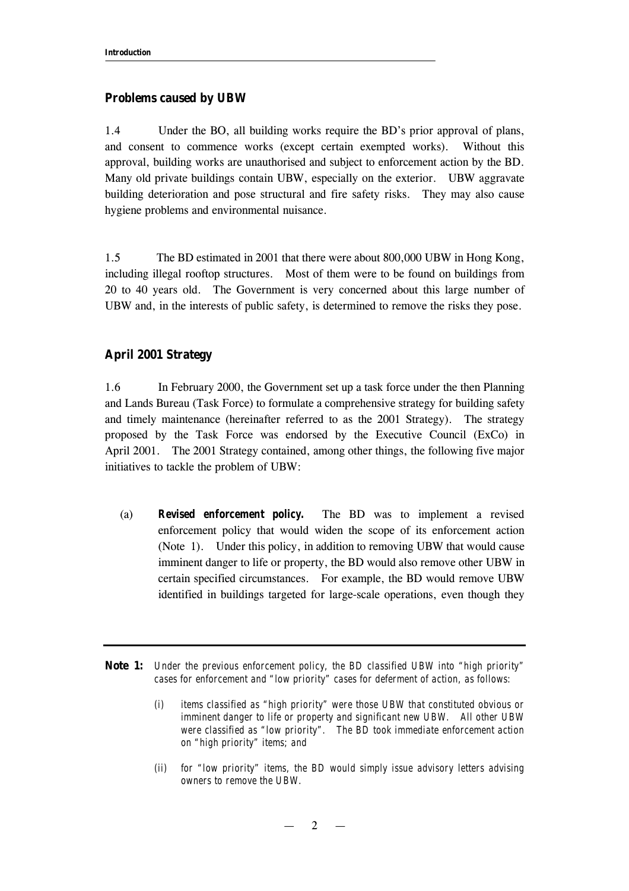### Problems caused by UBW

1.4 Under the BO, all building works require the BD's prior approval of plans, and consent to commence works (except certain exempted works). Without this approval, building works are unauthorised and subject to enforcement action by the BD. Many old private buildings contain UBW, especially on the exterior. UBW aggravate building deterioration and pose structural and fire safety risks. They may also cause hygiene problems and environmental nuisance.

1.5 The BD estimated in 2001 that there were about 800,000 UBW in Hong Kong, including illegal rooftop structures. Most of them were to be found on buildings from 20 to 40 years old. The Government is very concerned about this large number of UBW and, in the interests of public safety, is determined to remove the risks they pose.

### April 2001 Strategy

1.6 In February 2000, the Government set up a task force under the then Planning and Lands Bureau (Task Force) to formulate a comprehensive strategy for building safety and timely maintenance (hereinafter referred to as the 2001 Strategy). The strategy proposed by the Task Force was endorsed by the Executive Council (ExCo) in April 2001. The 2001 Strategy contained, among other things, the following five major initiatives to tackle the problem of UBW:

(a) **Revised enforcement policy.** The BD was to implement a revised enforcement policy that would widen the scope of its enforcement action (Note 1). Under this policy, in addition to removing UBW that would cause imminent danger to life or property, the BD would also remove other UBW in certain specified circumstances. For example, the BD would remove UBW identified in buildings targeted for large-scale operations, even though they

---

**Note 1:** *Under the previous enforcement policy, the BD classified UBW into "high priority" cases for enforcement and "low priority" cases for deferment of action, as follows:*

*(i) items classified as "high priority" were those UBW that constituted obvious or imminent danger to life or property and significant new UBW. All other UBW were classified as "low priority". The BD took immediate enforcement action on "high priority" items; and*

*(ii) for "low priority" items, the BD would simply issue advisory letters advising owners to remove the UBW.*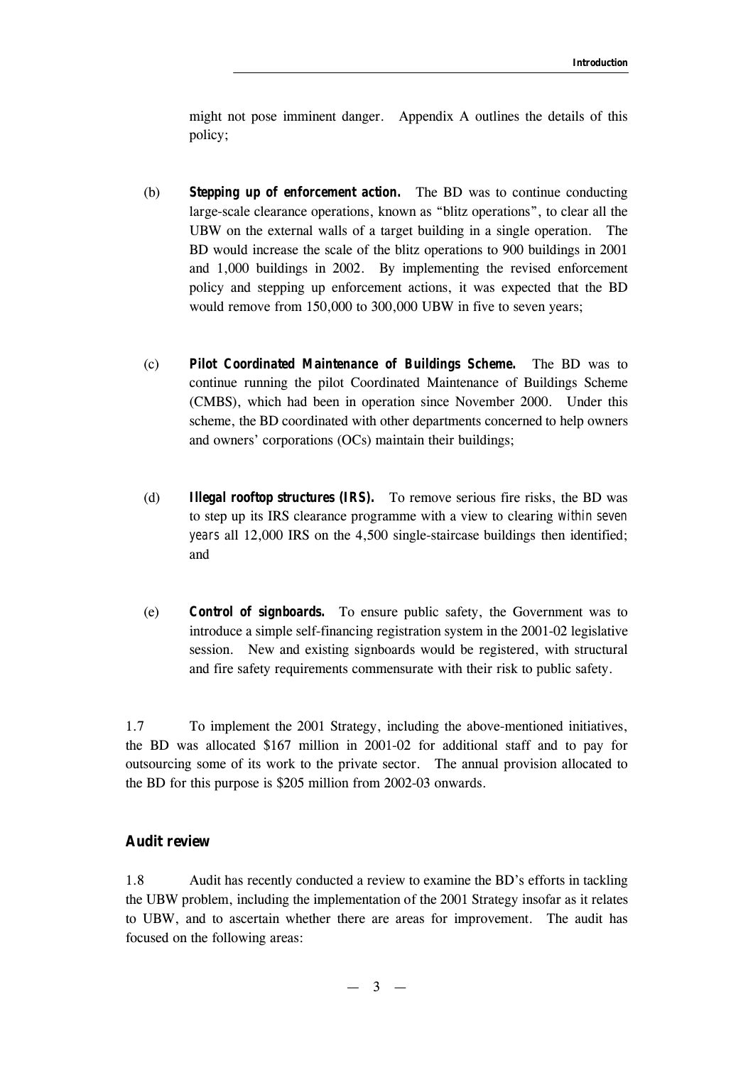might not pose imminent danger. Appendix A outlines the details of this policy;

(b) **Stepping up of enforcement action.** The BD was to continue conducting large-scale clearance operations, known as "blitz operations", to clear all the UBW on the external walls of a target building in a single operation. The BD would increase the scale of the blitz operations to 900 buildings in 2001 and 1,000 buildings in 2002. By implementing the revised enforcement policy and stepping up enforcement actions, it was expected that the BD would remove from 150,000 to 300,000 UBW in five to seven years;

(c) **Pilot Coordinated Maintenance of Buildings Scheme.** The BD was to continue running the pilot Coordinated Maintenance of Buildings Scheme (CMBS), which had been in operation since November 2000. Under this scheme, the BD coordinated with other departments concerned to help owners and owners' corporations (OCs) maintain their buildings;

(d) **Illegal rooftop structures (IRS).** To remove serious fire risks, the BD was to step up its IRS clearance programme with a view to clearing *within seven years* all 12,000 IRS on the 4,500 single-staircase buildings then identified; and

(e) **Control of signboards.** To ensure public safety, the Government was to introduce a simple self-financing registration system in the 2001-02 legislative session. New and existing signboards would be registered, with structural and fire safety requirements commensurate with their risk to public safety.

1.7 To implement the 2001 Strategy, including the above-mentioned initiatives, the BD was allocated $167 million in 2001-02 for additional staff and to pay for outsourcing some of its work to the private sector. The annual provision allocated to the BD for this purpose is $205 million from 2002-03 onwards.

## Audit review

1.8 Audit has recently conducted a review to examine the BD's efforts in tackling the UBW problem, including the implementation of the 2001 Strategy insofar as it relates to UBW, and to ascertain whether there are areas for improvement. The audit has focused on the following areas: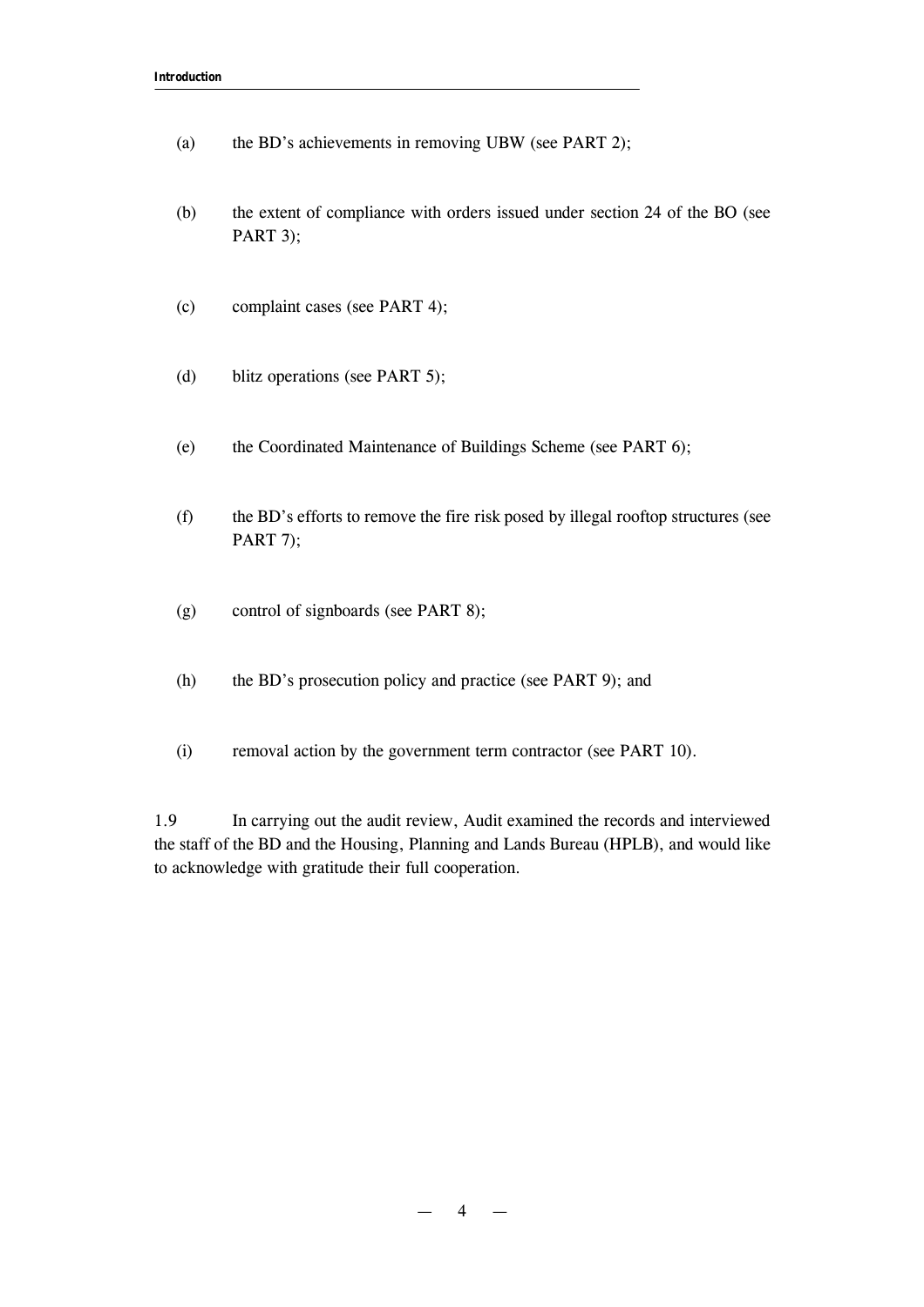(a) the BD's achievements in removing UBW (see PART 2);

(b) the extent of compliance with orders issued under section 24 of the BO (see PART 3);

(c) complaint cases (see PART 4);

(d) blitz operations (see PART 5);

(e) the Coordinated Maintenance of Buildings Scheme (see PART 6);

(f) the BD's efforts to remove the fire risk posed by illegal rooftop structures (see PART 7);

(g) control of signboards (see PART 8);

(h) the BD's prosecution policy and practice (see PART 9); and

(i) removal action by the government term contractor (see PART 10).

1.9 In carrying out the audit review, Audit examined the records and interviewed the staff of the BD and the Housing, Planning and Lands Bureau (HPLB), and would like to acknowledge with gratitude their full cooperation.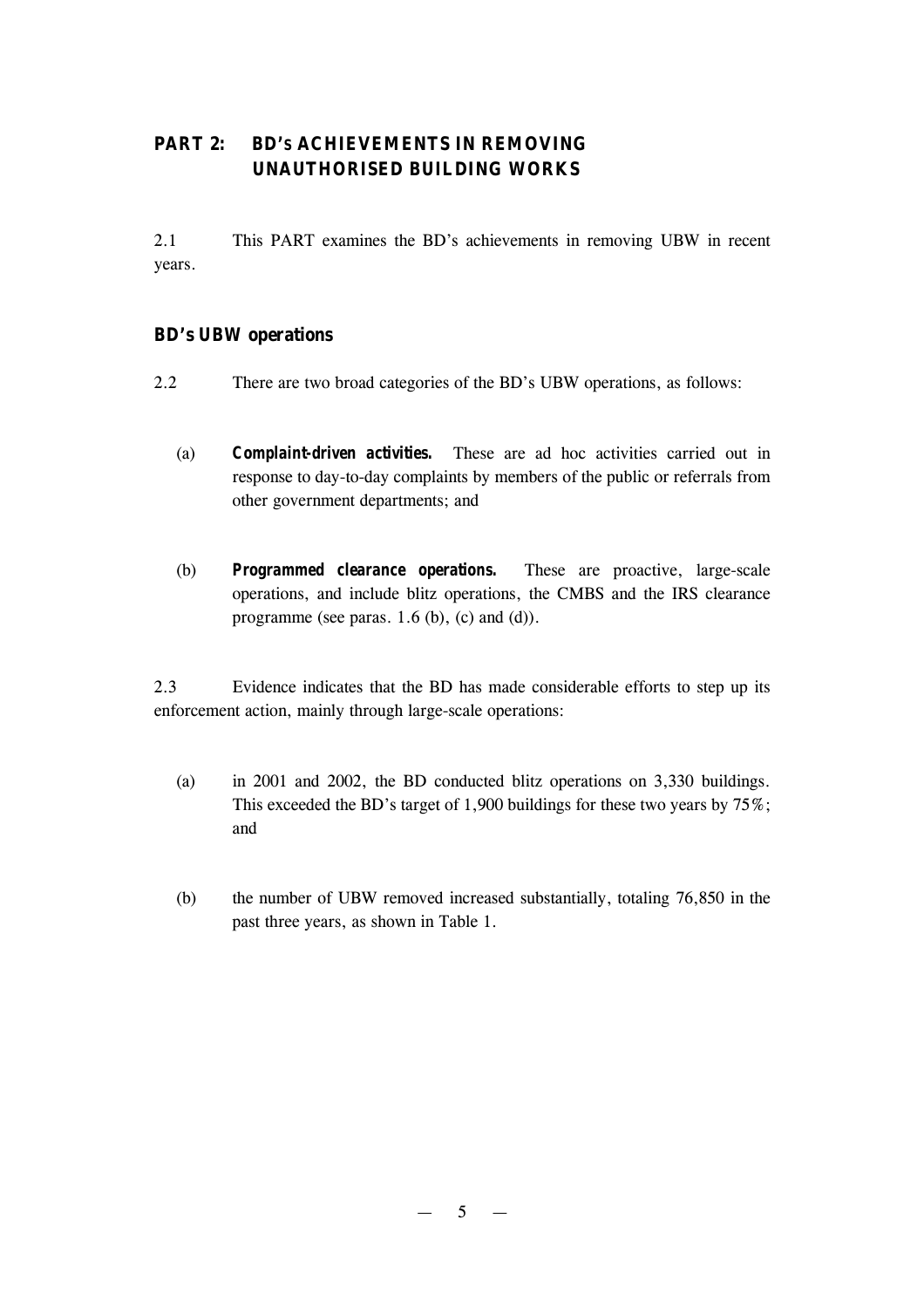## PART 2: BD's ACHIEVEMENTS IN REMOVING UNAUTHORISED BUILDING WORKS

2.1 This PART examines the BD's achievements in removing UBW in recent years.

### BD's UBW operations

2.2 There are two broad categories of the BD's UBW operations, as follows:

(a) **Complaint-driven activities.** These are ad hoc activities carried out in response to day-to-day complaints by members of the public or referrals from other government departments; and

(b) **Programmed clearance operations.** These are proactive, large-scale operations, and include blitz operations, the CMBS and the IRS clearance programme (see paras. 1.6 (b), (c) and (d)).

2.3 Evidence indicates that the BD has made considerable efforts to step up its enforcement action, mainly through large-scale operations:

(a) in 2001 and 2002, the BD conducted blitz operations on 3,330 buildings. This exceeded the BD's target of 1,900 buildings for these two years by 75%; and

(b) the number of UBW removed increased substantially, totaling 76,850 in the past three years, as shown in Table 1.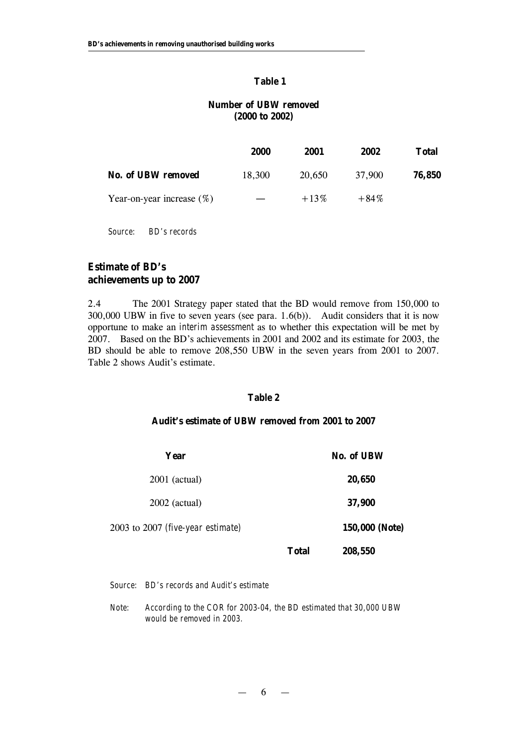**Table 1**

**Number of UBW removed**
**(2000 to 2002)**

| | **2000** | **2001** | **2002** | **Total** |
|---|---|---|---|---|
| **No. of UBW removed** | 18,300 | 20,650 | 37,900 | **76,850** |
| Year-on-year increase (%) | — | +13% | +84% | |

*Source: BD's records*

## Estimate of BD's achievements up to 2007

2.4 The 2001 Strategy paper stated that the BD would remove from 150,000 to 300,000 UBW in five to seven years (see para. 1.6(b)). Audit considers that it is now opportune to make an *interim assessment* as to whether this expectation will be met by 2007. Based on the BD's achievements in 2001 and 2002 and its estimate for 2003, the BD should be able to remove 208,550 UBW in the seven years from 2001 to 2007. Table 2 shows Audit's estimate.

**Table 2**

**Audit's estimate of UBW removed from 2001 to 2007**

| **Year** | | **No. of UBW** |
|---|---|---|
| 2001 (actual) | | **20,650** |
| 2002 (actual) | | **37,900** |
| 2003 to 2007 (*five-year estimate*) | | **150,000 (Note)** |
| | **Total** | **208,550** |

*Source: BD's records and Audit's estimate*

*Note: According to the COR for 2003-04, the BD estimated that 30,000 UBW would be removed in 2003.*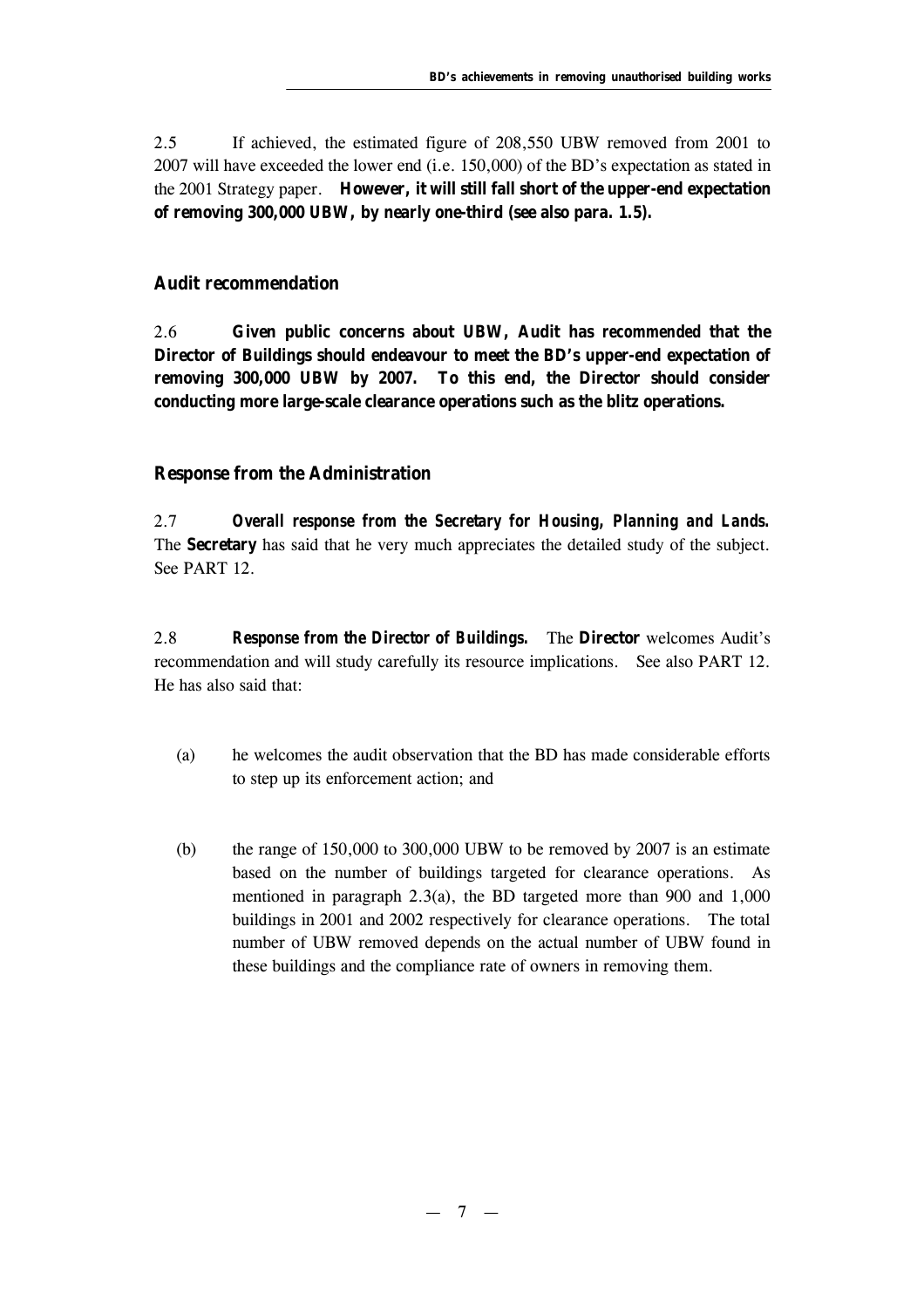2.5 If achieved, the estimated figure of 208,550 UBW removed from 2001 to 2007 will have exceeded the lower end (i.e. 150,000) of the BD's expectation as stated in the 2001 Strategy paper. **However, it will still fall short of the upper-end expectation of removing 300,000 UBW, by nearly one-third (see also para. 1.5).**

## Audit recommendation

2.6 **Given public concerns about UBW, Audit has *recommended* that the Director of Buildings should endeavour to meet the BD's upper-end expectation of removing 300,000 UBW by 2007. To this end, the Director should consider conducting more large-scale clearance operations such as the blitz operations.**

## Response from the Administration

2.7 ***Overall response from the Secretary for Housing, Planning and Lands.*** The **Secretary** has said that he very much appreciates the detailed study of the subject. See PART 12.

2.8 ***Response from the Director of Buildings.*** The **Director** welcomes Audit's recommendation and will study carefully its resource implications. See also PART 12. He has also said that:

(a) he welcomes the audit observation that the BD has made considerable efforts to step up its enforcement action; and

(b) the range of 150,000 to 300,000 UBW to be removed by 2007 is an estimate based on the number of buildings targeted for clearance operations. As mentioned in paragraph 2.3(a), the BD targeted more than 900 and 1,000 buildings in 2001 and 2002 respectively for clearance operations. The total number of UBW removed depends on the actual number of UBW found in these buildings and the compliance rate of owners in removing them.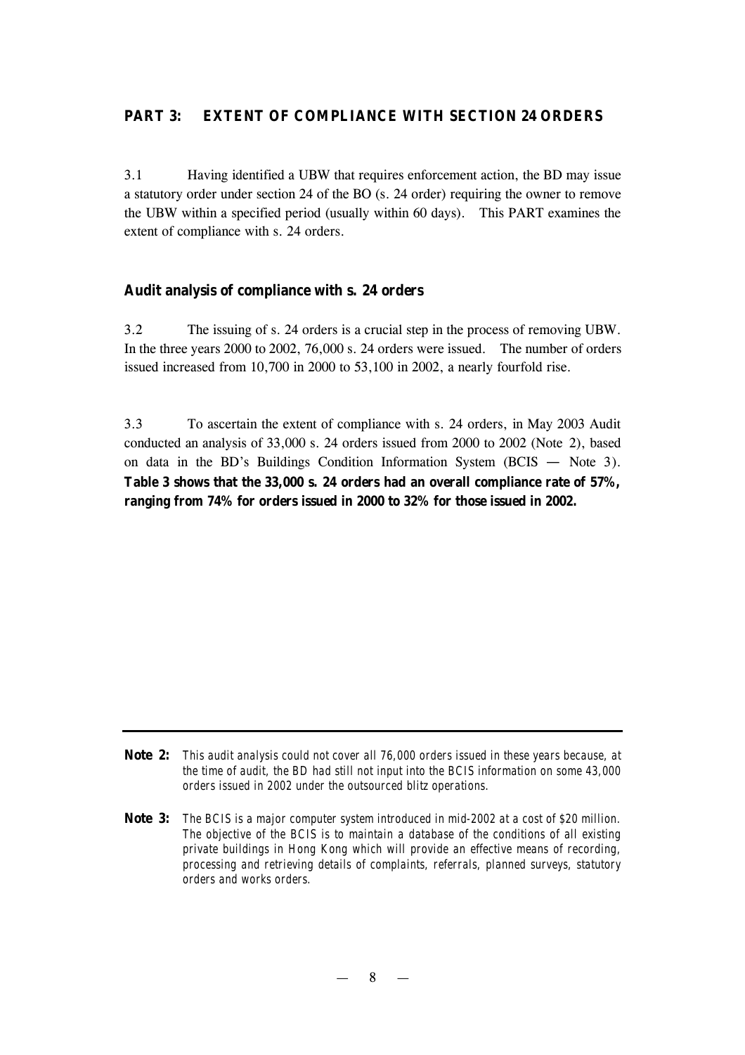## PART 3: EXTENT OF COMPLIANCE WITH SECTION 24 ORDERS

3.1 Having identified a UBW that requires enforcement action, the BD may issue a statutory order under section 24 of the BO (s. 24 order) requiring the owner to remove the UBW within a specified period (usually within 60 days). This PART examines the extent of compliance with s. 24 orders.

### Audit analysis of compliance with s. 24 orders

3.2 The issuing of s. 24 orders is a crucial step in the process of removing UBW. In the three years 2000 to 2002, 76,000 s. 24 orders were issued. The number of orders issued increased from 10,700 in 2000 to 53,100 in 2002, a nearly fourfold rise.

3.3 To ascertain the extent of compliance with s. 24 orders, in May 2003 Audit conducted an analysis of 33,000 s. 24 orders issued from 2000 to 2002 (Note 2), based on data in the BD's Buildings Condition Information System (BCIS — Note 3). **Table 3 shows that the 33,000 s. 24 orders had an overall compliance rate of 57%, ranging from 74% for orders issued in 2000 to 32% for those issued in 2002.**

---

**Note 2:** *This audit analysis could not cover all 76,000 orders issued in these years because, at the time of audit, the BD had still not input into the BCIS information on some 43,000 orders issued in 2002 under the outsourced blitz operations.*

**Note 3:** *The BCIS is a major computer system introduced in mid-2002 at a cost of $20 million. The objective of the BCIS is to maintain a database of the conditions of all existing private buildings in Hong Kong which will provide an effective means of recording, processing and retrieving details of complaints, referrals, planned surveys, statutory orders and works orders.*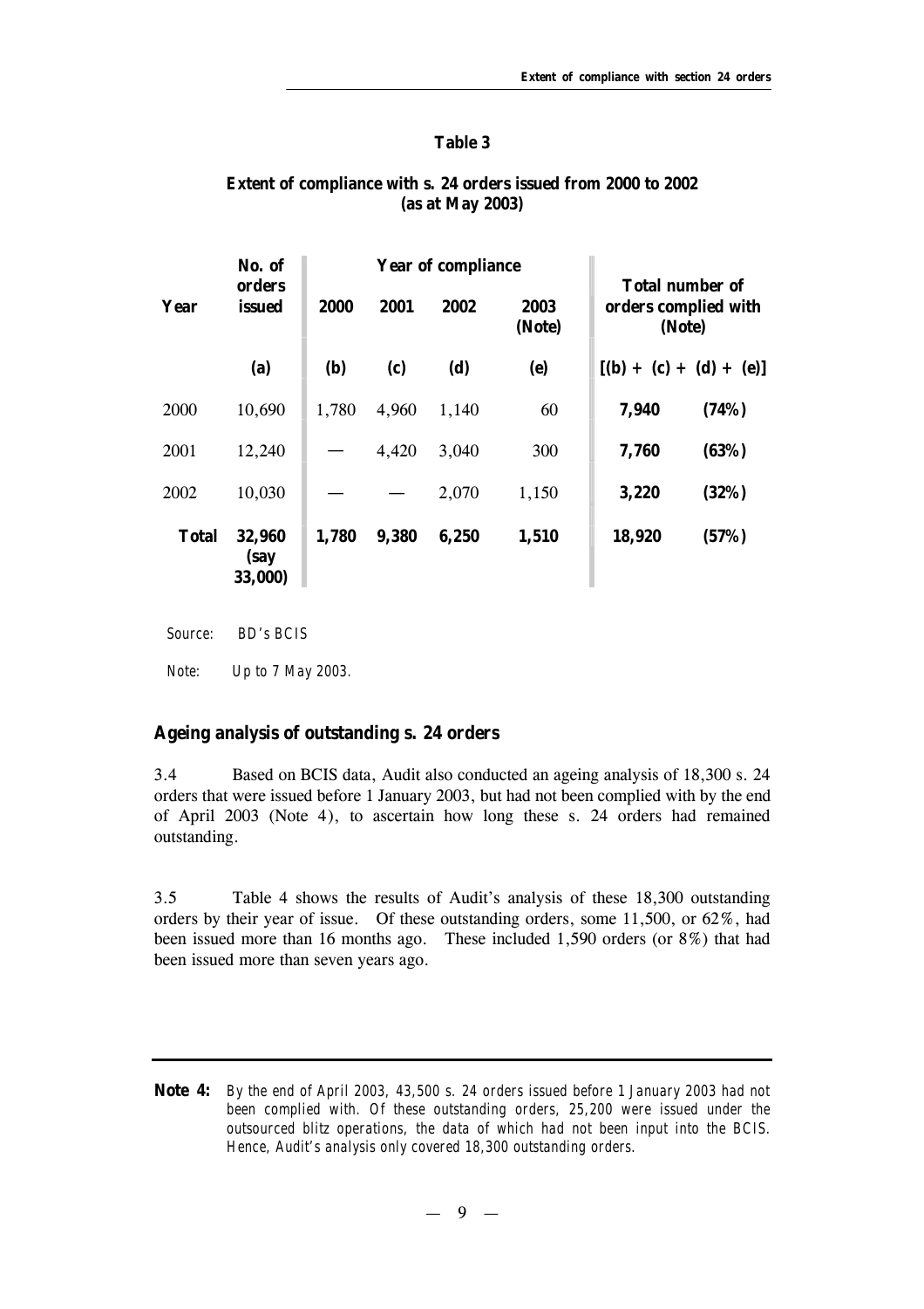**Table 3**

**Extent of compliance with s. 24 orders issued from 2000 to 2002 (as at May 2003)**

| Year | No. of orders issued | Year of compliance | | | | Total number of orders complied with (Note) | |
|---|---|---|---|---|---|---|---|
| | | 2000 | 2001 | 2002 | 2003 (Note) | | |
| | (a) | (b) | (c) | (d) | (e) | [(b) + (c) + (d) + (e)] | |
| 2000 | 10,690 | 1,780 | 4,960 | 1,140 | 60 | **7,940** | **(74%)** |
| 2001 | 12,240 | — | 4,420 | 3,040 | 300 | **7,760** | **(63%)** |
| 2002 | 10,030 | — | — | 2,070 | 1,150 | **3,220** | **(32%)** |
| **Total** | **32,960 (say 33,000)** | **1,780** | **9,380** | **6,250** | **1,510** | **18,920** | **(57%)** |

*Source: BD's BCIS*

*Note: Up to 7 May 2003.*

## Ageing analysis of outstanding s. 24 orders

3.4 Based on BCIS data, Audit also conducted an ageing analysis of 18,300 s. 24 orders that were issued before 1 January 2003, but had not been complied with by the end of April 2003 (Note 4), to ascertain how long these s. 24 orders had remained outstanding.

3.5 Table 4 shows the results of Audit's analysis of these 18,300 outstanding orders by their year of issue. Of these outstanding orders, some 11,500, or 62%, had been issued more than 16 months ago. These included 1,590 orders (or 8%) that had been issued more than seven years ago.

---

**Note 4:** *By the end of April 2003, 43,500 s. 24 orders issued before 1 January 2003 had not been complied with. Of these outstanding orders, 25,200 were issued under the outsourced blitz operations, the data of which had not been input into the BCIS. Hence, Audit's analysis only covered 18,300 outstanding orders.*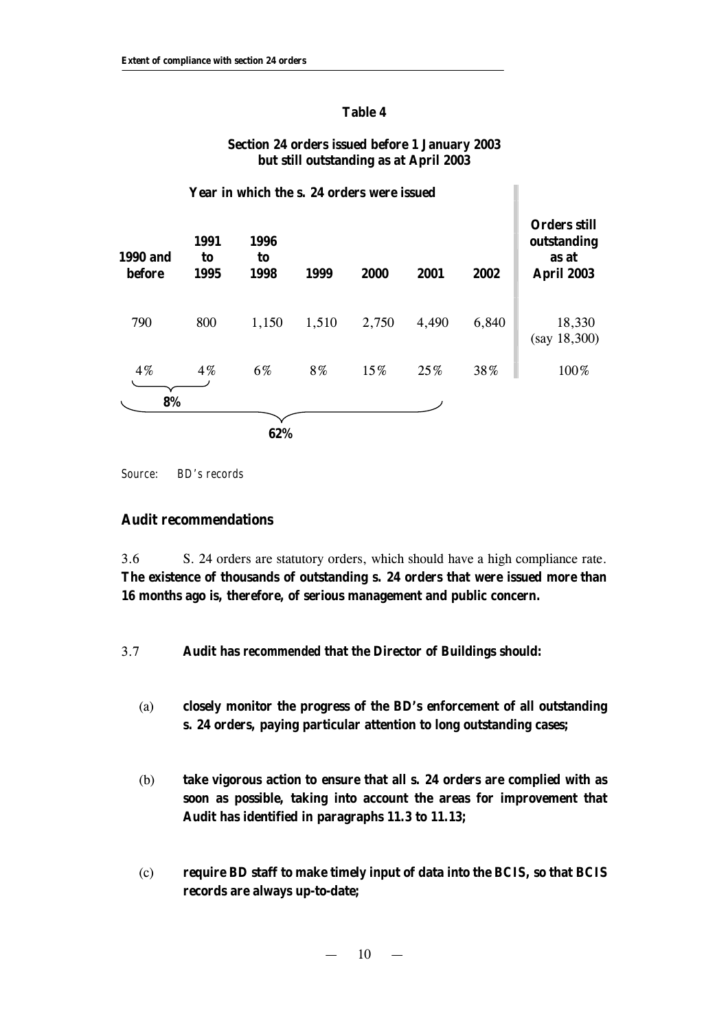**Table 4**

**Section 24 orders issued before 1 January 2003 but still outstanding as at April 2003**

| Year in which the s. 24 orders were issued | | | | | | | |
|---|---|---|---|---|---|---|---|
| **1990 and before** | **1991 to 1995** | **1996 to 1998** | **1999** | **2000** | **2001** | **2002** | **Orders still outstanding as at April 2003** |
| 790 | 800 | 1,150 | 1,510 | 2,750 | 4,490 | 6,840 | 18,330 (say 18,300) |
| 4% | 4% | 6% | 8% | 15% | 25% | 38% | 100% |

**8%** (1990 and before to 1991 to 1995)

**62%** (1990 and before to 2001)

*Source: BD's records*

## Audit recommendations

3.6 S. 24 orders are statutory orders, which should have a high compliance rate. **The existence of thousands of outstanding s. 24 orders that were issued more than 16 months ago is, therefore, of serious management and public concern.**

3.7 **Audit has recommended that the Director of Buildings should:**

(a) **closely monitor the progress of the BD's enforcement of all outstanding s. 24 orders, paying particular attention to long outstanding cases;**

(b) **take vigorous action to ensure that all s. 24 orders are complied with as soon as possible, taking into account the areas for improvement that Audit has identified in paragraphs 11.3 to 11.13;**

(c) **require BD staff to make timely input of data into the BCIS, so that BCIS records are always up-to-date;**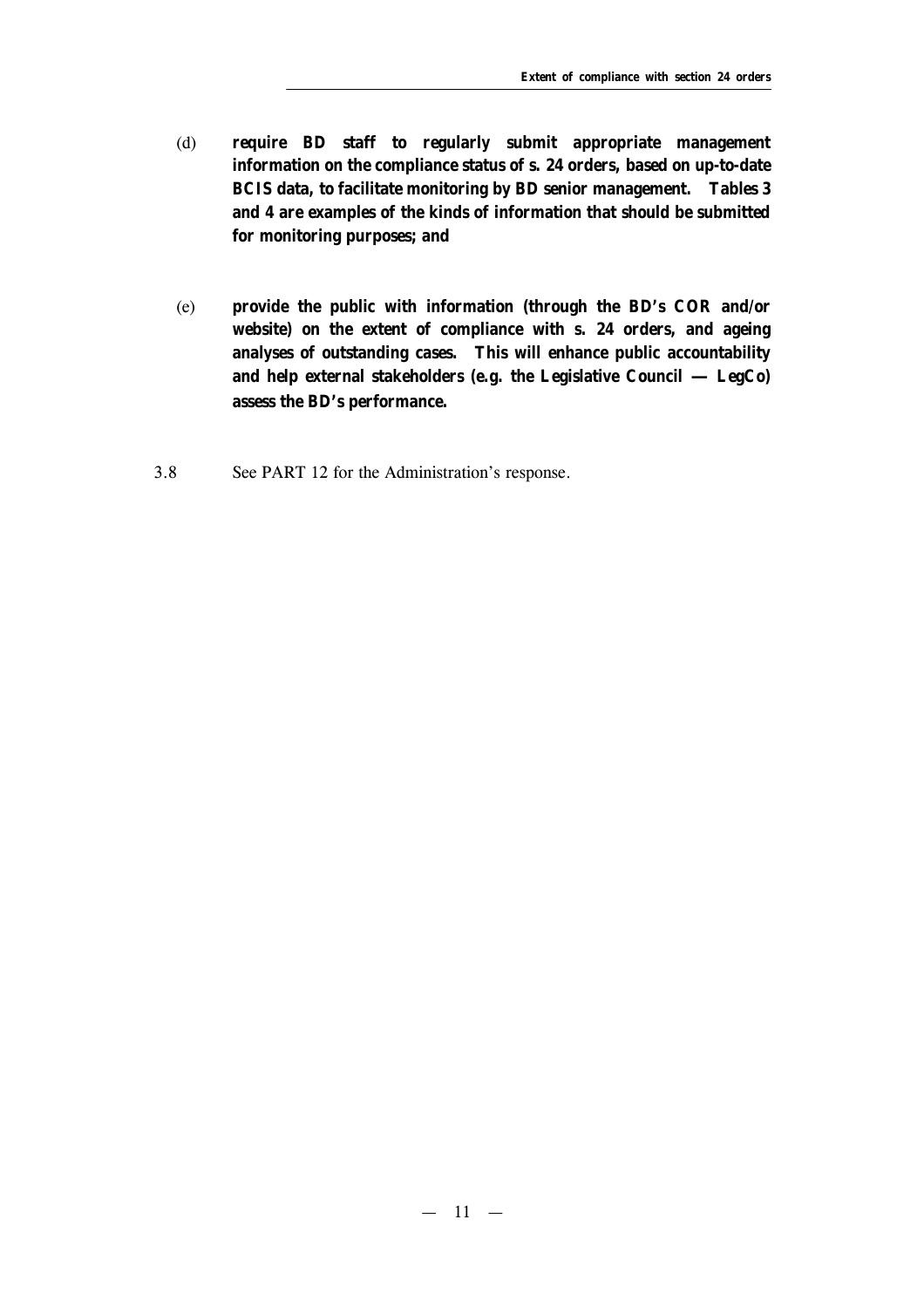(d) **require BD staff to regularly submit appropriate management information on the compliance status of s. 24 orders, based on up-to-date BCIS data, to facilitate monitoring by BD senior management. Tables 3 and 4 are examples of the kinds of information that should be submitted for monitoring purposes; and**

(e) **provide the public with information (through the BD's COR and/or website) on the extent of compliance with s. 24 orders, and ageing analyses of outstanding cases. This will enhance public accountability and help external stakeholders (e.g. the Legislative Council — LegCo) assess the BD's performance.**

3.8 See PART 12 for the Administration's response.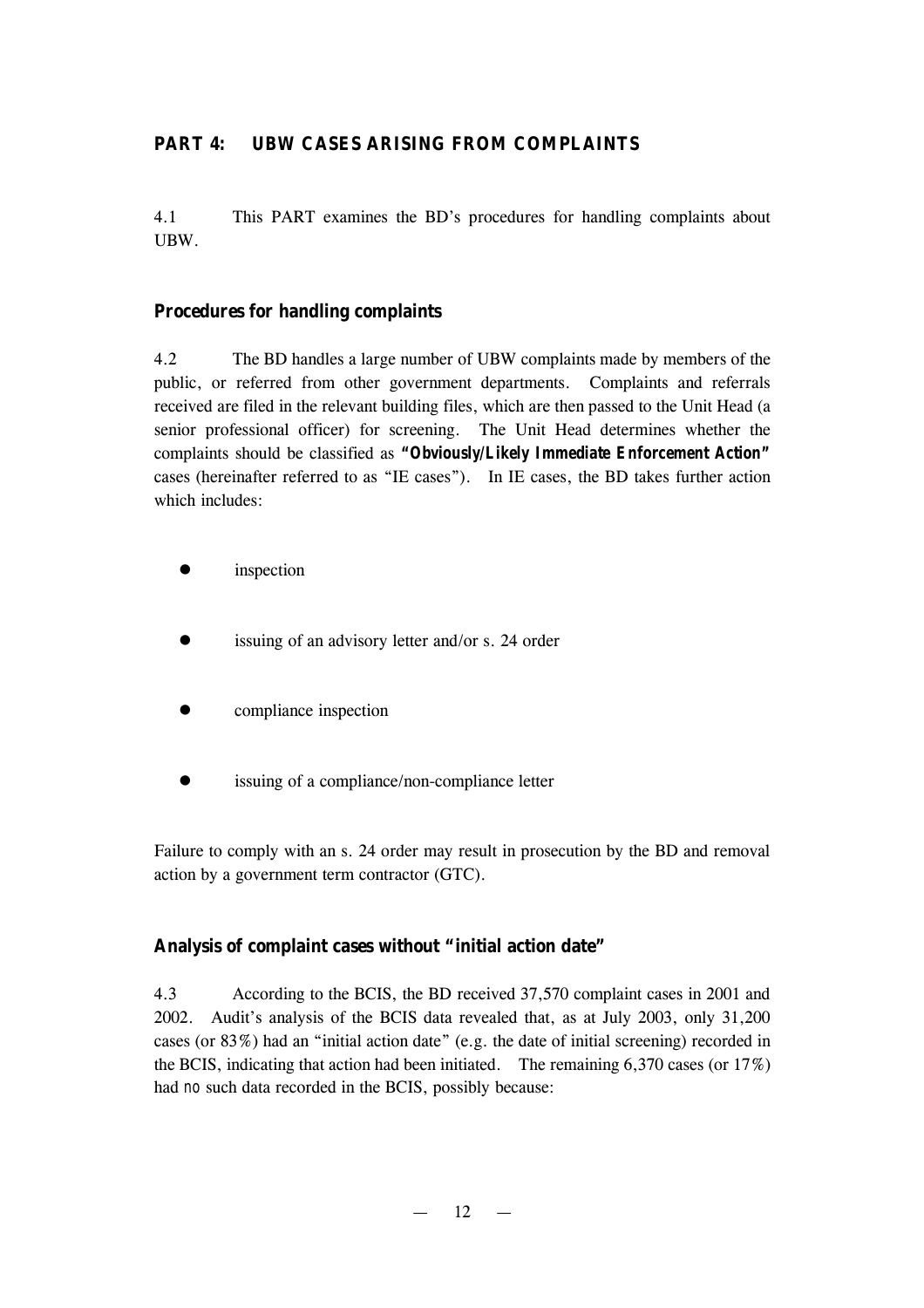## PART 4: UBW CASES ARISING FROM COMPLAINTS

4.1 This PART examines the BD's procedures for handling complaints about UBW.

### Procedures for handling complaints

4.2 The BD handles a large number of UBW complaints made by members of the public, or referred from other government departments. Complaints and referrals received are filed in the relevant building files, which are then passed to the Unit Head (a senior professional officer) for screening. The Unit Head determines whether the complaints should be classified as ***"Obviously/Likely Immediate Enforcement Action"*** cases (hereinafter referred to as "IE cases"). In IE cases, the BD takes further action which includes:

- inspection
- issuing of an advisory letter and/or s. 24 order
- compliance inspection
- issuing of a compliance/non-compliance letter

Failure to comply with an s. 24 order may result in prosecution by the BD and removal action by a government term contractor (GTC).

### Analysis of complaint cases without "initial action date"

4.3 According to the BCIS, the BD received 37,570 complaint cases in 2001 and 2002. Audit's analysis of the BCIS data revealed that, as at July 2003, only 31,200 cases (or 83%) had an "initial action date" (e.g. the date of initial screening) recorded in the BCIS, indicating that action had been initiated. The remaining 6,370 cases (or 17%) had *no* such data recorded in the BCIS, possibly because: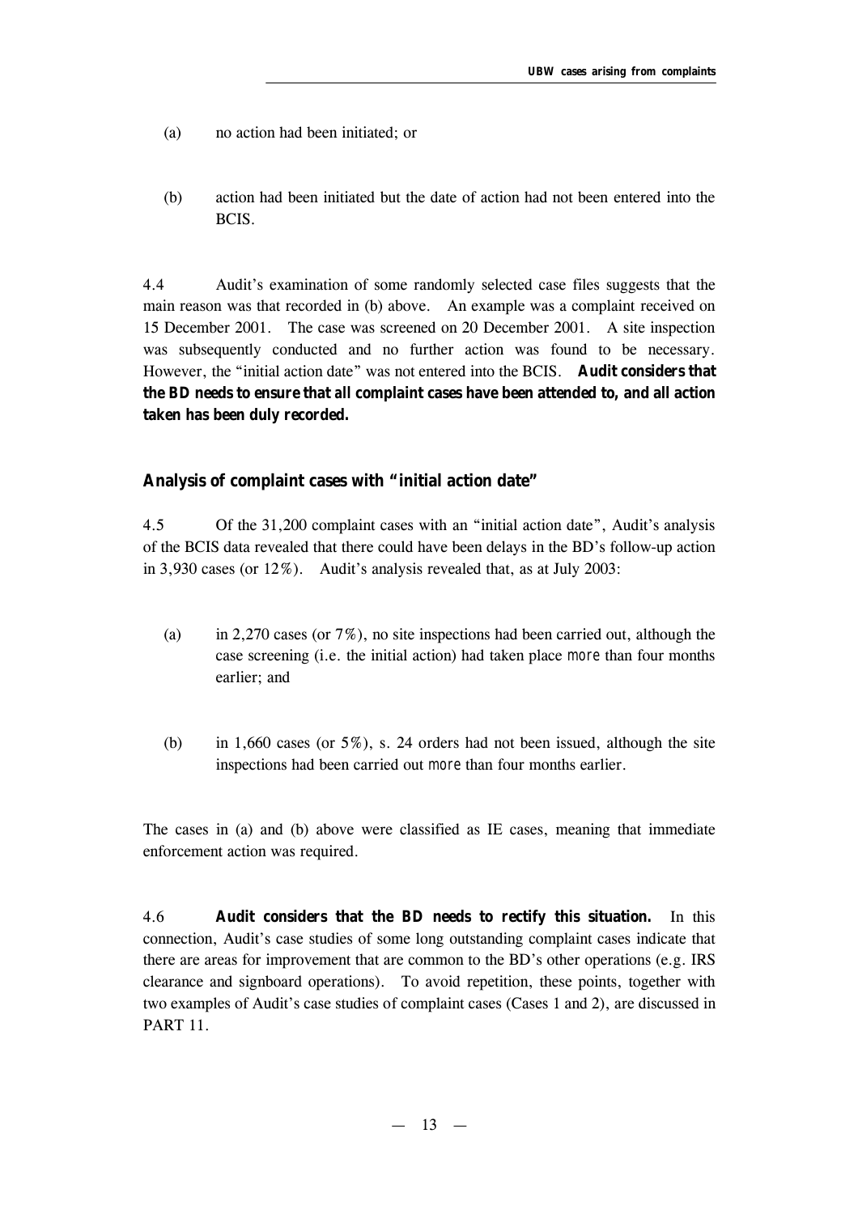(a) no action had been initiated; or

(b) action had been initiated but the date of action had not been entered into the BCIS.

4.4 Audit's examination of some randomly selected case files suggests that the main reason was that recorded in (b) above. An example was a complaint received on 15 December 2001. The case was screened on 20 December 2001. A site inspection was subsequently conducted and no further action was found to be necessary. However, the "initial action date" was not entered into the BCIS. **Audit considers that the BD needs to ensure that all complaint cases have been attended to, and all action taken has been duly recorded.**

### Analysis of complaint cases with "initial action date"

4.5 Of the 31,200 complaint cases with an "initial action date", Audit's analysis of the BCIS data revealed that there could have been delays in the BD's follow-up action in 3,930 cases (or 12%). Audit's analysis revealed that, as at July 2003:

(a) in 2,270 cases (or 7%), no site inspections had been carried out, although the case screening (i.e. the initial action) had taken place *more* than four months earlier; and

(b) in 1,660 cases (or 5%), s. 24 orders had not been issued, although the site inspections had been carried out *more* than four months earlier.

The cases in (a) and (b) above were classified as IE cases, meaning that immediate enforcement action was required.

4.6 **Audit considers that the BD needs to rectify this situation.** In this connection, Audit's case studies of some long outstanding complaint cases indicate that there are areas for improvement that are common to the BD's other operations (e.g. IRS clearance and signboard operations). To avoid repetition, these points, together with two examples of Audit's case studies of complaint cases (Cases 1 and 2), are discussed in PART 11.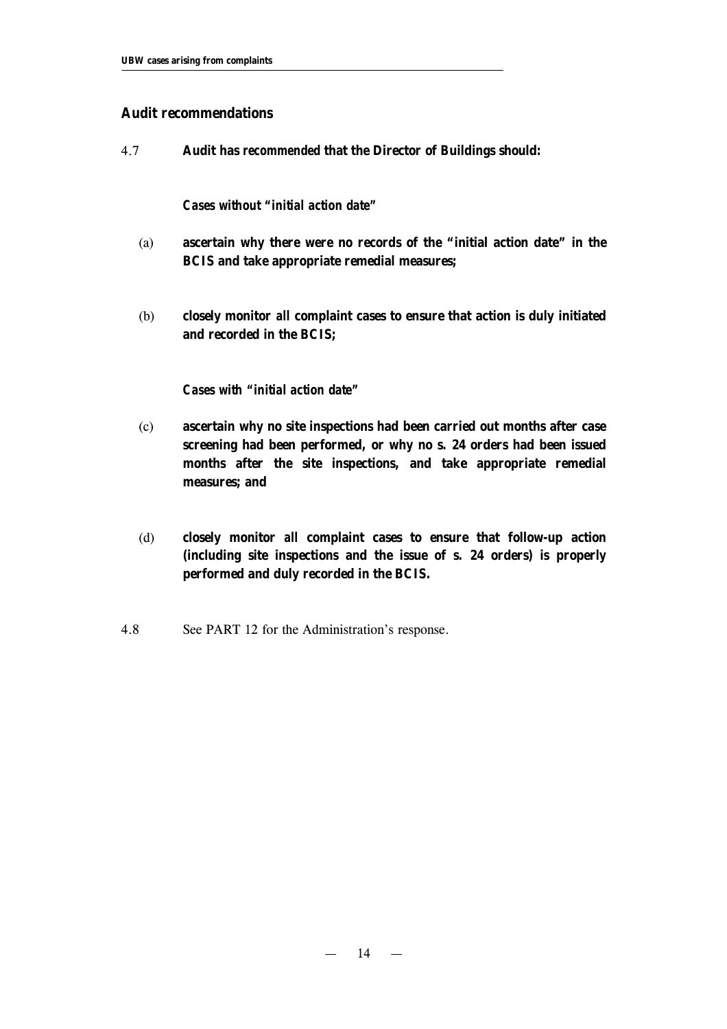## Audit recommendations

4.7 **Audit has recommended that the Director of Buildings should:**

***Cases without "initial action date"***

(a) **ascertain why there were no records of the "initial action date" in the BCIS and take appropriate remedial measures;**

(b) **closely monitor all complaint cases to ensure that action is duly initiated and recorded in the BCIS;**

***Cases with "initial action date"***

(c) **ascertain why no site inspections had been carried out months after case screening had been performed, or why no s. 24 orders had been issued months after the site inspections, and take appropriate remedial measures; and**

(d) **closely monitor all complaint cases to ensure that follow-up action (including site inspections and the issue of s. 24 orders) is properly performed and duly recorded in the BCIS.**

4.8 See PART 12 for the Administration's response.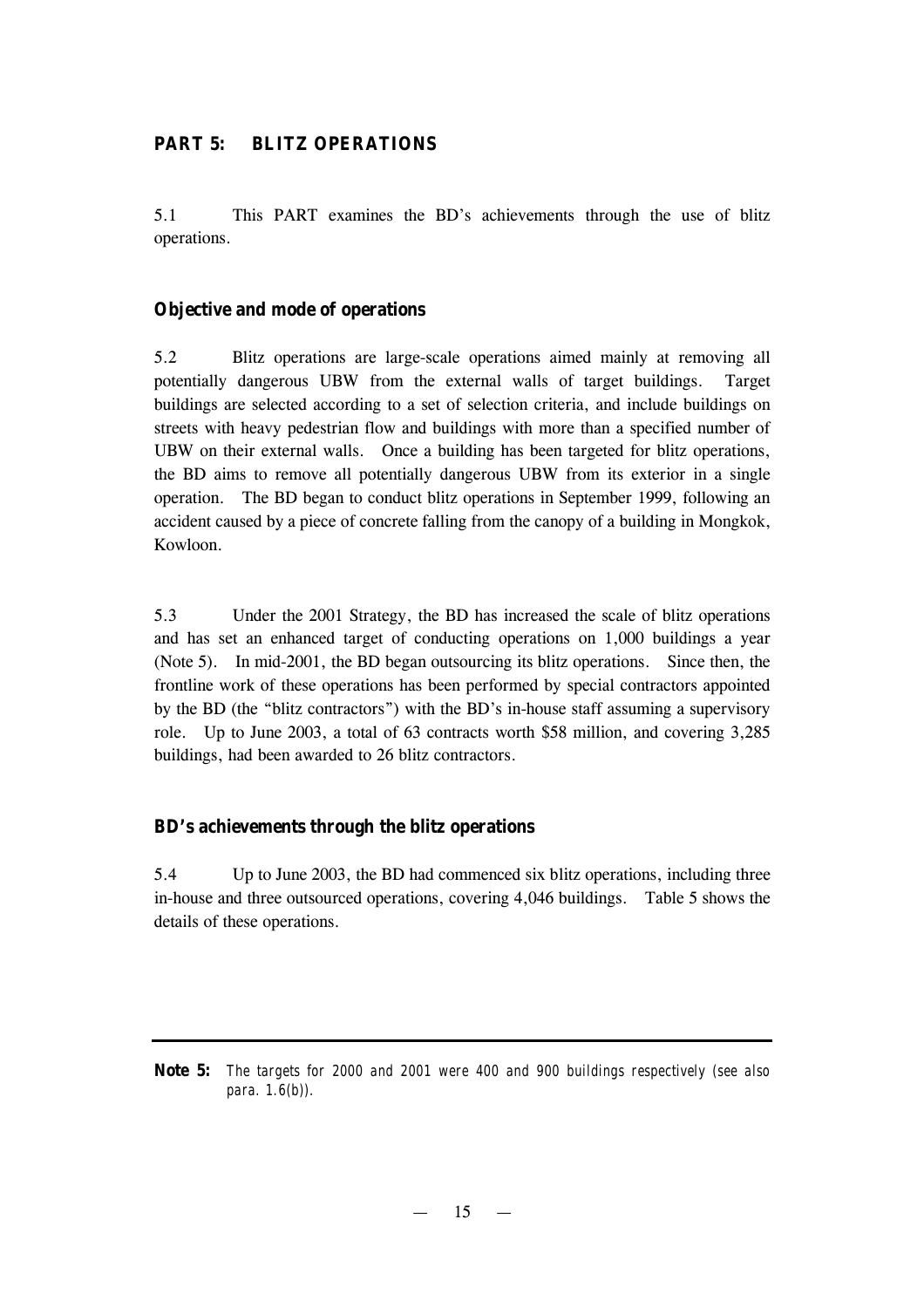## PART 5: BLITZ OPERATIONS

5.1 This PART examines the BD's achievements through the use of blitz operations.

### Objective and mode of operations

5.2 Blitz operations are large-scale operations aimed mainly at removing all potentially dangerous UBW from the external walls of target buildings. Target buildings are selected according to a set of selection criteria, and include buildings on streets with heavy pedestrian flow and buildings with more than a specified number of UBW on their external walls. Once a building has been targeted for blitz operations, the BD aims to remove all potentially dangerous UBW from its exterior in a single operation. The BD began to conduct blitz operations in September 1999, following an accident caused by a piece of concrete falling from the canopy of a building in Mongkok, Kowloon.

5.3 Under the 2001 Strategy, the BD has increased the scale of blitz operations and has set an enhanced target of conducting operations on 1,000 buildings a year (Note 5). In mid-2001, the BD began outsourcing its blitz operations. Since then, the frontline work of these operations has been performed by special contractors appointed by the BD (the "blitz contractors") with the BD's in-house staff assuming a supervisory role. Up to June 2003, a total of 63 contracts worth $58 million, and covering 3,285 buildings, had been awarded to 26 blitz contractors.

### BD's achievements through the blitz operations

5.4 Up to June 2003, the BD had commenced six blitz operations, including three in-house and three outsourced operations, covering 4,046 buildings. Table 5 shows the details of these operations.

---

**Note 5:** *The targets for 2000 and 2001 were 400 and 900 buildings respectively (see also para. 1.6(b)).*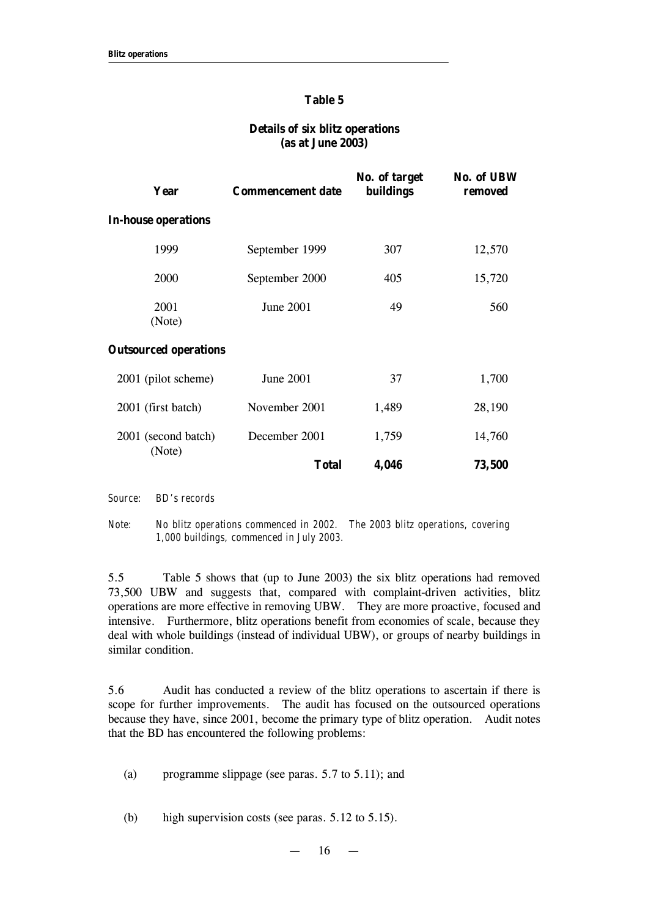**Table 5**

**Details of six blitz operations**
**(as at June 2003)**

| Year | Commencement date | No. of target buildings | No. of UBW removed |
|---|---|---|---|
| **In-house operations** | | | |
| 1999 | September 1999 | 307 | 12,570 |
| 2000 | September 2000 | 405 | 15,720 |
| 2001 (Note) | June 2001 | 49 | 560 |
| **Outsourced operations** | | | |
| 2001 (pilot scheme) | June 2001 | 37 | 1,700 |
| 2001 (first batch) | November 2001 | 1,489 | 28,190 |
| 2001 (second batch) (Note) | December 2001 | 1,759 | 14,760 |
| | **Total** | **4,046** | **73,500** |

Source: BD's records

Note: No blitz operations commenced in 2002. The 2003 blitz operations, covering 1,000 buildings, commenced in July 2003.

5.5 Table 5 shows that (up to June 2003) the six blitz operations had removed 73,500 UBW and suggests that, compared with complaint-driven activities, blitz operations are more effective in removing UBW. They are more proactive, focused and intensive. Furthermore, blitz operations benefit from economies of scale, because they deal with whole buildings (instead of individual UBW), or groups of nearby buildings in similar condition.

5.6 Audit has conducted a review of the blitz operations to ascertain if there is scope for further improvements. The audit has focused on the outsourced operations because they have, since 2001, become the primary type of blitz operation. Audit notes that the BD has encountered the following problems:

(a) programme slippage (see paras. 5.7 to 5.11); and

(b) high supervision costs (see paras. 5.12 to 5.15).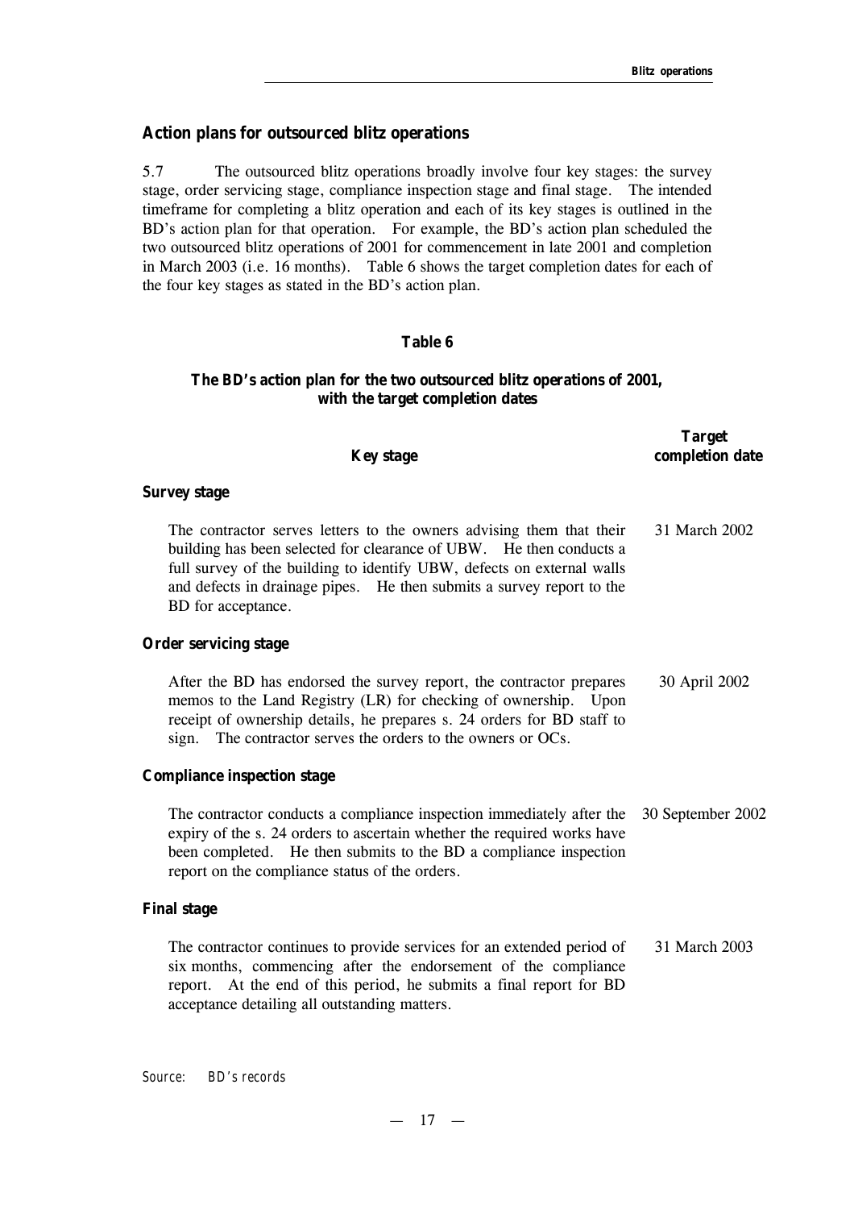## Action plans for outsourced blitz operations

5.7 The outsourced blitz operations broadly involve four key stages: the survey stage, order servicing stage, compliance inspection stage and final stage. The intended timeframe for completing a blitz operation and each of its key stages is outlined in the BD's action plan for that operation. For example, the BD's action plan scheduled the two outsourced blitz operations of 2001 for commencement in late 2001 and completion in March 2003 (i.e. 16 months). Table 6 shows the target completion dates for each of the four key stages as stated in the BD's action plan.

**Table 6**

**The BD's action plan for the two outsourced blitz operations of 2001, with the target completion dates**

| Key stage | Target completion date |
|---|---|
| **Survey stage** | |
| The contractor serves letters to the owners advising them that their building has been selected for clearance of UBW. He then conducts a full survey of the building to identify UBW, defects on external walls and defects in drainage pipes. He then submits a survey report to the BD for acceptance. | 31 March 2002 |
| **Order servicing stage** | |
| After the BD has endorsed the survey report, the contractor prepares memos to the Land Registry (LR) for checking of ownership. Upon receipt of ownership details, he prepares s. 24 orders for BD staff to sign. The contractor serves the orders to the owners or OCs. | 30 April 2002 |
| **Compliance inspection stage** | |
| The contractor conducts a compliance inspection immediately after the expiry of the s. 24 orders to ascertain whether the required works have been completed. He then submits to the BD a compliance inspection report on the compliance status of the orders. | 30 September 2002 |
| **Final stage** | |
| The contractor continues to provide services for an extended period of six months, commencing after the endorsement of the compliance report. At the end of this period, he submits a final report for BD acceptance detailing all outstanding matters. | 31 March 2003 |

*Source: BD's records*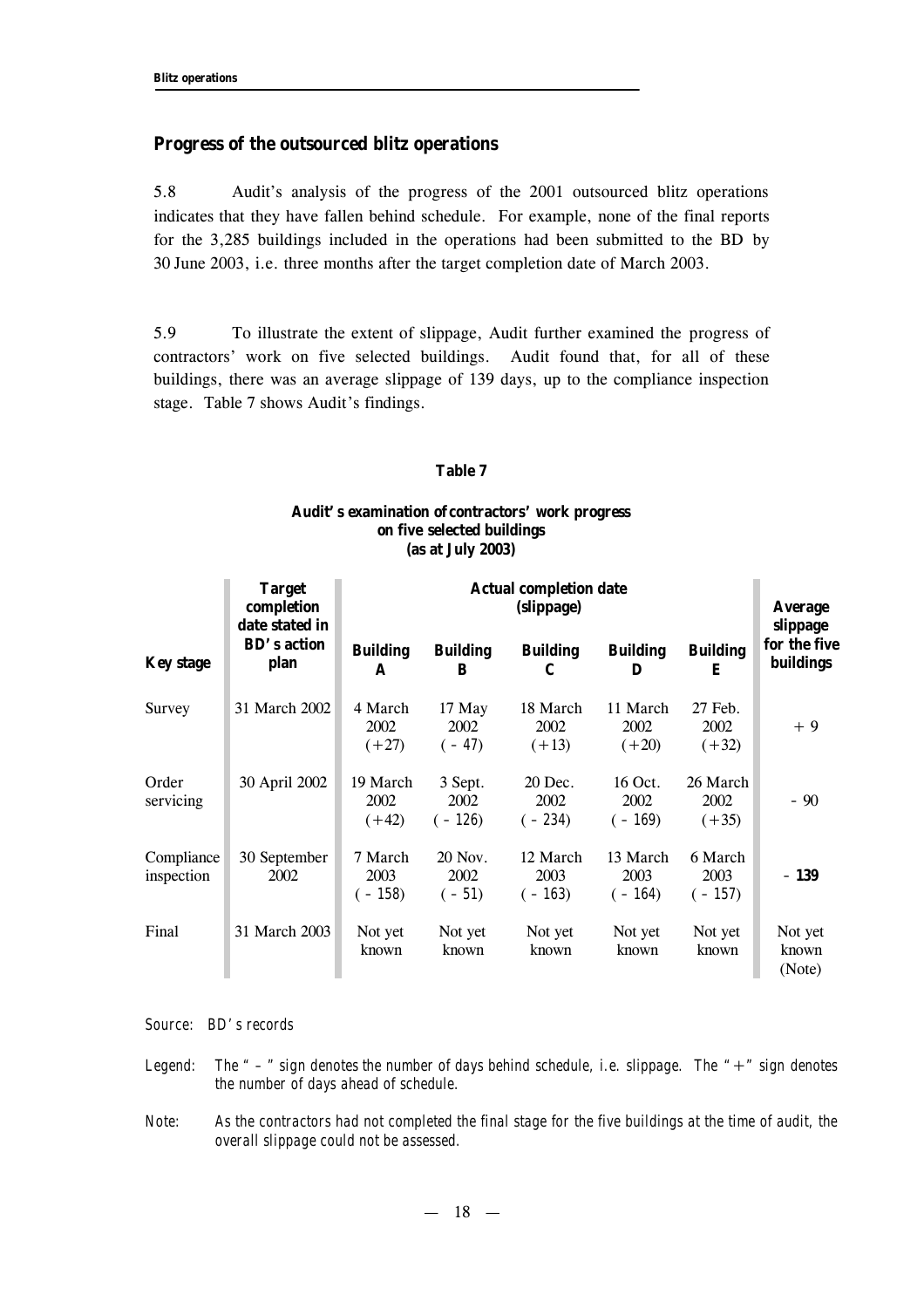## Progress of the outsourced blitz operations

5.8 Audit's analysis of the progress of the 2001 outsourced blitz operations indicates that they have fallen behind schedule. For example, none of the final reports for the 3,285 buildings included in the operations had been submitted to the BD by 30 June 2003, i.e. three months after the target completion date of March 2003.

5.9 To illustrate the extent of slippage, Audit further examined the progress of contractors' work on five selected buildings. Audit found that, for all of these buildings, there was an average slippage of 139 days, up to the compliance inspection stage. Table 7 shows Audit's findings.

**Table 7**

**Audit's examination of contractors' work progress on five selected buildings (as at July 2003)**

| Key stage | Target completion date stated in BD's action plan | Actual completion date (slippage) | | | | | Average slippage for the five buildings |
|---|---|---|---|---|---|---|---|
| | | **Building A** | **Building B** | **Building C** | **Building D** | **Building E** | |
| Survey | 31 March 2002 | 4 March 2002 (+27) | 17 May 2002 (– 47) | 18 March 2002 (+13) | 11 March 2002 (+20) | 27 Feb. 2002 (+32) | + 9 |
| Order servicing | 30 April 2002 | 19 March 2002 (+42) | 3 Sept. 2002 (– 126) | 20 Dec. 2002 (– 234) | 16 Oct. 2002 (– 169) | 26 March 2002 (+35) | – 90 |
| Compliance inspection | 30 September 2002 | 7 March 2003 (– 158) | 20 Nov. 2002 (– 51) | 12 March 2003 (– 163) | 13 March 2003 (– 164) | 6 March 2003 (– 157) | **– 139** |
| Final | 31 March 2003 | Not yet known | Not yet known | Not yet known | Not yet known | Not yet known | Not yet known (Note) |

*Source: BD's records*

*Legend: The "–" sign denotes the number of days behind schedule, i.e. slippage. The "+" sign denotes the number of days ahead of schedule.*

*Note: As the contractors had not completed the final stage for the five buildings at the time of audit, the overall slippage could not be assessed.*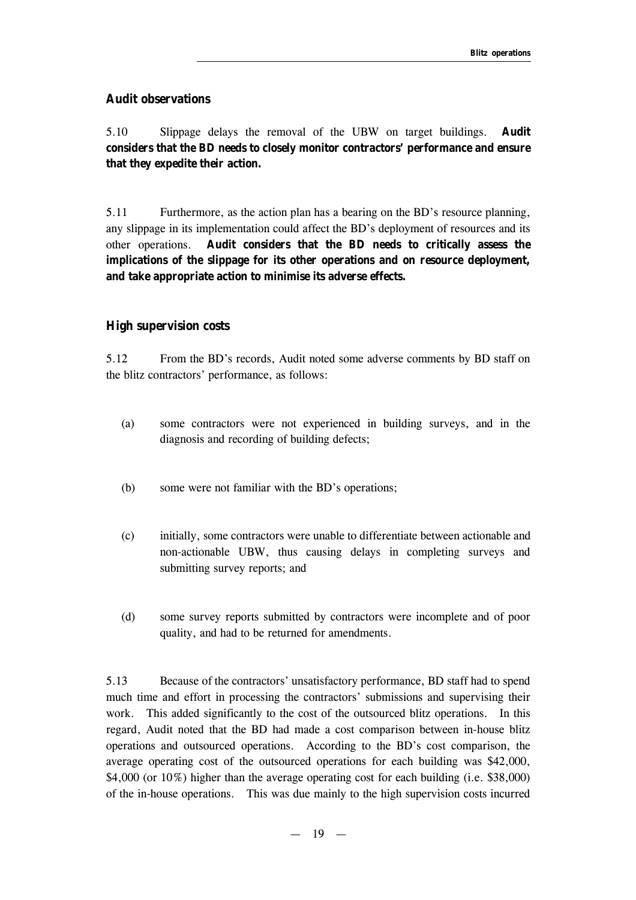### Audit observations

5.10 Slippage delays the removal of the UBW on target buildings. **Audit considers that the BD needs to closely monitor contractors' performance and ensure that they expedite their action.**

5.11 Furthermore, as the action plan has a bearing on the BD's resource planning, any slippage in its implementation could affect the BD's deployment of resources and its other operations. **Audit considers that the BD needs to critically assess the implications of the slippage for its other operations and on resource deployment, and take appropriate action to minimise its adverse effects.**

### High supervision costs

5.12 From the BD's records, Audit noted some adverse comments by BD staff on the blitz contractors' performance, as follows:

(a) some contractors were not experienced in building surveys, and in the diagnosis and recording of building defects;

(b) some were not familiar with the BD's operations;

(c) initially, some contractors were unable to differentiate between actionable and non-actionable UBW, thus causing delays in completing surveys and submitting survey reports; and

(d) some survey reports submitted by contractors were incomplete and of poor quality, and had to be returned for amendments.

5.13 Because of the contractors' unsatisfactory performance, BD staff had to spend much time and effort in processing the contractors' submissions and supervising their work. This added significantly to the cost of the outsourced blitz operations. In this regard, Audit noted that the BD had made a cost comparison between in-house blitz operations and outsourced operations. According to the BD's cost comparison, the average operating cost of the outsourced operations for each building was $42,000, $4,000 (or 10%) higher than the average operating cost for each building (i.e. $38,000) of the in-house operations. This was due mainly to the high supervision costs incurred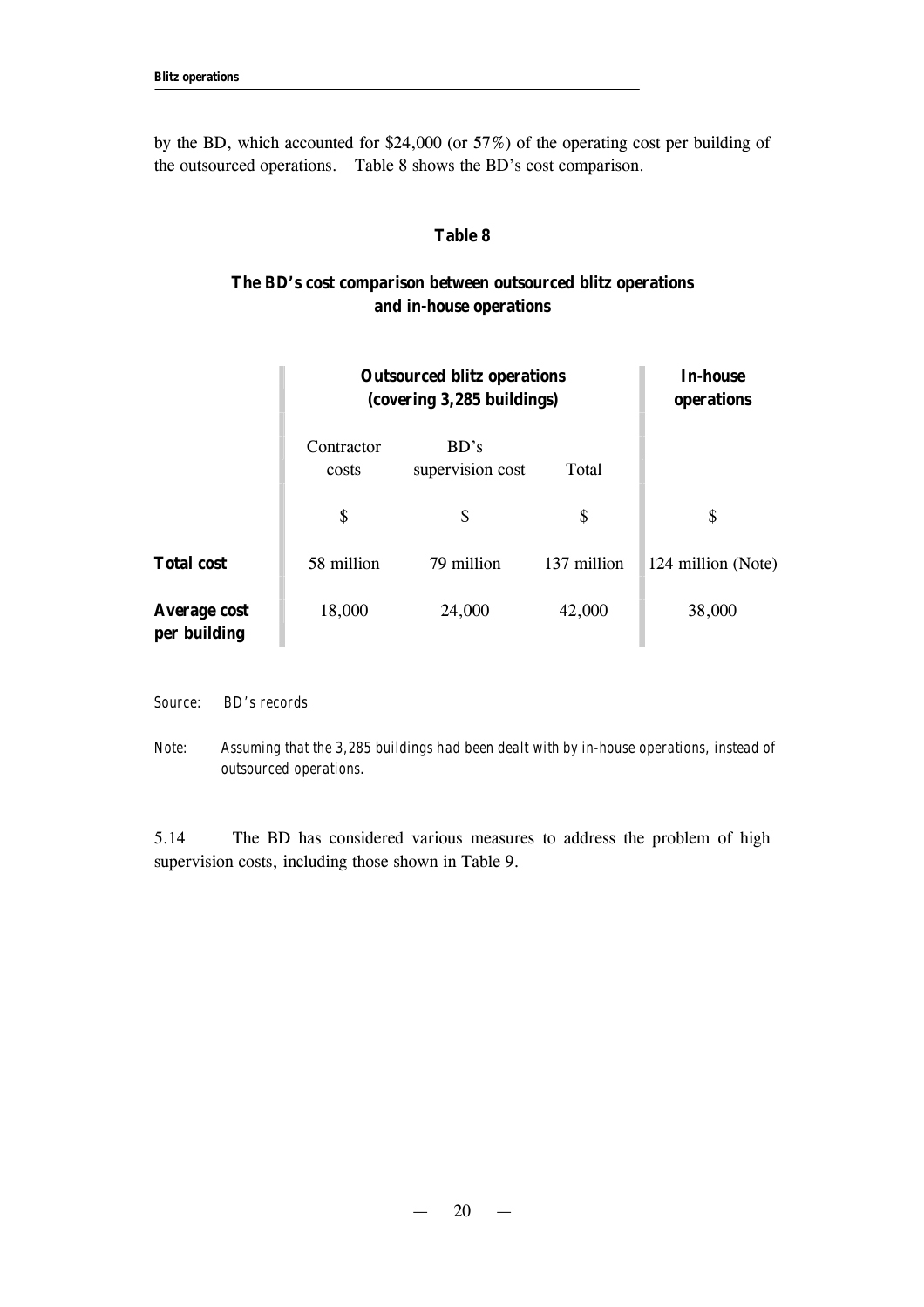by the BD, which accounted for \$24,000 (or 57%) of the operating cost per building of the outsourced operations. Table 8 shows the BD's cost comparison.

**Table 8**

**The BD's cost comparison between outsourced blitz operations and in-house operations**

| | **Outsourced blitz operations (covering 3,285 buildings)** | | | **In-house operations** |
|---|---|---|---|---|
| | Contractor costs | BD's supervision cost | Total | |
| | \$ | \$ | \$ | \$ |
| **Total cost** | 58 million | 79 million | 137 million | 124 million (Note) |
| **Average cost per building** | 18,000 | 24,000 | 42,000 | 38,000 |

*Source: BD's records*

*Note: Assuming that the 3,285 buildings had been dealt with by in-house operations, instead of outsourced operations.*

5.14 The BD has considered various measures to address the problem of high supervision costs, including those shown in Table 9.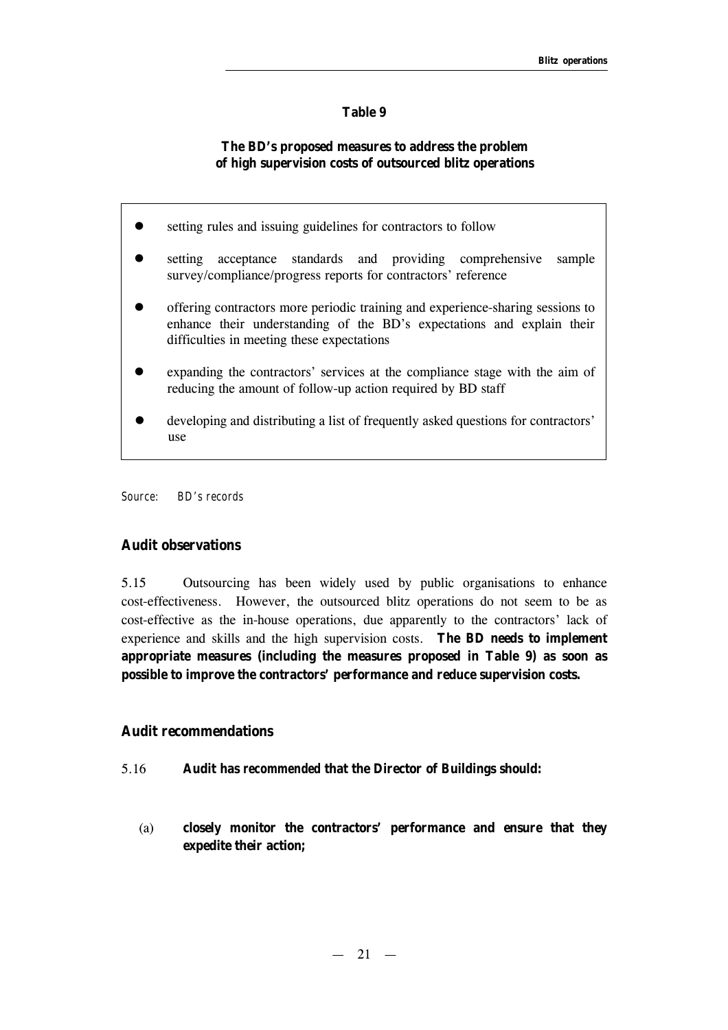**Table 9**

**The BD's proposed measures to address the problem of high supervision costs of outsourced blitz operations**

- setting rules and issuing guidelines for contractors to follow
- setting acceptance standards and providing comprehensive sample survey/compliance/progress reports for contractors' reference
- offering contractors more periodic training and experience-sharing sessions to enhance their understanding of the BD's expectations and explain their difficulties in meeting these expectations
- expanding the contractors' services at the compliance stage with the aim of reducing the amount of follow-up action required by BD staff
- developing and distributing a list of frequently asked questions for contractors' use

*Source: BD's records*

### Audit observations

5.15 Outsourcing has been widely used by public organisations to enhance cost-effectiveness. However, the outsourced blitz operations do not seem to be as cost-effective as the in-house operations, due apparently to the contractors' lack of experience and skills and the high supervision costs. **The BD needs to implement appropriate measures (including the measures proposed in Table 9) as soon as possible to improve the contractors' performance and reduce supervision costs.**

### Audit recommendations

5.16 **Audit has recommended that the Director of Buildings should:**

(a) **closely monitor the contractors' performance and ensure that they expedite their action;**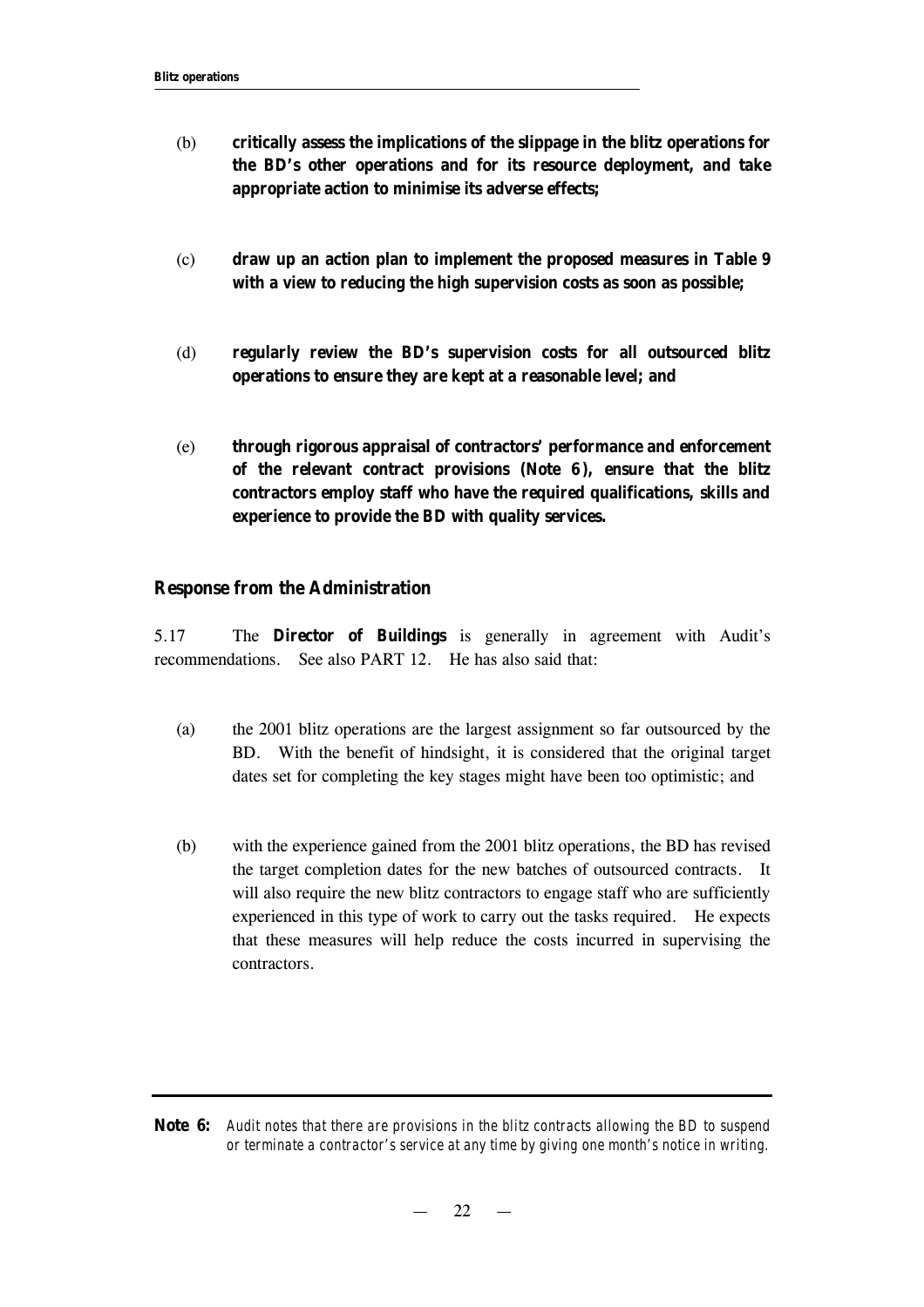(b) **critically assess the implications of the slippage in the blitz operations for the BD's other operations and for its resource deployment, and take appropriate action to minimise its adverse effects;**

(c) **draw up an action plan to implement the proposed measures in Table 9 with a view to reducing the high supervision costs as soon as possible;**

(d) **regularly review the BD's supervision costs for all outsourced blitz operations to ensure they are kept at a reasonable level; and**

(e) **through rigorous appraisal of contractors' performance and enforcement of the relevant contract provisions (Note 6), ensure that the blitz contractors employ staff who have the required qualifications, skills and experience to provide the BD with quality services.**

### Response from the Administration

5.17 The **Director of Buildings** is generally in agreement with Audit's recommendations. See also PART 12. He has also said that:

(a) the 2001 blitz operations are the largest assignment so far outsourced by the BD. With the benefit of hindsight, it is considered that the original target dates set for completing the key stages might have been too optimistic; and

(b) with the experience gained from the 2001 blitz operations, the BD has revised the target completion dates for the new batches of outsourced contracts. It will also require the new blitz contractors to engage staff who are sufficiently experienced in this type of work to carry out the tasks required. He expects that these measures will help reduce the costs incurred in supervising the contractors.

---

**Note 6:** *Audit notes that there are provisions in the blitz contracts allowing the BD to suspend or terminate a contractor's service at any time by giving one month's notice in writing.*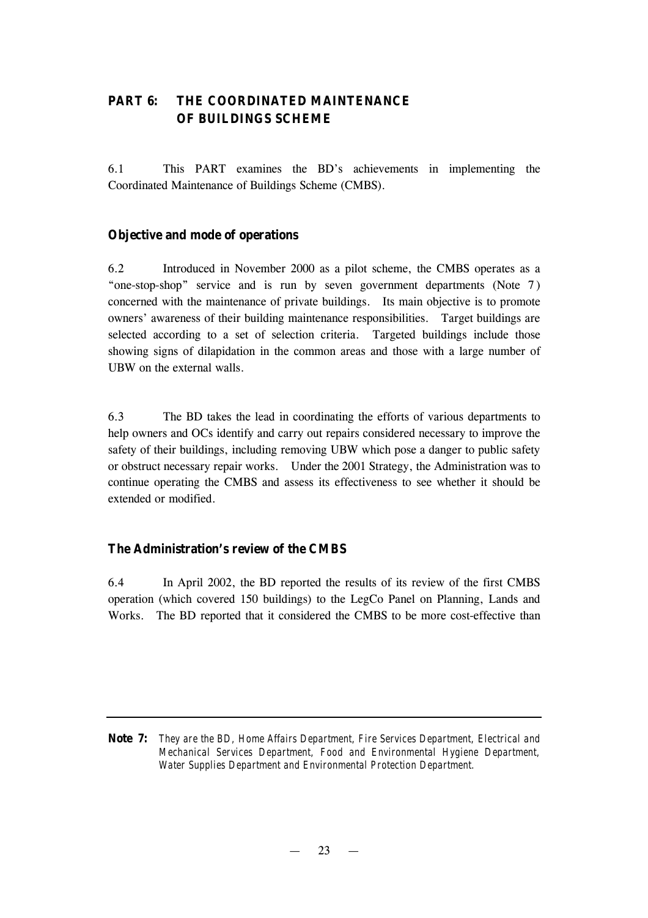## PART 6: THE COORDINATED MAINTENANCE OF BUILDINGS SCHEME

6.1 This PART examines the BD's achievements in implementing the Coordinated Maintenance of Buildings Scheme (CMBS).

### Objective and mode of operations

6.2 Introduced in November 2000 as a pilot scheme, the CMBS operates as a "one-stop-shop" service and is run by seven government departments (Note 7) concerned with the maintenance of private buildings. Its main objective is to promote owners' awareness of their building maintenance responsibilities. Target buildings are selected according to a set of selection criteria. Targeted buildings include those showing signs of dilapidation in the common areas and those with a large number of UBW on the external walls.

6.3 The BD takes the lead in coordinating the efforts of various departments to help owners and OCs identify and carry out repairs considered necessary to improve the safety of their buildings, including removing UBW which pose a danger to public safety or obstruct necessary repair works. Under the 2001 Strategy, the Administration was to continue operating the CMBS and assess its effectiveness to see whether it should be extended or modified.

### The Administration's review of the CMBS

6.4 In April 2002, the BD reported the results of its review of the first CMBS operation (which covered 150 buildings) to the LegCo Panel on Planning, Lands and Works. The BD reported that it considered the CMBS to be more cost-effective than

---

**Note 7:** *They are the BD, Home Affairs Department, Fire Services Department, Electrical and Mechanical Services Department, Food and Environmental Hygiene Department, Water Supplies Department and Environmental Protection Department.*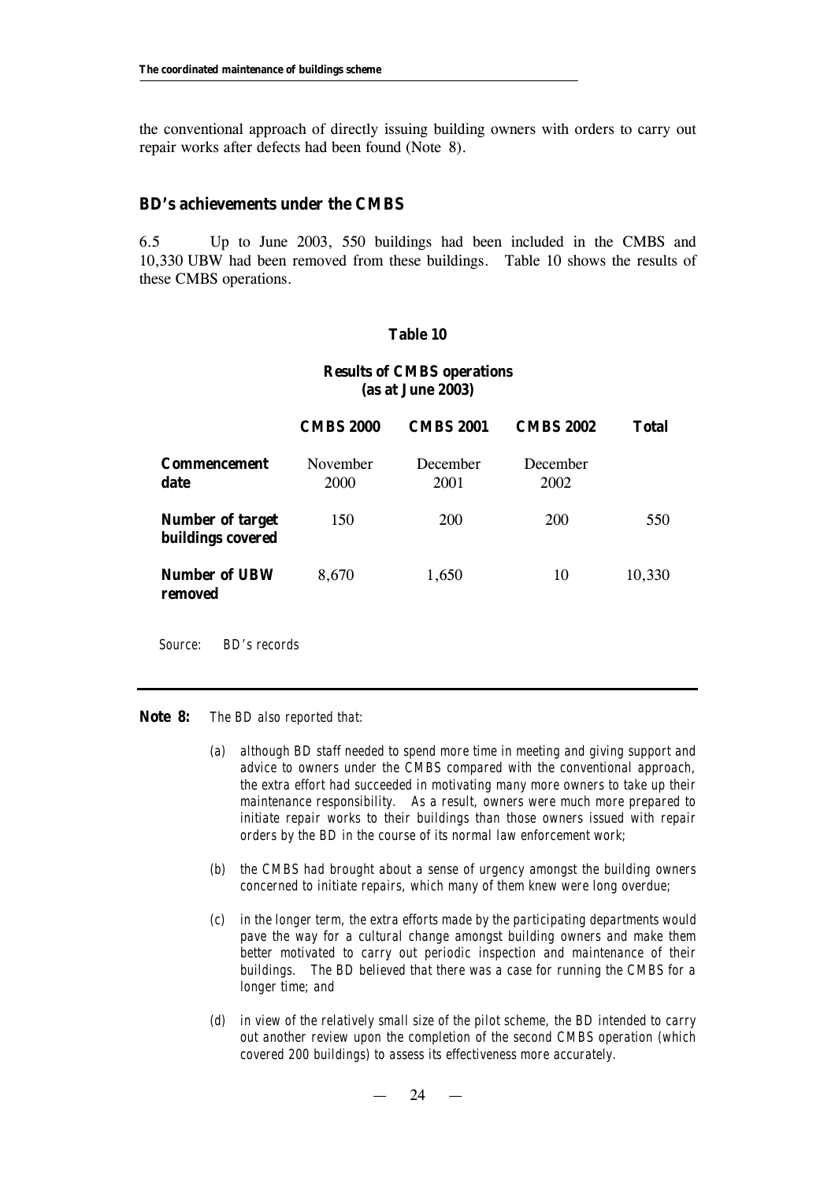the conventional approach of directly issuing building owners with orders to carry out repair works after defects had been found (Note 8).

## BD's achievements under the CMBS

6.5 Up to June 2003, 550 buildings had been included in the CMBS and 10,330 UBW had been removed from these buildings. Table 10 shows the results of these CMBS operations.

**Table 10**

**Results of CMBS operations (as at June 2003)**

| | **CMBS 2000** | **CMBS 2001** | **CMBS 2002** | **Total** |
|---|---|---|---|---|
| **Commencement date** | November 2000 | December 2001 | December 2002 | |
| **Number of target buildings covered** | 150 | 200 | 200 | 550 |
| **Number of UBW removed** | 8,670 | 1,650 | 10 | 10,330 |

*Source: BD's records*

---

**Note 8:** *The BD also reported that:*

*(a) although BD staff needed to spend more time in meeting and giving support and advice to owners under the CMBS compared with the conventional approach, the extra effort had succeeded in motivating many more owners to take up their maintenance responsibility. As a result, owners were much more prepared to initiate repair works to their buildings than those owners issued with repair orders by the BD in the course of its normal law enforcement work;*

*(b) the CMBS had brought about a sense of urgency amongst the building owners concerned to initiate repairs, which many of them knew were long overdue;*

*(c) in the longer term, the extra efforts made by the participating departments would pave the way for a cultural change amongst building owners and make them better motivated to carry out periodic inspection and maintenance of their buildings. The BD believed that there was a case for running the CMBS for a longer time; and*

*(d) in view of the relatively small size of the pilot scheme, the BD intended to carry out another review upon the completion of the second CMBS operation (which covered 200 buildings) to assess its effectiveness more accurately.*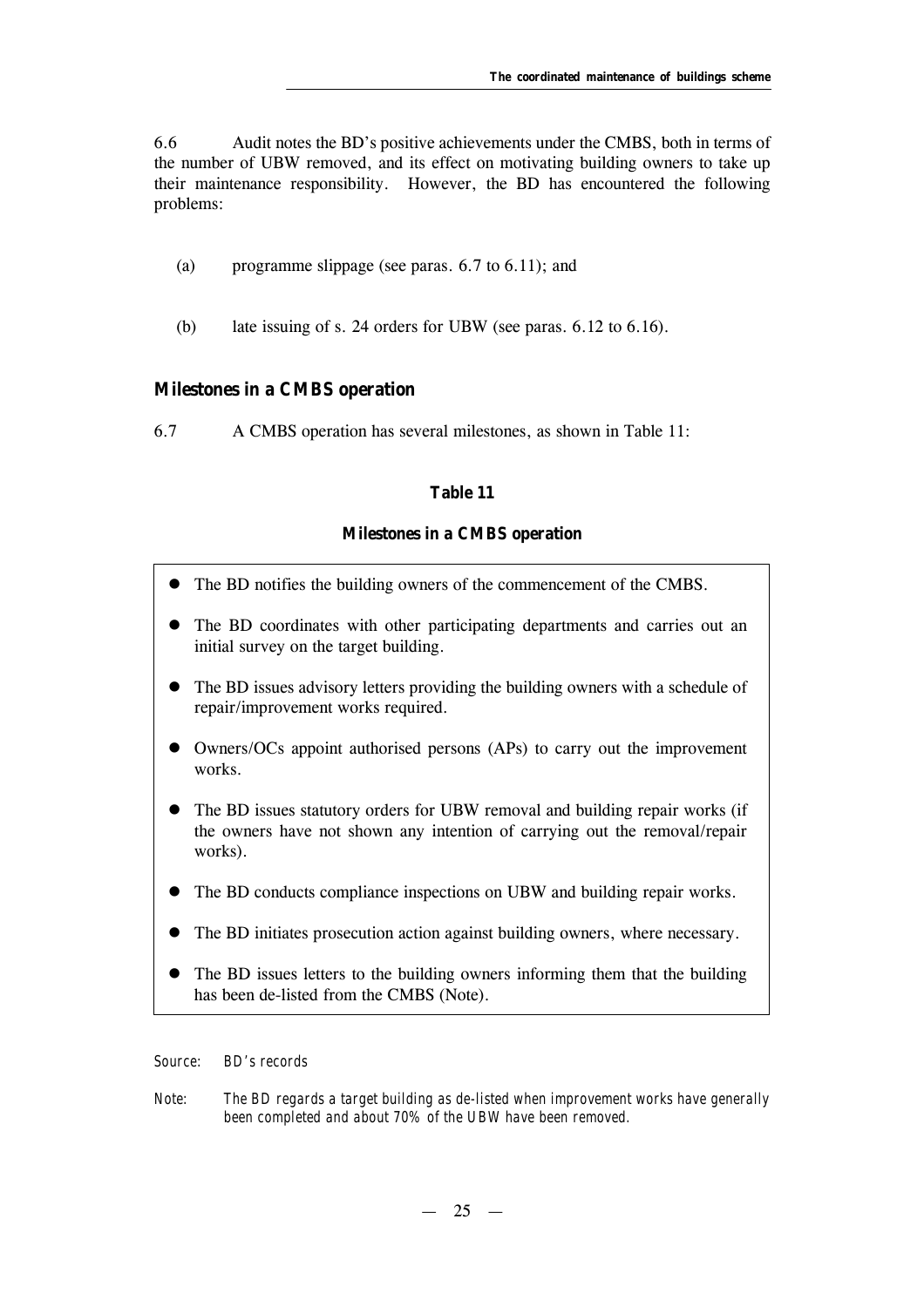6.6 Audit notes the BD's positive achievements under the CMBS, both in terms of the number of UBW removed, and its effect on motivating building owners to take up their maintenance responsibility. However, the BD has encountered the following problems:

(a) programme slippage (see paras. 6.7 to 6.11); and

(b) late issuing of s. 24 orders for UBW (see paras. 6.12 to 6.16).

## Milestones in a CMBS operation

6.7 A CMBS operation has several milestones, as shown in Table 11:

**Table 11**

**Milestones in a CMBS operation**

- The BD notifies the building owners of the commencement of the CMBS.
- The BD coordinates with other participating departments and carries out an initial survey on the target building.
- The BD issues advisory letters providing the building owners with a schedule of repair/improvement works required.
- Owners/OCs appoint authorised persons (APs) to carry out the improvement works.
- The BD issues statutory orders for UBW removal and building repair works (if the owners have not shown any intention of carrying out the removal/repair works).
- The BD conducts compliance inspections on UBW and building repair works.
- The BD initiates prosecution action against building owners, where necessary.
- The BD issues letters to the building owners informing them that the building has been de-listed from the CMBS (Note).

*Source: BD's records*

*Note: The BD regards a target building as de-listed when improvement works have generally been completed and about 70% of the UBW have been removed.*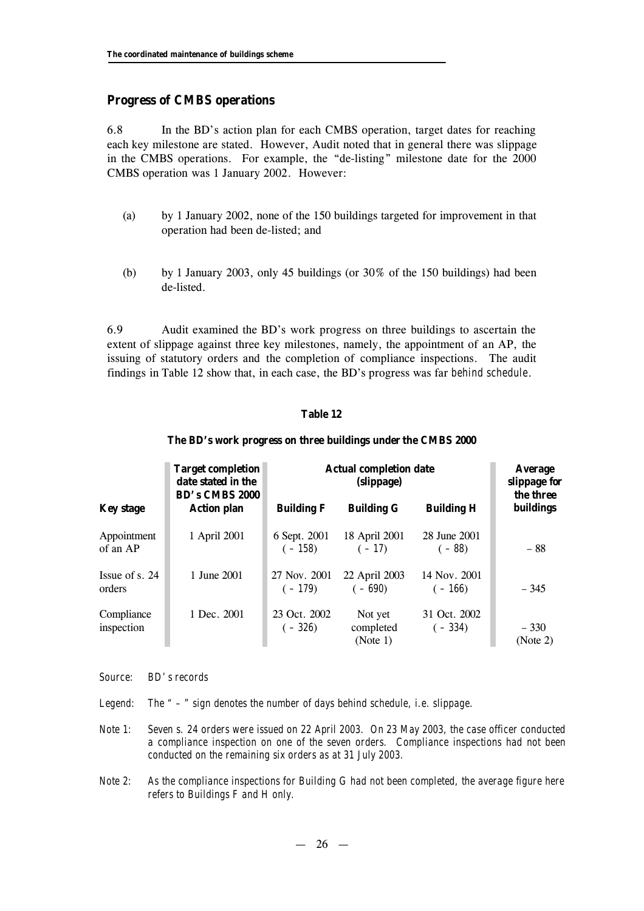## Progress of CMBS operations

6.8 In the BD's action plan for each CMBS operation, target dates for reaching each key milestone are stated. However, Audit noted that in general there was slippage in the CMBS operations. For example, the "de-listing" milestone date for the 2000 CMBS operation was 1 January 2002. However:

(a) by 1 January 2002, none of the 150 buildings targeted for improvement in that operation had been de-listed; and

(b) by 1 January 2003, only 45 buildings (or 30% of the 150 buildings) had been de-listed.

6.9 Audit examined the BD's work progress on three buildings to ascertain the extent of slippage against three key milestones, namely, the appointment of an AP, the issuing of statutory orders and the completion of compliance inspections. The audit findings in Table 12 show that, in each case, the BD's progress was far *behind schedule*.

**Table 12**

**The BD's work progress on three buildings under the CMBS 2000**

| Key stage | Target completion date stated in the BD's CMBS 2000 Action plan | Actual completion date (slippage) | | | Average slippage for the three buildings |
|---|---|---|---|---|---|
| | | Building F | Building G | Building H | |
| Appointment of an AP | 1 April 2001 | 6 Sept. 2001 (– 158) | 18 April 2001 (– 17) | 28 June 2001 (– 88) | – 88 |
| Issue of s. 24 orders | 1 June 2001 | 27 Nov. 2001 (– 179) | 22 April 2003 (– 690) | 14 Nov. 2001 (– 166) | – 345 |
| Compliance inspection | 1 Dec. 2001 | 23 Oct. 2002 (– 326) | Not yet completed (Note 1) | 31 Oct. 2002 (– 334) | – 330 (Note 2) |

*Source: BD's records*

*Legend: The "–" sign denotes the number of days behind schedule, i.e. slippage.*

*Note 1: Seven s. 24 orders were issued on 22 April 2003. On 23 May 2003, the case officer conducted a compliance inspection on one of the seven orders. Compliance inspections had not been conducted on the remaining six orders as at 31 July 2003.*

*Note 2: As the compliance inspections for Building G had not been completed, the average figure here refers to Buildings F and H only.*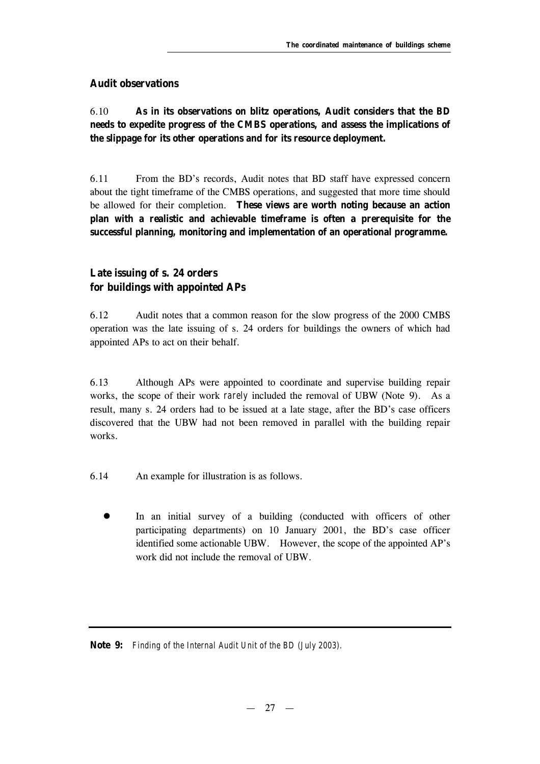## Audit observations

6.10 **As in its observations on blitz operations, Audit considers that the BD needs to expedite progress of the CMBS operations, and assess the implications of the slippage for its other operations and for its resource deployment.**

6.11 From the BD's records, Audit notes that BD staff have expressed concern about the tight timeframe of the CMBS operations, and suggested that more time should be allowed for their completion. **These views are worth noting because an action plan with a realistic and achievable timeframe is often a prerequisite for the successful planning, monitoring and implementation of an operational programme.**

## Late issuing of s. 24 orders for buildings with appointed APs

6.12 Audit notes that a common reason for the slow progress of the 2000 CMBS operation was the late issuing of s. 24 orders for buildings the owners of which had appointed APs to act on their behalf.

6.13 Although APs were appointed to coordinate and supervise building repair works, the scope of their work *rarely* included the removal of UBW (Note 9). As a result, many s. 24 orders had to be issued at a late stage, after the BD's case officers discovered that the UBW had not been removed in parallel with the building repair works.

6.14 An example for illustration is as follows.

- In an initial survey of a building (conducted with officers of other participating departments) on 10 January 2001, the BD's case officer identified some actionable UBW. However, the scope of the appointed AP's work did not include the removal of UBW.

---

**Note 9:** *Finding of the Internal Audit Unit of the BD (July 2003).*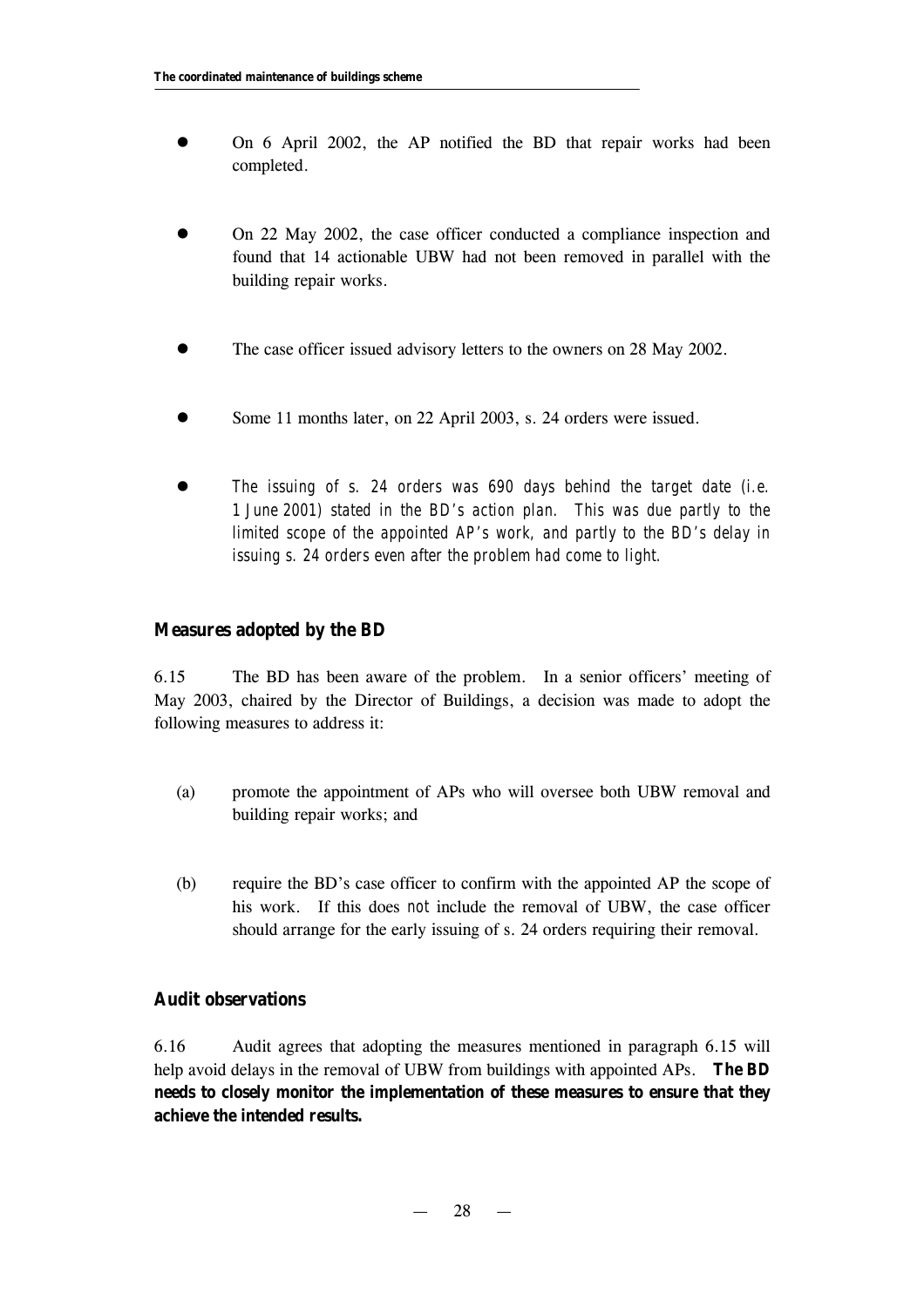- On 6 April 2002, the AP notified the BD that repair works had been completed.

- On 22 May 2002, the case officer conducted a compliance inspection and found that 14 actionable UBW had not been removed in parallel with the building repair works.

- The case officer issued advisory letters to the owners on 28 May 2002.

- Some 11 months later, on 22 April 2003, s. 24 orders were issued.

- *The issuing of s. 24 orders was 690 days behind the target date (i.e. 1 June 2001) stated in the BD's action plan. This was due partly to the limited scope of the appointed AP's work, and partly to the BD's delay in issuing s. 24 orders even after the problem had come to light.*

### Measures adopted by the BD

6.15 The BD has been aware of the problem. In a senior officers' meeting of May 2003, chaired by the Director of Buildings, a decision was made to adopt the following measures to address it:

(a) promote the appointment of APs who will oversee both UBW removal and building repair works; and

(b) require the BD's case officer to confirm with the appointed AP the scope of his work. If this does *not* include the removal of UBW, the case officer should arrange for the early issuing of s. 24 orders requiring their removal.

### Audit observations

6.16 Audit agrees that adopting the measures mentioned in paragraph 6.15 will help avoid delays in the removal of UBW from buildings with appointed APs. **The BD needs to closely monitor the implementation of these measures to ensure that they achieve the intended results.**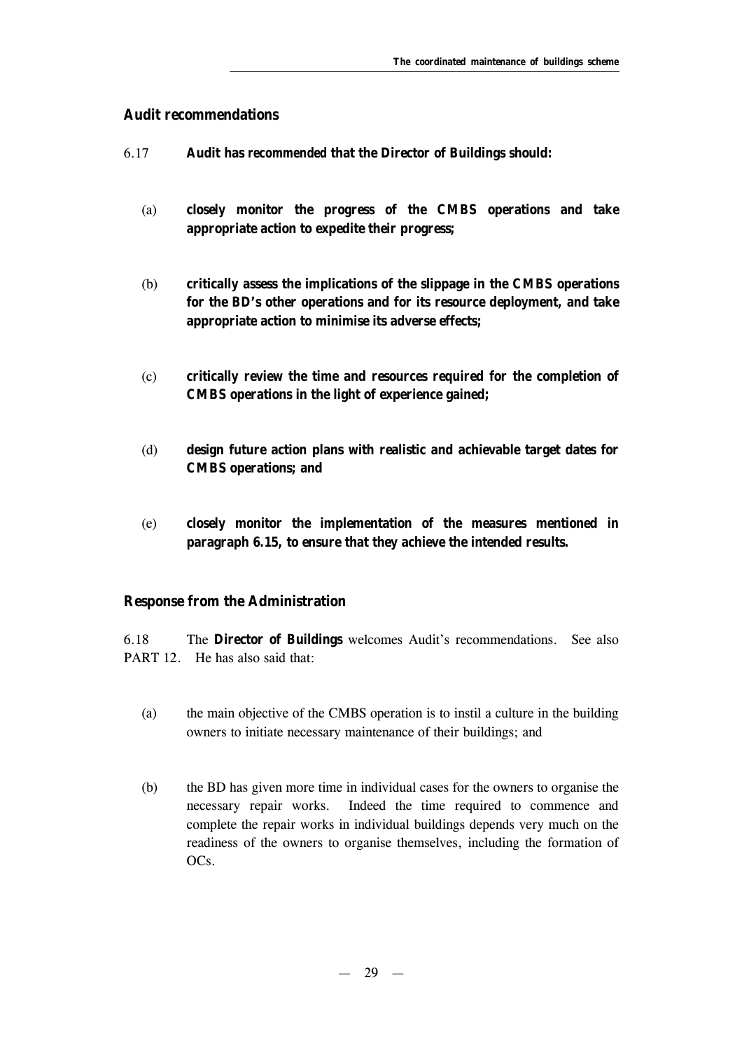### Audit recommendations

6.17 **Audit has recommended that the Director of Buildings should:**

(a) **closely monitor the progress of the CMBS operations and take appropriate action to expedite their progress;**

(b) **critically assess the implications of the slippage in the CMBS operations for the BD's other operations and for its resource deployment, and take appropriate action to minimise its adverse effects;**

(c) **critically review the time and resources required for the completion of CMBS operations in the light of experience gained;**

(d) **design future action plans with realistic and achievable target dates for CMBS operations; and**

(e) **closely monitor the implementation of the measures mentioned in paragraph 6.15, to ensure that they achieve the intended results.**

### Response from the Administration

6.18 The **Director of Buildings** welcomes Audit's recommendations. See also PART 12. He has also said that:

(a) the main objective of the CMBS operation is to instil a culture in the building owners to initiate necessary maintenance of their buildings; and

(b) the BD has given more time in individual cases for the owners to organise the necessary repair works. Indeed the time required to commence and complete the repair works in individual buildings depends very much on the readiness of the owners to organise themselves, including the formation of OCs.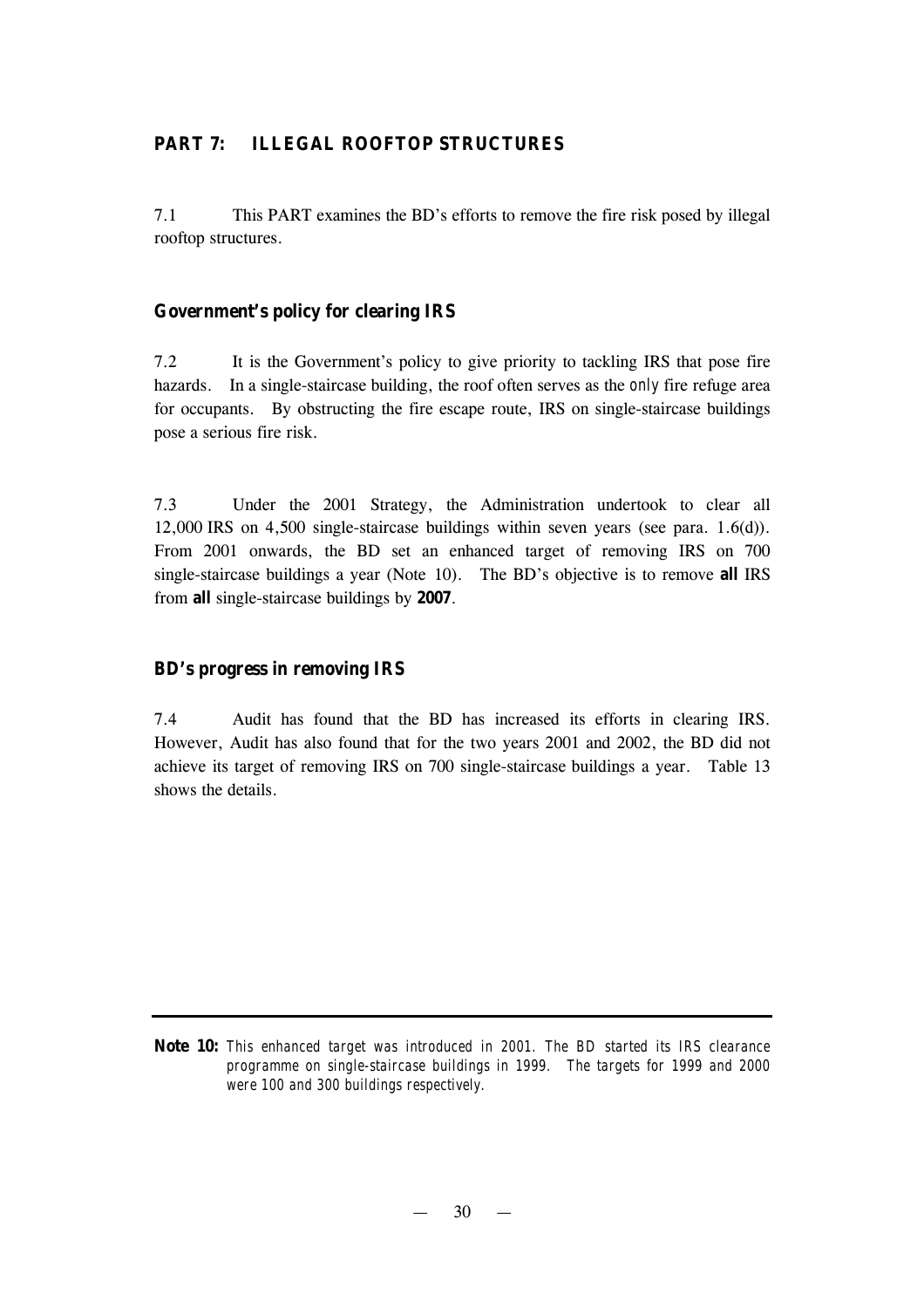## PART 7: ILLEGAL ROOFTOP STRUCTURES

7.1 This PART examines the BD's efforts to remove the fire risk posed by illegal rooftop structures.

### Government's policy for clearing IRS

7.2 It is the Government's policy to give priority to tackling IRS that pose fire hazards. In a single-staircase building, the roof often serves as the *only* fire refuge area for occupants. By obstructing the fire escape route, IRS on single-staircase buildings pose a serious fire risk.

7.3 Under the 2001 Strategy, the Administration undertook to clear all 12,000 IRS on 4,500 single-staircase buildings within seven years (see para. 1.6(d)). From 2001 onwards, the BD set an enhanced target of removing IRS on 700 single-staircase buildings a year (Note 10). The BD's objective is to remove **all** IRS from **all** single-staircase buildings by **2007**.

### BD's progress in removing IRS

7.4 Audit has found that the BD has increased its efforts in clearing IRS. However, Audit has also found that for the two years 2001 and 2002, the BD did not achieve its target of removing IRS on 700 single-staircase buildings a year. Table 13 shows the details.

---

**Note 10:** *This enhanced target was introduced in 2001. The BD started its IRS clearance programme on single-staircase buildings in 1999. The targets for 1999 and 2000 were 100 and 300 buildings respectively.*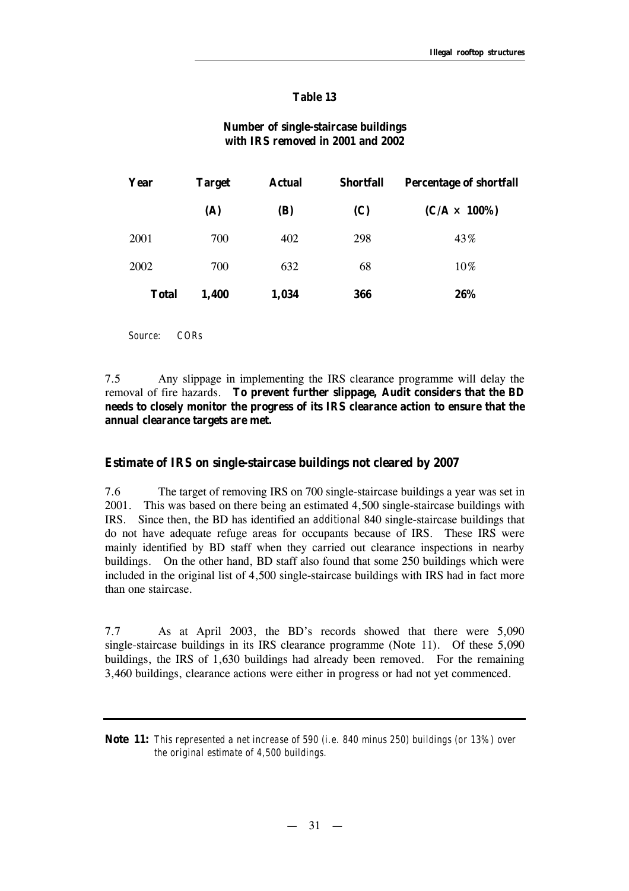**Table 13**

**Number of single-staircase buildings with IRS removed in 2001 and 2002**

| Year | Target | Actual | Shortfall | Percentage of shortfall |
|---|---|---|---|---|
| | **(A)** | **(B)** | **(C)** | **(C/A × 100%)** |
| 2001 | 700 | 402 | 298 | 43% |
| 2002 | 700 | 632 | 68 | 10% |
| **Total** | **1,400** | **1,034** | **366** | **26%** |

*Source: CORs*

7.5 Any slippage in implementing the IRS clearance programme will delay the removal of fire hazards. **To prevent further slippage, Audit considers that the BD needs to closely monitor the progress of its IRS clearance action to ensure that the annual clearance targets are met.**

## Estimate of IRS on single-staircase buildings not cleared by 2007

7.6 The target of removing IRS on 700 single-staircase buildings a year was set in 2001. This was based on there being an estimated 4,500 single-staircase buildings with IRS. Since then, the BD has identified an *additional* 840 single-staircase buildings that do not have adequate refuge areas for occupants because of IRS. These IRS were mainly identified by BD staff when they carried out clearance inspections in nearby buildings. On the other hand, BD staff also found that some 250 buildings which were included in the original list of 4,500 single-staircase buildings with IRS had in fact more than one staircase.

7.7 As at April 2003, the BD's records showed that there were 5,090 single-staircase buildings in its IRS clearance programme (Note 11). Of these 5,090 buildings, the IRS of 1,630 buildings had already been removed. For the remaining 3,460 buildings, clearance actions were either in progress or had not yet commenced.

---

**Note 11:** *This represented a net increase of 590 (i.e. 840 minus 250) buildings (or 13%) over the original estimate of 4,500 buildings.*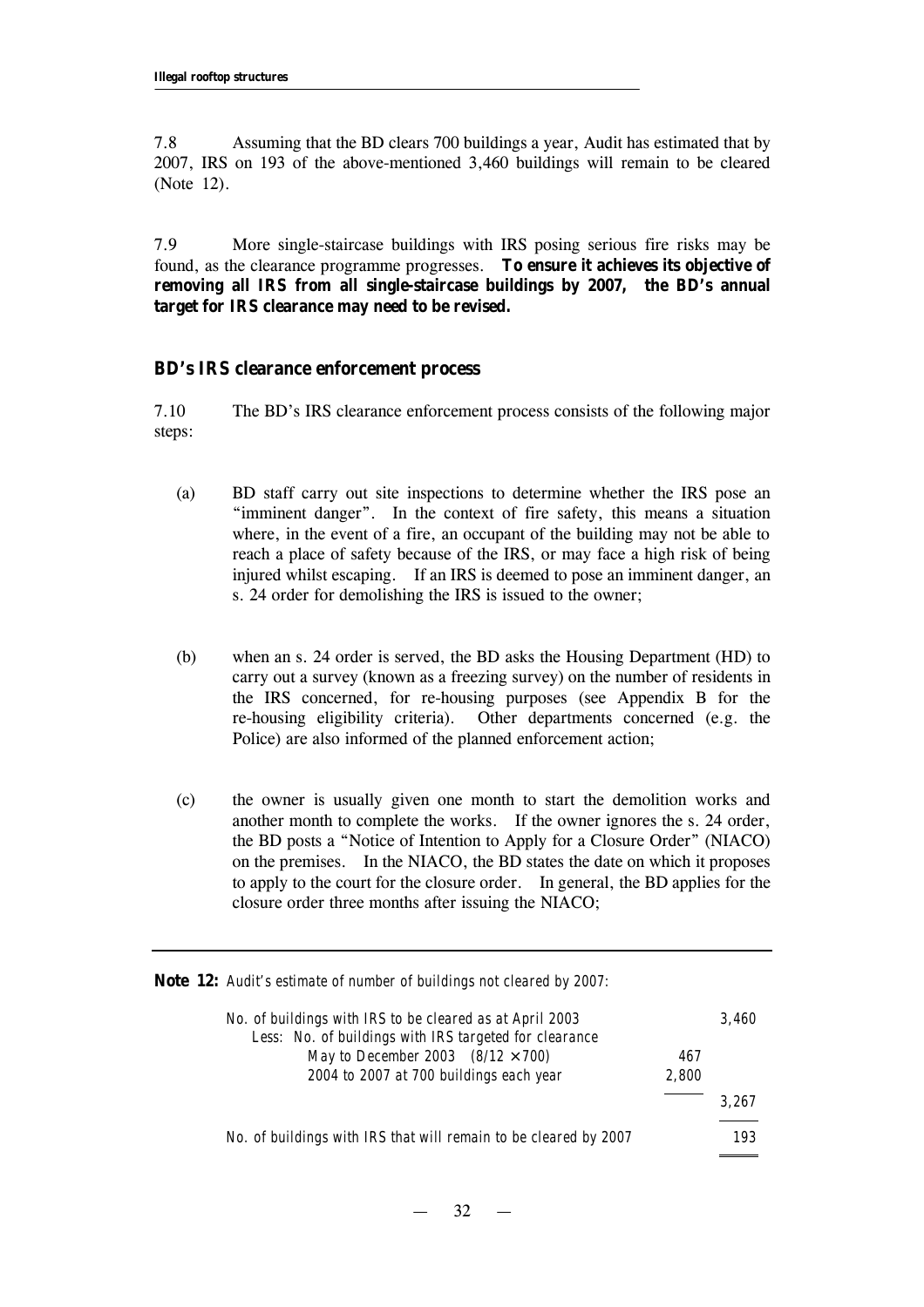7.8 Assuming that the BD clears 700 buildings a year, Audit has estimated that by 2007, IRS on 193 of the above-mentioned 3,460 buildings will remain to be cleared (Note 12).

7.9 More single-staircase buildings with IRS posing serious fire risks may be found, as the clearance programme progresses. **To ensure it achieves its objective of removing all IRS from all single-staircase buildings by 2007, the BD's annual target for IRS clearance may need to be revised.**

### BD's IRS clearance enforcement process

7.10 The BD's IRS clearance enforcement process consists of the following major steps:

(a) BD staff carry out site inspections to determine whether the IRS pose an "imminent danger". In the context of fire safety, this means a situation where, in the event of a fire, an occupant of the building may not be able to reach a place of safety because of the IRS, or may face a high risk of being injured whilst escaping. If an IRS is deemed to pose an imminent danger, an s. 24 order for demolishing the IRS is issued to the owner;

(b) when an s. 24 order is served, the BD asks the Housing Department (HD) to carry out a survey (known as a freezing survey) on the number of residents in the IRS concerned, for re-housing purposes (see Appendix B for the re-housing eligibility criteria). Other departments concerned (e.g. the Police) are also informed of the planned enforcement action;

(c) the owner is usually given one month to start the demolition works and another month to complete the works. If the owner ignores the s. 24 order, the BD posts a "Notice of Intention to Apply for a Closure Order" (NIACO) on the premises. In the NIACO, the BD states the date on which it proposes to apply to the court for the closure order. In general, the BD applies for the closure order three months after issuing the NIACO;

---

**Note 12:** *Audit's estimate of number of buildings not cleared by 2007:*

| | | |
|---|---|---|
| *No. of buildings with IRS to be cleared as at April 2003* | | *3,460* |
| *Less: No. of buildings with IRS targeted for clearance* | | |
| *May to December 2003 (8/12 × 700)* | *467* | |
| *2004 to 2007 at 700 buildings each year* | *2,800* | |
| | | *3,267* |
| *No. of buildings with IRS that will remain to be cleared by 2007* | | *193* |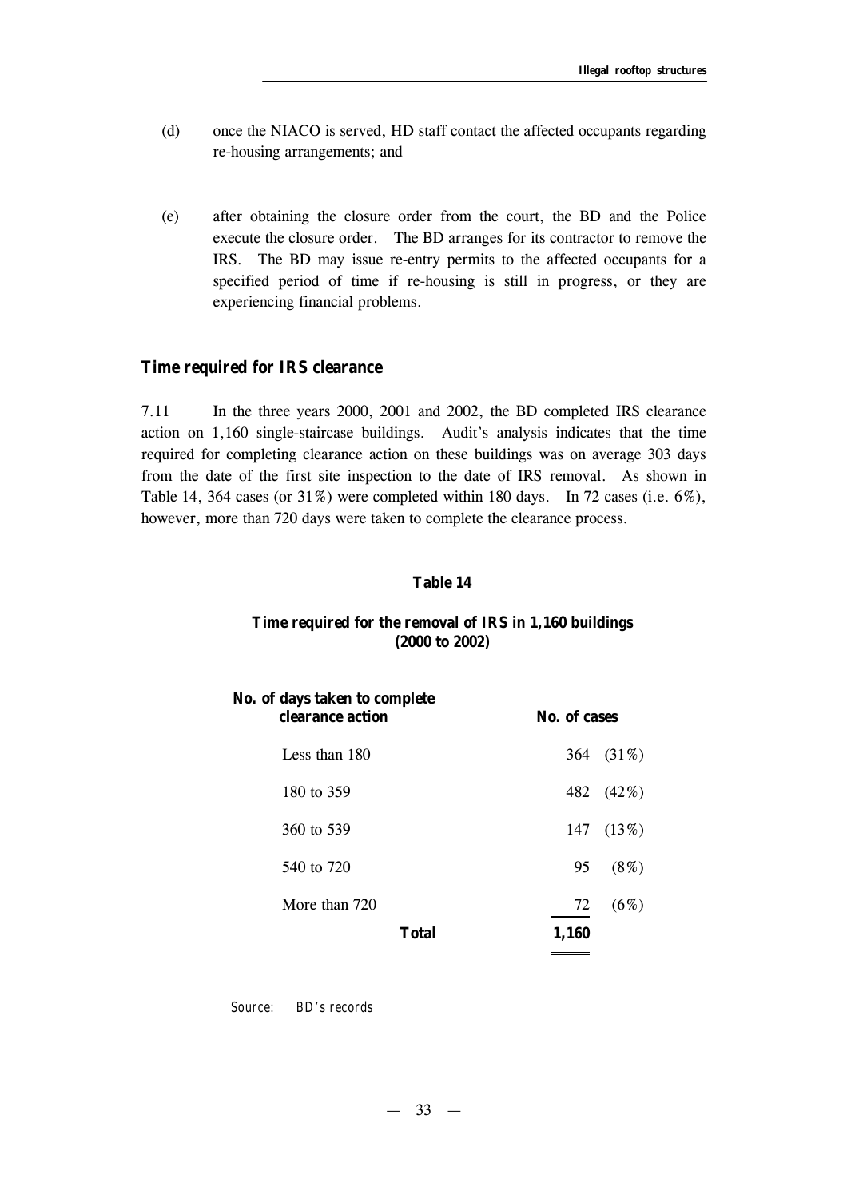(d) once the NIACO is served, HD staff contact the affected occupants regarding re-housing arrangements; and

(e) after obtaining the closure order from the court, the BD and the Police execute the closure order. The BD arranges for its contractor to remove the IRS. The BD may issue re-entry permits to the affected occupants for a specified period of time if re-housing is still in progress, or they are experiencing financial problems.

### Time required for IRS clearance

7.11 In the three years 2000, 2001 and 2002, the BD completed IRS clearance action on 1,160 single-staircase buildings. Audit's analysis indicates that the time required for completing clearance action on these buildings was on average 303 days from the date of the first site inspection to the date of IRS removal. As shown in Table 14, 364 cases (or 31%) were completed within 180 days. In 72 cases (i.e. 6%), however, more than 720 days were taken to complete the clearance process.

**Table 14**

**Time required for the removal of IRS in 1,160 buildings (2000 to 2002)**

| No. of days taken to complete clearance action | No. of cases | |
|---|---|---|
| Less than 180 | 364 | (31%) |
| 180 to 359 | 482 | (42%) |
| 360 to 539 | 147 | (13%) |
| 540 to 720 | 95 | (8%) |
| More than 720 | 72 | (6%) |
| **Total** | **1,160** | |

*Source: BD's records*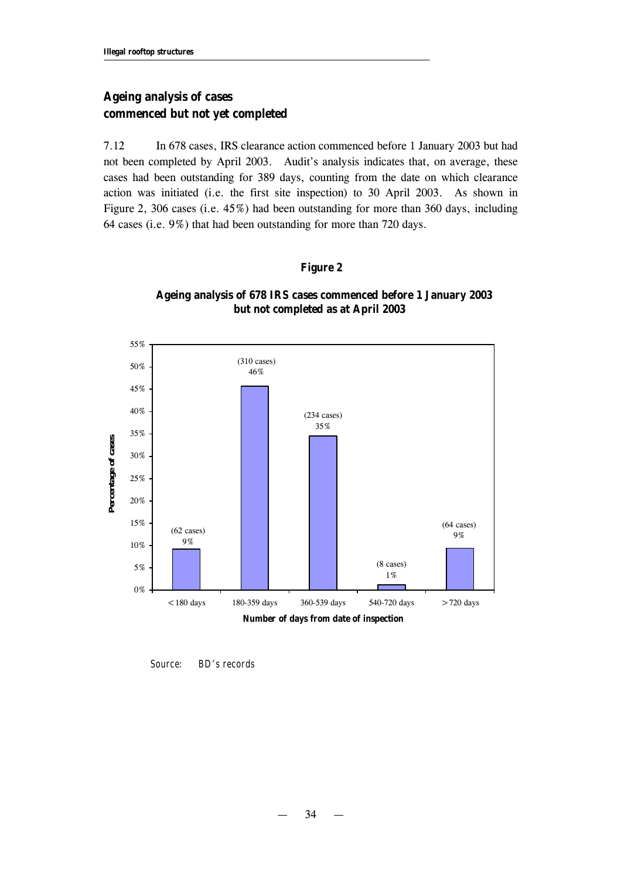## Ageing analysis of cases commenced but not yet completed

7.12 In 678 cases, IRS clearance action commenced before 1 January 2003 but had not been completed by April 2003. Audit's analysis indicates that, on average, these cases had been outstanding for 389 days, counting from the date on which clearance action was initiated (i.e. the first site inspection) to 30 April 2003. As shown in Figure 2, 306 cases (i.e. 45%) had been outstanding for more than 360 days, including 64 cases (i.e. 9%) that had been outstanding for more than 720 days.

**Figure 2**

**Ageing analysis of 678 IRS cases commenced before 1 January 2003 but not completed as at April 2003**

| Number of days from date of inspection | Number of cases | Percentage of cases |
| --- | --- | --- |
| <180 days | 62 | 9% |
| 180-359 days | 310 | 46% |
| 360-539 days | 234 | 35% |
| 540-720 days | 8 | 1% |
| >720 days | 64 | 9% |

Source: BD's records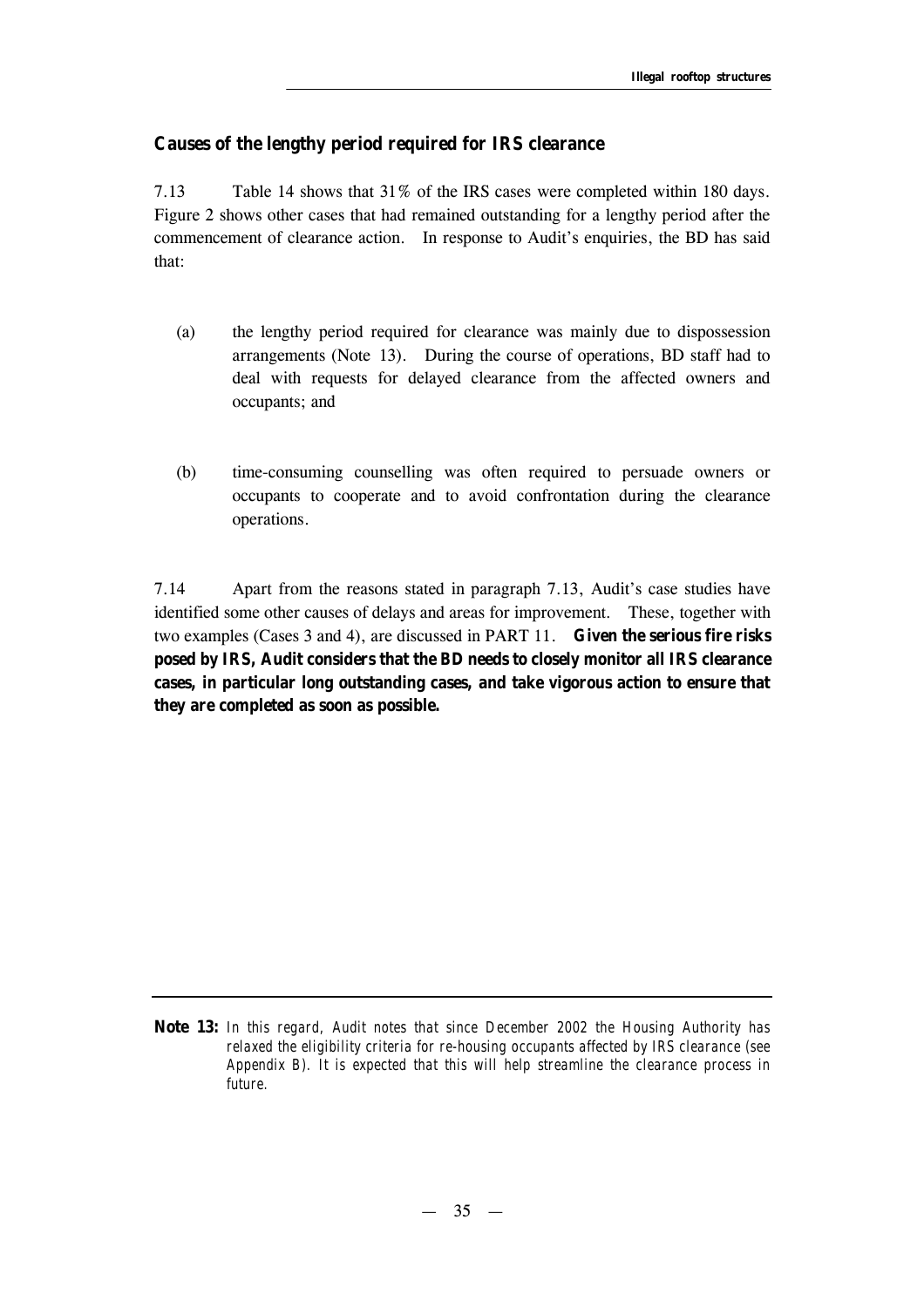### Causes of the lengthy period required for IRS clearance

7.13 Table 14 shows that 31% of the IRS cases were completed within 180 days. Figure 2 shows other cases that had remained outstanding for a lengthy period after the commencement of clearance action. In response to Audit's enquiries, the BD has said that:

(a) the lengthy period required for clearance was mainly due to dispossession arrangements (Note 13). During the course of operations, BD staff had to deal with requests for delayed clearance from the affected owners and occupants; and

(b) time-consuming counselling was often required to persuade owners or occupants to cooperate and to avoid confrontation during the clearance operations.

7.14 Apart from the reasons stated in paragraph 7.13, Audit's case studies have identified some other causes of delays and areas for improvement. These, together with two examples (Cases 3 and 4), are discussed in PART 11. **Given the serious fire risks posed by IRS, Audit considers that the BD needs to closely monitor all IRS clearance cases, in particular long outstanding cases, and take vigorous action to ensure that they are completed as soon as possible.**

---

**Note 13:** *In this regard, Audit notes that since December 2002 the Housing Authority has relaxed the eligibility criteria for re-housing occupants affected by IRS clearance (see Appendix B). It is expected that this will help streamline the clearance process in future.*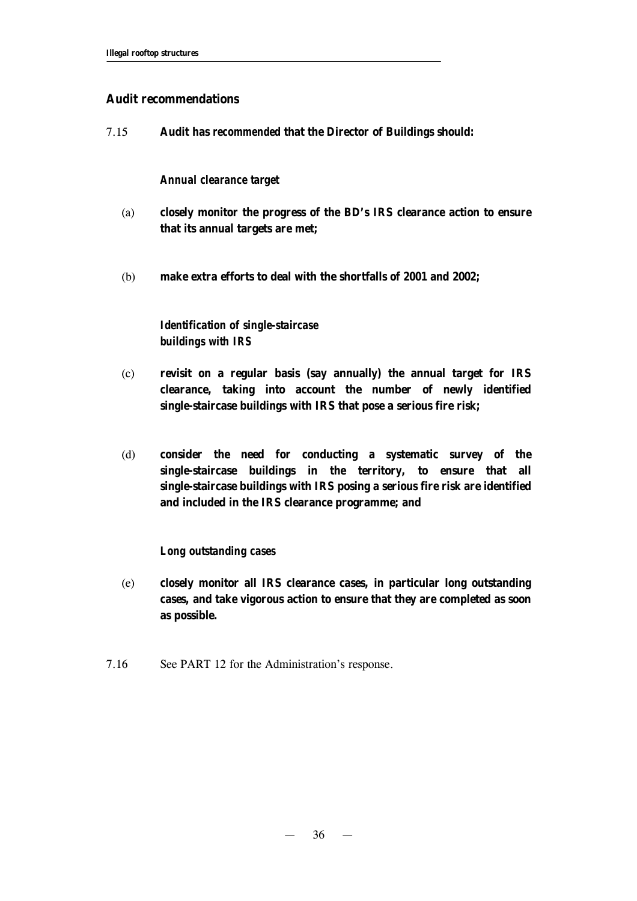## Audit recommendations

7.15 **Audit has recommended that the Director of Buildings should:**

***Annual clearance target***

(a) **closely monitor the progress of the BD's IRS clearance action to ensure that its annual targets are met;**

(b) **make extra efforts to deal with the shortfalls of 2001 and 2002;**

***Identification of single-staircase buildings with IRS***

(c) **revisit on a regular basis (say annually) the annual target for IRS clearance, taking into account the number of newly identified single-staircase buildings with IRS that pose a serious fire risk;**

(d) **consider the need for conducting a systematic survey of the single-staircase buildings in the territory, to ensure that all single-staircase buildings with IRS posing a serious fire risk are identified and included in the IRS clearance programme; and**

***Long outstanding cases***

(e) **closely monitor all IRS clearance cases, in particular long outstanding cases, and take vigorous action to ensure that they are completed as soon as possible.**

7.16 See PART 12 for the Administration's response.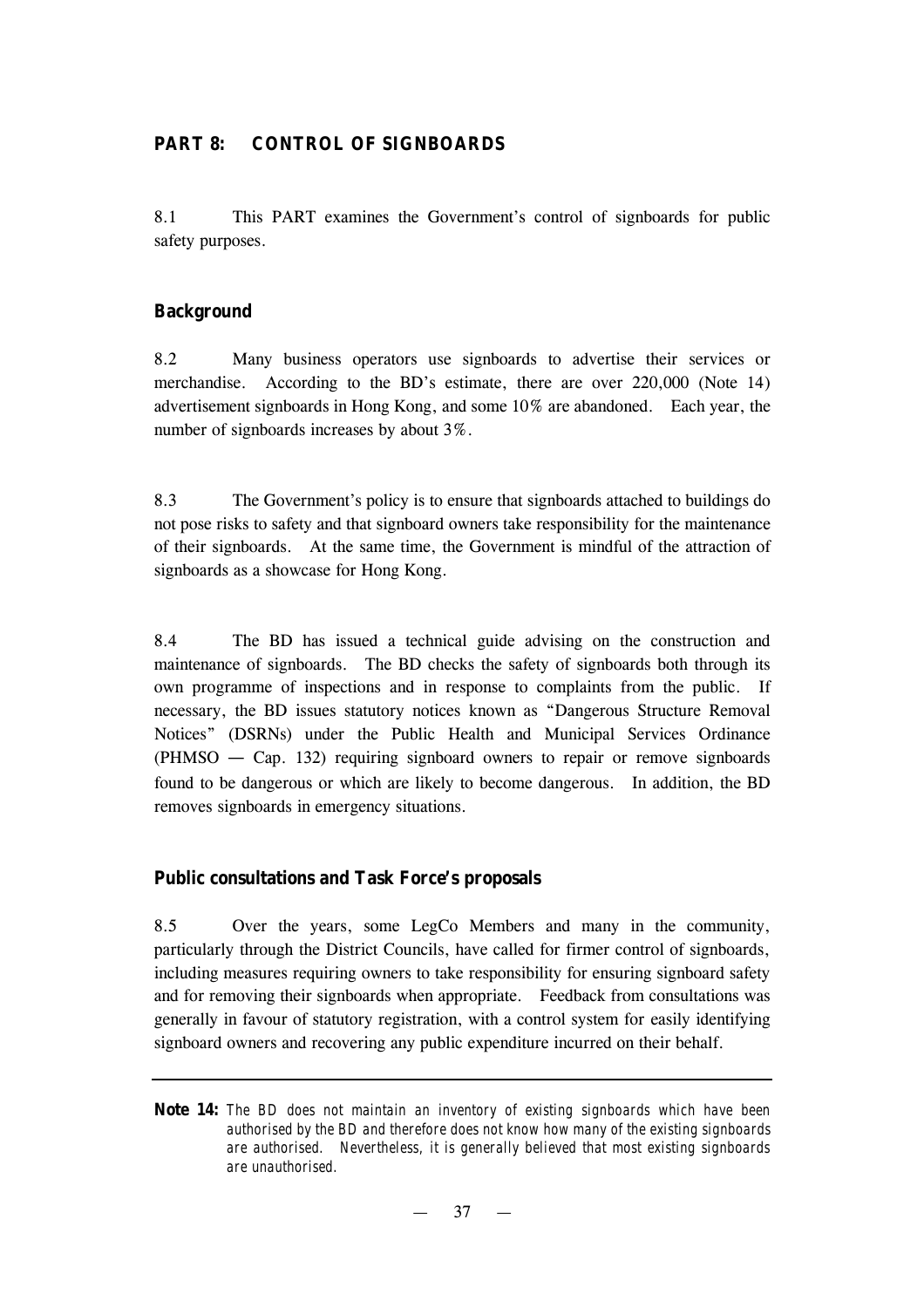## PART 8: CONTROL OF SIGNBOARDS

8.1 This PART examines the Government's control of signboards for public safety purposes.

### Background

8.2 Many business operators use signboards to advertise their services or merchandise. According to the BD's estimate, there are over 220,000 (Note 14) advertisement signboards in Hong Kong, and some 10% are abandoned. Each year, the number of signboards increases by about 3%.

8.3 The Government's policy is to ensure that signboards attached to buildings do not pose risks to safety and that signboard owners take responsibility for the maintenance of their signboards. At the same time, the Government is mindful of the attraction of signboards as a showcase for Hong Kong.

8.4 The BD has issued a technical guide advising on the construction and maintenance of signboards. The BD checks the safety of signboards both through its own programme of inspections and in response to complaints from the public. If necessary, the BD issues statutory notices known as "Dangerous Structure Removal Notices" (DSRNs) under the Public Health and Municipal Services Ordinance (PHMSO — Cap. 132) requiring signboard owners to repair or remove signboards found to be dangerous or which are likely to become dangerous. In addition, the BD removes signboards in emergency situations.

### Public consultations and Task Force's proposals

8.5 Over the years, some LegCo Members and many in the community, particularly through the District Councils, have called for firmer control of signboards, including measures requiring owners to take responsibility for ensuring signboard safety and for removing their signboards when appropriate. Feedback from consultations was generally in favour of statutory registration, with a control system for easily identifying signboard owners and recovering any public expenditure incurred on their behalf.

---

**Note 14:** *The BD does not maintain an inventory of existing signboards which have been authorised by the BD and therefore does not know how many of the existing signboards are authorised. Nevertheless, it is generally believed that most existing signboards are unauthorised.*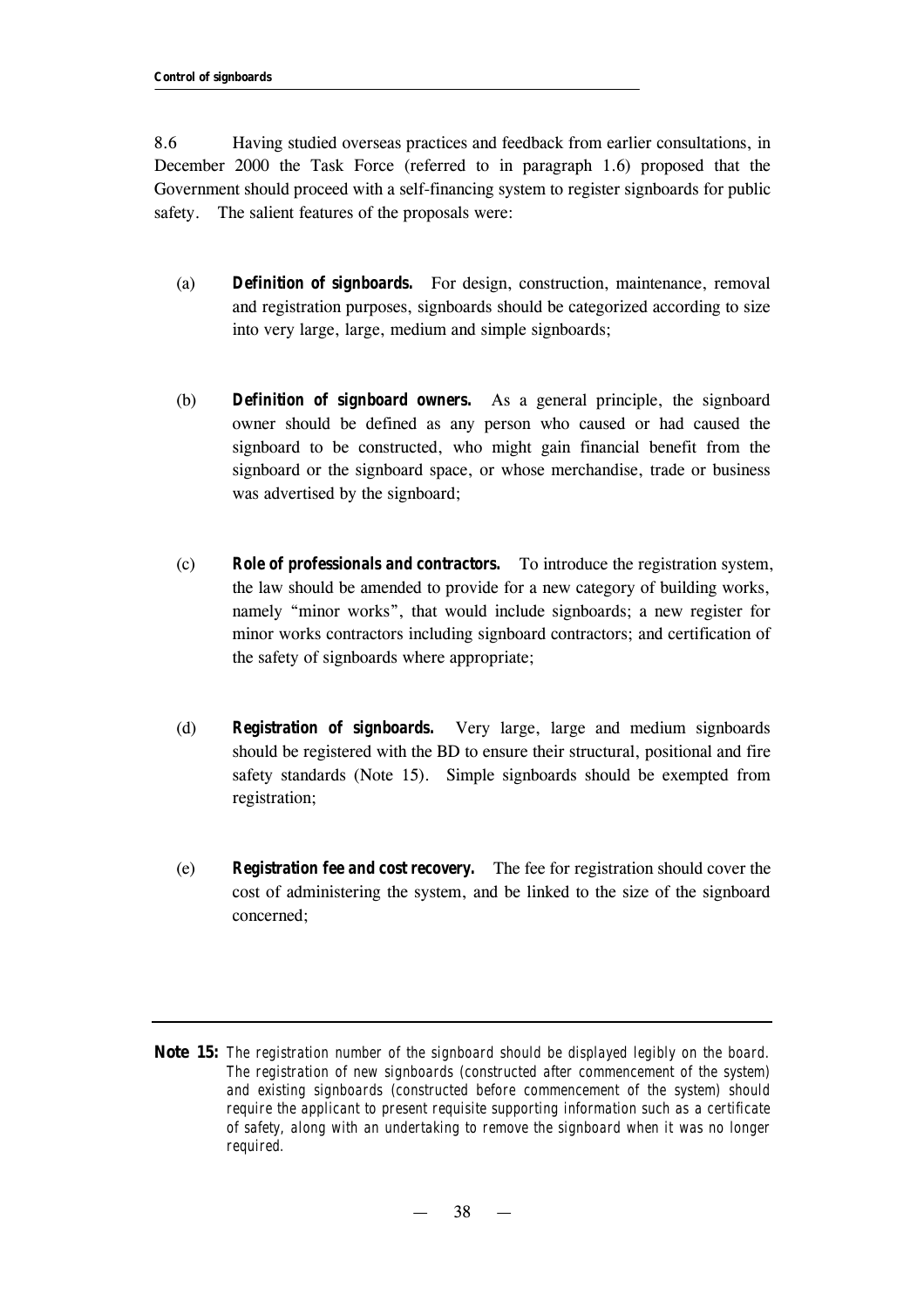8.6 Having studied overseas practices and feedback from earlier consultations, in December 2000 the Task Force (referred to in paragraph 1.6) proposed that the Government should proceed with a self-financing system to register signboards for public safety. The salient features of the proposals were:

(a) ***Definition of signboards.*** For design, construction, maintenance, removal and registration purposes, signboards should be categorized according to size into very large, large, medium and simple signboards;

(b) ***Definition of signboard owners.*** As a general principle, the signboard owner should be defined as any person who caused or had caused the signboard to be constructed, who might gain financial benefit from the signboard or the signboard space, or whose merchandise, trade or business was advertised by the signboard;

(c) ***Role of professionals and contractors.*** To introduce the registration system, the law should be amended to provide for a new category of building works, namely "minor works", that would include signboards; a new register for minor works contractors including signboard contractors; and certification of the safety of signboards where appropriate;

(d) ***Registration of signboards.*** Very large, large and medium signboards should be registered with the BD to ensure their structural, positional and fire safety standards (Note 15). Simple signboards should be exempted from registration;

(e) ***Registration fee and cost recovery.*** The fee for registration should cover the cost of administering the system, and be linked to the size of the signboard concerned;

---

**Note 15:** *The registration number of the signboard should be displayed legibly on the board. The registration of new signboards (constructed after commencement of the system) and existing signboards (constructed before commencement of the system) should require the applicant to present requisite supporting information such as a certificate of safety, along with an undertaking to remove the signboard when it was no longer required.*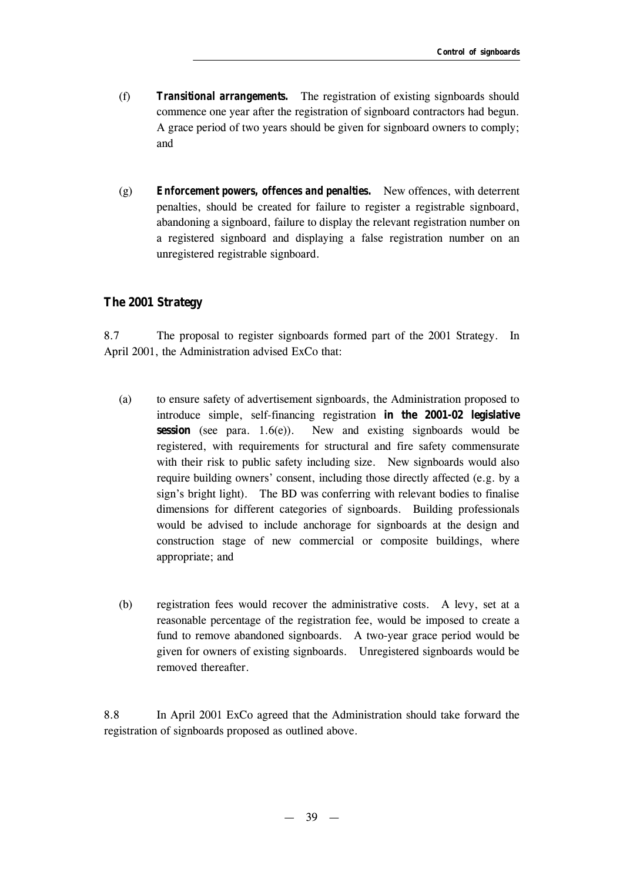(f) ***Transitional arrangements.*** The registration of existing signboards should commence one year after the registration of signboard contractors had begun. A grace period of two years should be given for signboard owners to comply; and

(g) ***Enforcement powers, offences and penalties.*** New offences, with deterrent penalties, should be created for failure to register a registrable signboard, abandoning a signboard, failure to display the relevant registration number on a registered signboard and displaying a false registration number on an unregistered registrable signboard.

### The 2001 Strategy

8.7 The proposal to register signboards formed part of the 2001 Strategy. In April 2001, the Administration advised ExCo that:

(a) to ensure safety of advertisement signboards, the Administration proposed to introduce simple, self-financing registration **in the 2001-02 legislative session** (see para. 1.6(e)). New and existing signboards would be registered, with requirements for structural and fire safety commensurate with their risk to public safety including size. New signboards would also require building owners' consent, including those directly affected (e.g. by a sign's bright light). The BD was conferring with relevant bodies to finalise dimensions for different categories of signboards. Building professionals would be advised to include anchorage for signboards at the design and construction stage of new commercial or composite buildings, where appropriate; and

(b) registration fees would recover the administrative costs. A levy, set at a reasonable percentage of the registration fee, would be imposed to create a fund to remove abandoned signboards. A two-year grace period would be given for owners of existing signboards. Unregistered signboards would be removed thereafter.

8.8 In April 2001 ExCo agreed that the Administration should take forward the registration of signboards proposed as outlined above.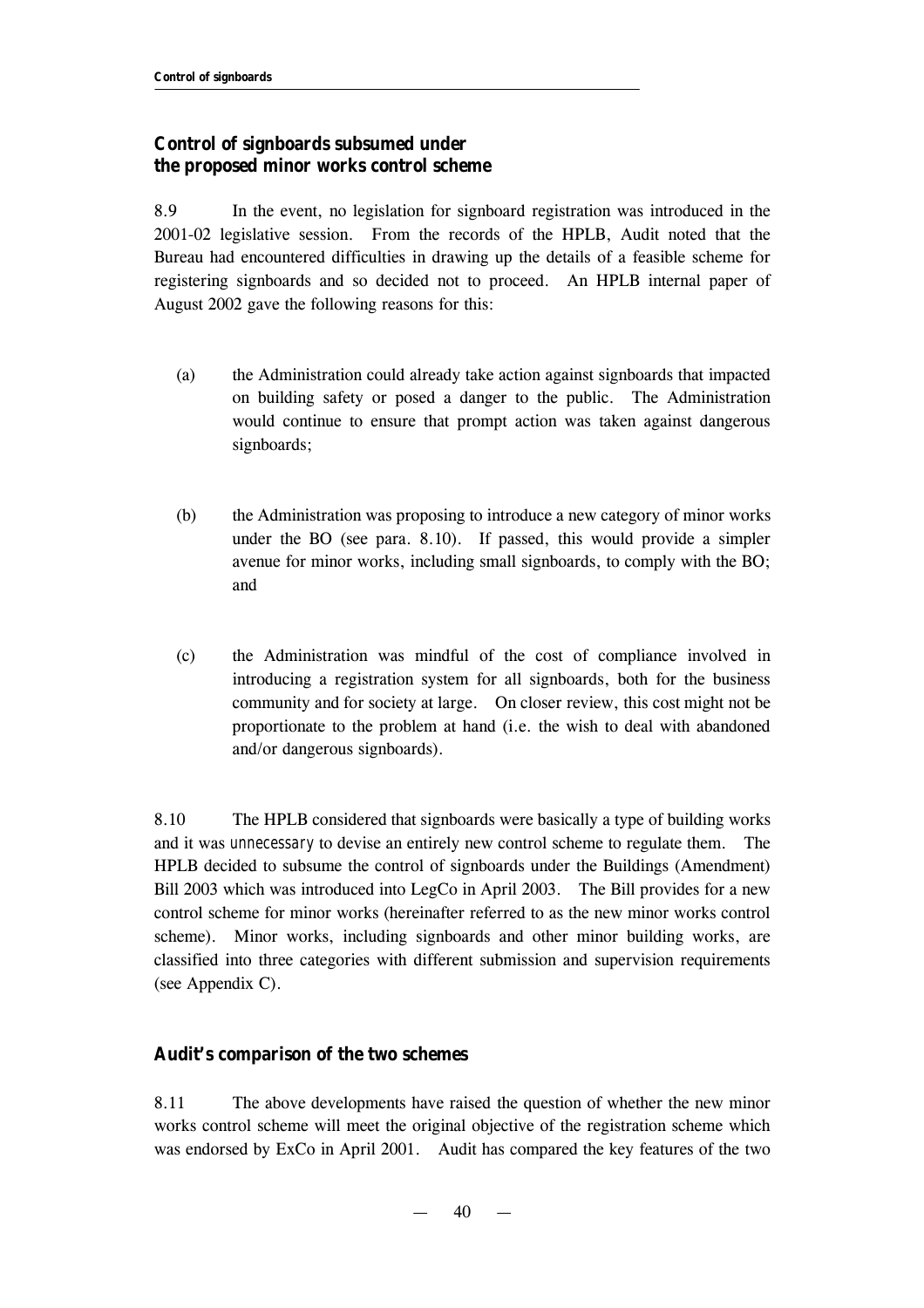## Control of signboards subsumed under the proposed minor works control scheme

8.9 In the event, no legislation for signboard registration was introduced in the 2001-02 legislative session. From the records of the HPLB, Audit noted that the Bureau had encountered difficulties in drawing up the details of a feasible scheme for registering signboards and so decided not to proceed. An HPLB internal paper of August 2002 gave the following reasons for this:

(a) the Administration could already take action against signboards that impacted on building safety or posed a danger to the public. The Administration would continue to ensure that prompt action was taken against dangerous signboards;

(b) the Administration was proposing to introduce a new category of minor works under the BO (see para. 8.10). If passed, this would provide a simpler avenue for minor works, including small signboards, to comply with the BO; and

(c) the Administration was mindful of the cost of compliance involved in introducing a registration system for all signboards, both for the business community and for society at large. On closer review, this cost might not be proportionate to the problem at hand (i.e. the wish to deal with abandoned and/or dangerous signboards).

8.10 The HPLB considered that signboards were basically a type of building works and it was *unnecessary* to devise an entirely new control scheme to regulate them. The HPLB decided to subsume the control of signboards under the Buildings (Amendment) Bill 2003 which was introduced into LegCo in April 2003. The Bill provides for a new control scheme for minor works (hereinafter referred to as the new minor works control scheme). Minor works, including signboards and other minor building works, are classified into three categories with different submission and supervision requirements (see Appendix C).

## Audit's comparison of the two schemes

8.11 The above developments have raised the question of whether the new minor works control scheme will meet the original objective of the registration scheme which was endorsed by ExCo in April 2001. Audit has compared the key features of the two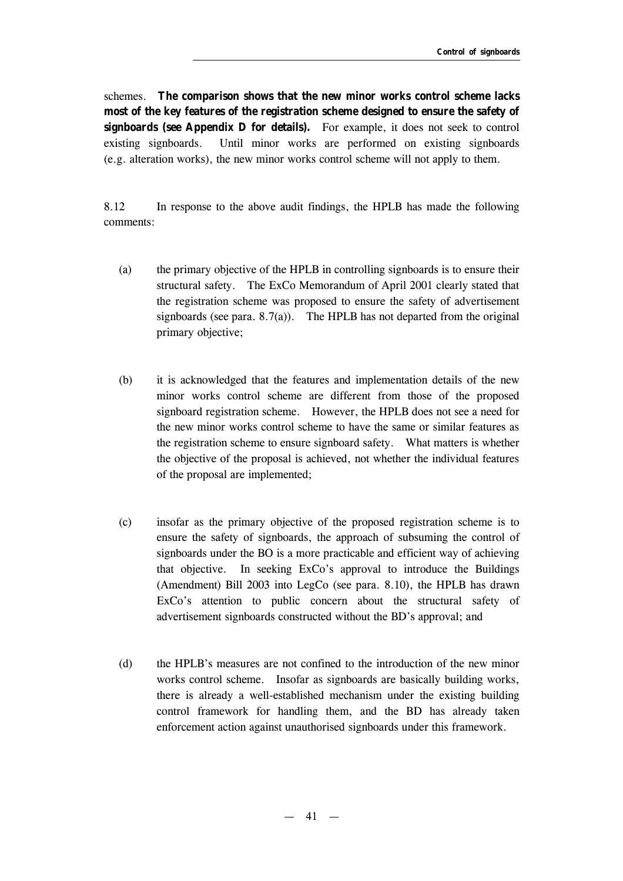schemes. **The comparison shows that the new minor works control scheme lacks most of the key features of the registration scheme designed to ensure the safety of signboards (see Appendix D for details).** For example, it does not seek to control existing signboards. Until minor works are performed on existing signboards (e.g. alteration works), the new minor works control scheme will not apply to them.

8.12 In response to the above audit findings, the HPLB has made the following comments:

(a) the primary objective of the HPLB in controlling signboards is to ensure their structural safety. The ExCo Memorandum of April 2001 clearly stated that the registration scheme was proposed to ensure the safety of advertisement signboards (see para. 8.7(a)). The HPLB has not departed from the original primary objective;

(b) it is acknowledged that the features and implementation details of the new minor works control scheme are different from those of the proposed signboard registration scheme. However, the HPLB does not see a need for the new minor works control scheme to have the same or similar features as the registration scheme to ensure signboard safety. What matters is whether the objective of the proposal is achieved, not whether the individual features of the proposal are implemented;

(c) insofar as the primary objective of the proposed registration scheme is to ensure the safety of signboards, the approach of subsuming the control of signboards under the BO is a more practicable and efficient way of achieving that objective. In seeking ExCo's approval to introduce the Buildings (Amendment) Bill 2003 into LegCo (see para. 8.10), the HPLB has drawn ExCo's attention to public concern about the structural safety of advertisement signboards constructed without the BD's approval; and

(d) the HPLB's measures are not confined to the introduction of the new minor works control scheme. Insofar as signboards are basically building works, there is already a well-established mechanism under the existing building control framework for handling them, and the BD has already taken enforcement action against unauthorised signboards under this framework.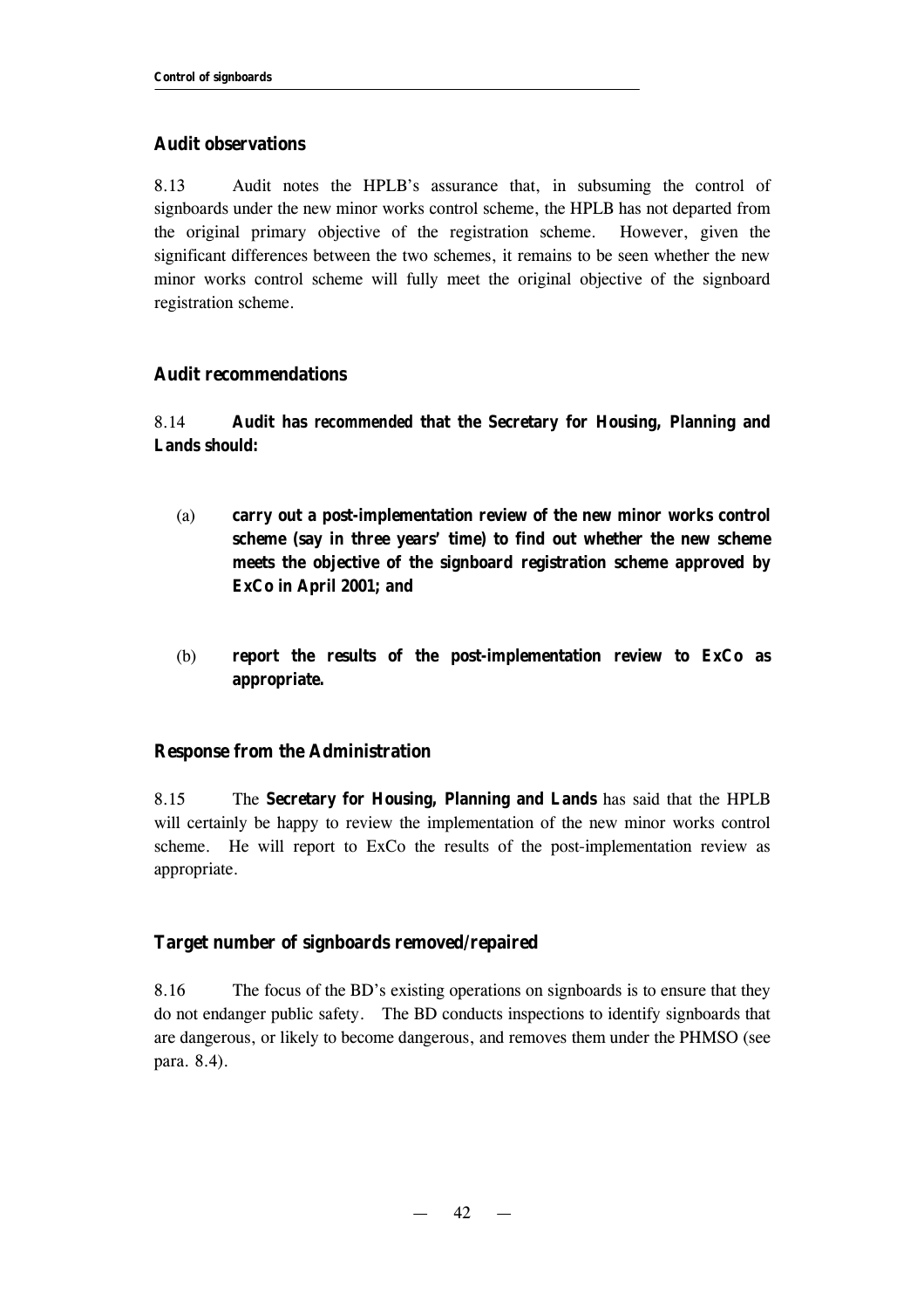### Audit observations

8.13 Audit notes the HPLB's assurance that, in subsuming the control of signboards under the new minor works control scheme, the HPLB has not departed from the original primary objective of the registration scheme. However, given the significant differences between the two schemes, it remains to be seen whether the new minor works control scheme will fully meet the original objective of the signboard registration scheme.

### Audit recommendations

8.14 **Audit has *recommended* that the Secretary for Housing, Planning and Lands should:**

(a) **carry out a post-implementation review of the new minor works control scheme (say in three years' time) to find out whether the new scheme meets the objective of the signboard registration scheme approved by ExCo in April 2001; and**

(b) **report the results of the post-implementation review to ExCo as appropriate.**

### Response from the Administration

8.15 The **Secretary for Housing, Planning and Lands** has said that the HPLB will certainly be happy to review the implementation of the new minor works control scheme. He will report to ExCo the results of the post-implementation review as appropriate.

### Target number of signboards removed/repaired

8.16 The focus of the BD's existing operations on signboards is to ensure that they do not endanger public safety. The BD conducts inspections to identify signboards that are dangerous, or likely to become dangerous, and removes them under the PHMSO (see para. 8.4).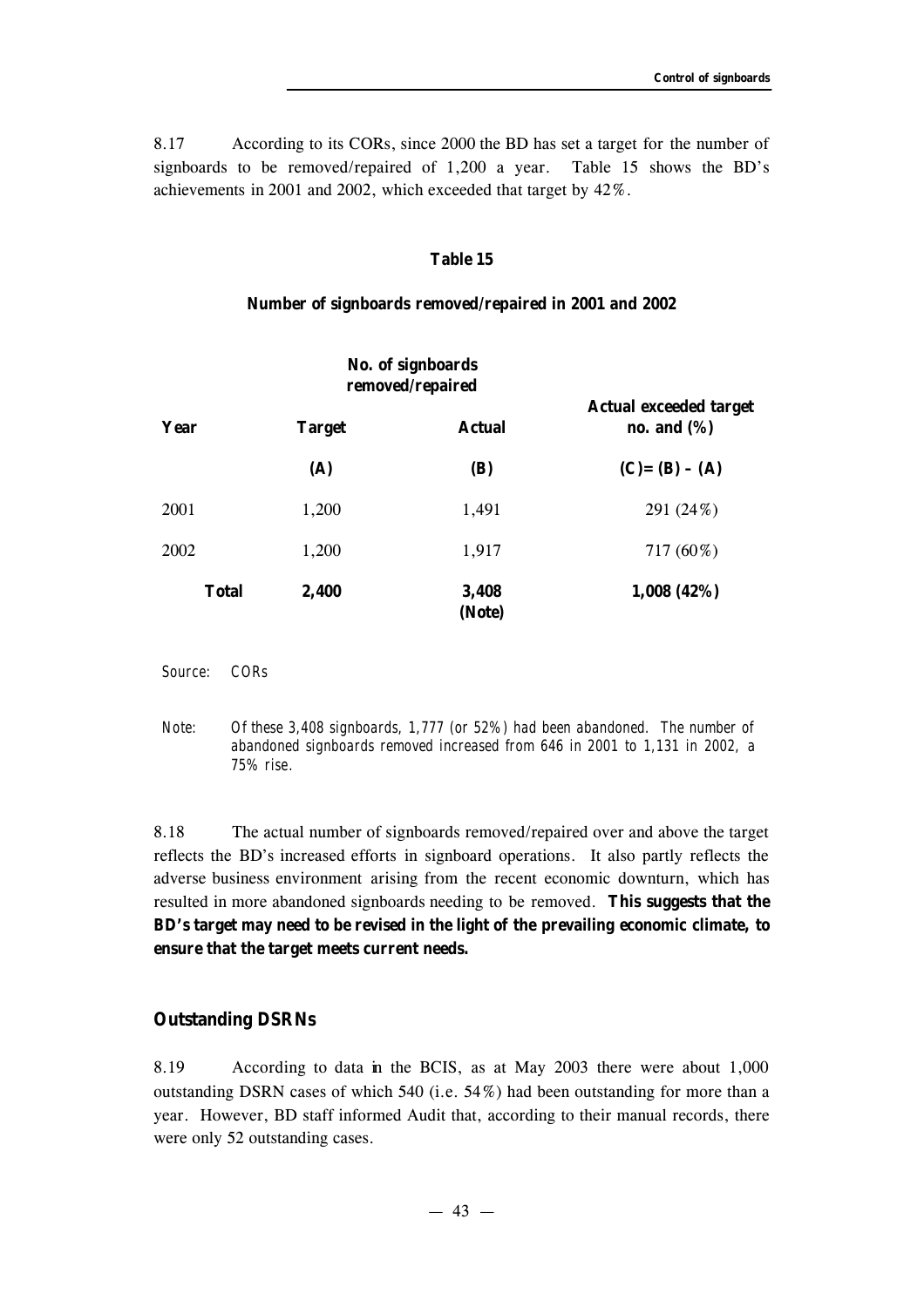8.17 According to its CORs, since 2000 the BD has set a target for the number of signboards to be removed/repaired of 1,200 a year. Table 15 shows the BD's achievements in 2001 and 2002, which exceeded that target by 42%.

**Table 15**

**Number of signboards removed/repaired in 2001 and 2002**

| Year | No. of signboards removed/repaired | | Actual exceeded target no. and (%) |
|---|---|---|---|
| | **Target** | **Actual** | |
| | **(A)** | **(B)** | **(C)= (B) – (A)** |
| 2001 | 1,200 | 1,491 | 291 (24%) |
| 2002 | 1,200 | 1,917 | 717 (60%) |
| **Total** | **2,400** | **3,408 (Note)** | **1,008 (42%)** |

*Source: CORs*

*Note: Of these 3,408 signboards, 1,777 (or 52%) had been abandoned. The number of abandoned signboards removed increased from 646 in 2001 to 1,131 in 2002, a 75% rise.*

8.18 The actual number of signboards removed/repaired over and above the target reflects the BD's increased efforts in signboard operations. It also partly reflects the adverse business environment arising from the recent economic downturn, which has resulted in more abandoned signboards needing to be removed. **This suggests that the BD's target may need to be revised in the light of the prevailing economic climate, to ensure that the target meets current needs.**

## Outstanding DSRNs

8.19 According to data in the BCIS, as at May 2003 there were about 1,000 outstanding DSRN cases of which 540 (i.e. 54%) had been outstanding for more than a year. However, BD staff informed Audit that, according to their manual records, there were only 52 outstanding cases.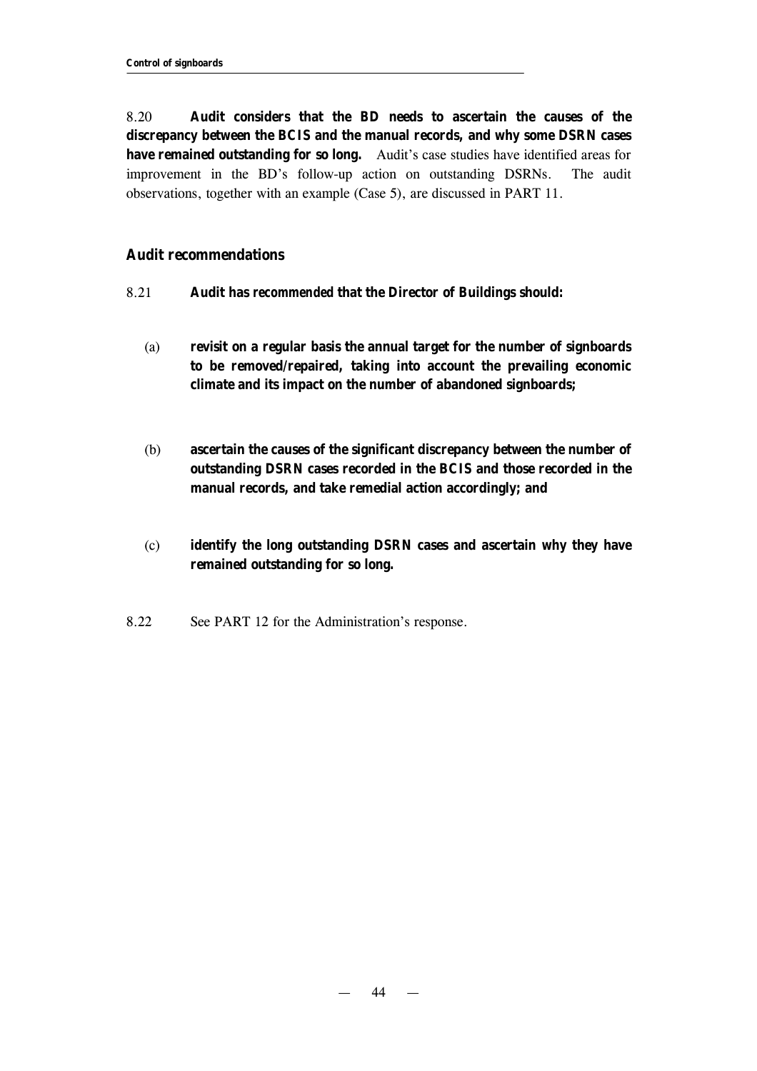8.20 **Audit considers that the BD needs to ascertain the causes of the discrepancy between the BCIS and the manual records, and why some DSRN cases have remained outstanding for so long.** Audit's case studies have identified areas for improvement in the BD's follow-up action on outstanding DSRNs. The audit observations, together with an example (Case 5), are discussed in PART 11.

## Audit recommendations

8.21 **Audit has *recommended* that the Director of Buildings should:**

(a) **revisit on a regular basis the annual target for the number of signboards to be removed/repaired, taking into account the prevailing economic climate and its impact on the number of abandoned signboards;**

(b) **ascertain the causes of the significant discrepancy between the number of outstanding DSRN cases recorded in the BCIS and those recorded in the manual records, and take remedial action accordingly; and**

(c) **identify the long outstanding DSRN cases and ascertain why they have remained outstanding for so long.**

8.22 See PART 12 for the Administration's response.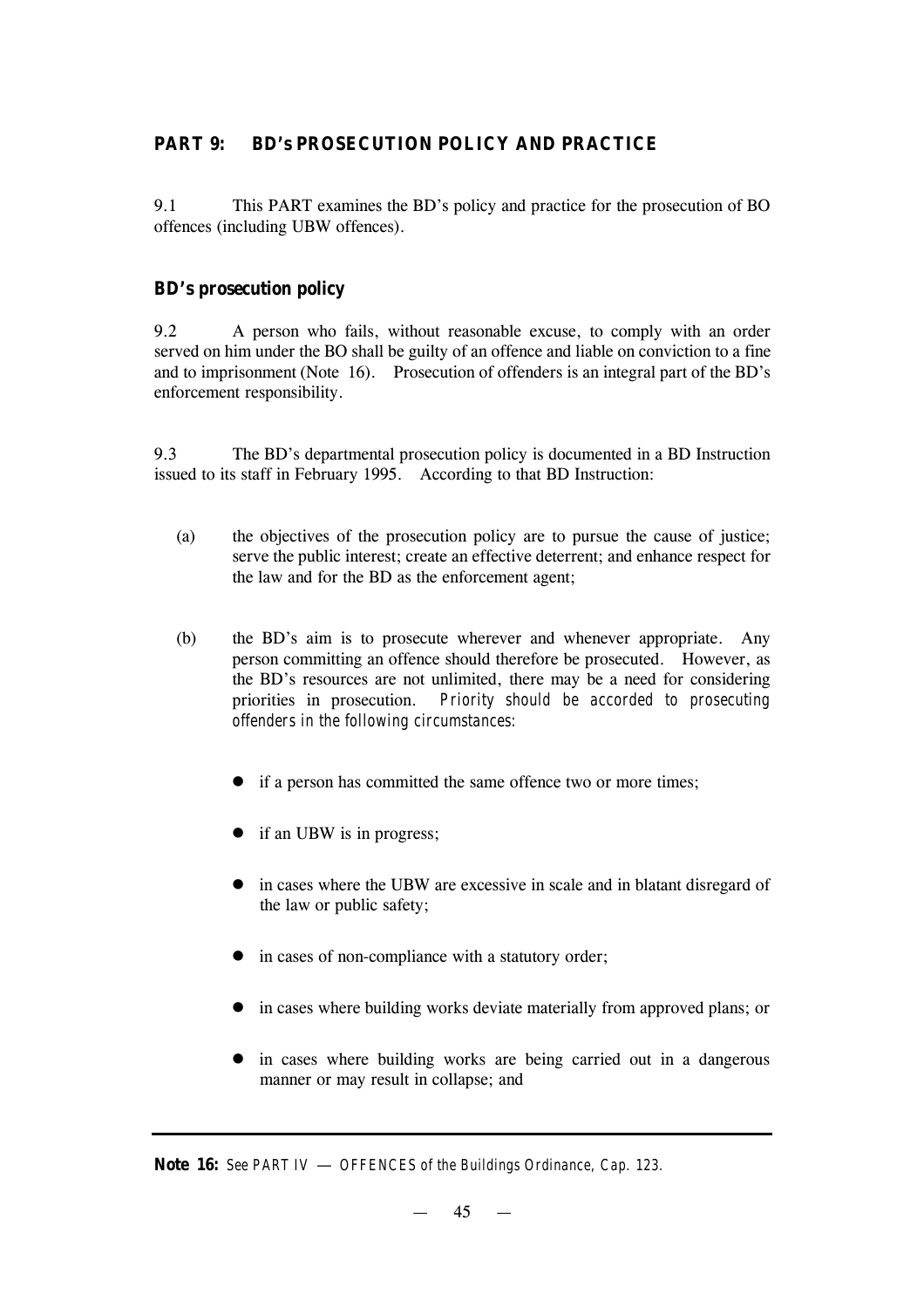## PART 9: BD's PROSECUTION POLICY AND PRACTICE

9.1 This PART examines the BD's policy and practice for the prosecution of BO offences (including UBW offences).

### BD's prosecution policy

9.2 A person who fails, without reasonable excuse, to comply with an order served on him under the BO shall be guilty of an offence and liable on conviction to a fine and to imprisonment (Note 16). Prosecution of offenders is an integral part of the BD's enforcement responsibility.

9.3 The BD's departmental prosecution policy is documented in a BD Instruction issued to its staff in February 1995. According to that BD Instruction:

(a) the objectives of the prosecution policy are to pursue the cause of justice; serve the public interest; create an effective deterrent; and enhance respect for the law and for the BD as the enforcement agent;

(b) the BD's aim is to prosecute wherever and whenever appropriate. Any person committing an offence should therefore be prosecuted. However, as the BD's resources are not unlimited, there may be a need for considering priorities in prosecution. *Priority should be accorded to prosecuting offenders in the following circumstances:*

- if a person has committed the same offence two or more times;
- if an UBW is in progress;
- in cases where the UBW are excessive in scale and in blatant disregard of the law or public safety;
- in cases of non-compliance with a statutory order;
- in cases where building works deviate materially from approved plans; or
- in cases where building works are being carried out in a dangerous manner or may result in collapse; and

---

**Note 16:** *See PART IV — OFFENCES of the Buildings Ordinance, Cap. 123.*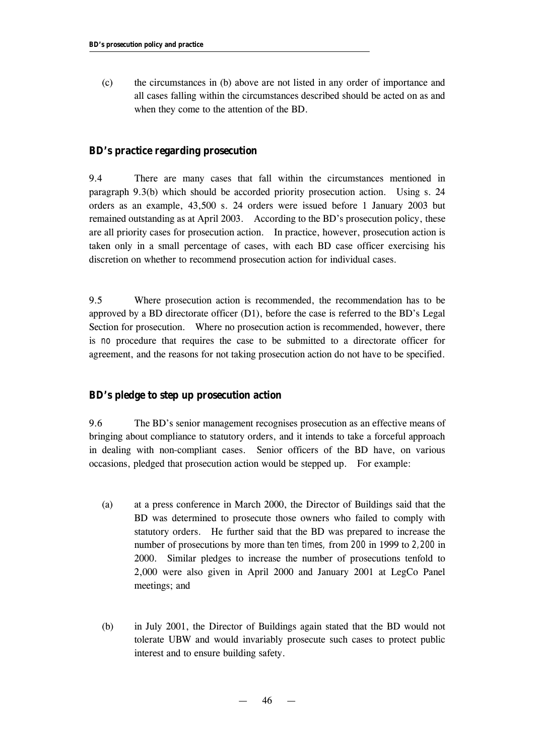(c) the circumstances in (b) above are not listed in any order of importance and all cases falling within the circumstances described should be acted on as and when they come to the attention of the BD.

### BD's practice regarding prosecution

9.4 There are many cases that fall within the circumstances mentioned in paragraph 9.3(b) which should be accorded priority prosecution action. Using s. 24 orders as an example, 43,500 s. 24 orders were issued before 1 January 2003 but remained outstanding as at April 2003. According to the BD's prosecution policy, these are all priority cases for prosecution action. In practice, however, prosecution action is taken only in a small percentage of cases, with each BD case officer exercising his discretion on whether to recommend prosecution action for individual cases.

9.5 Where prosecution action is recommended, the recommendation has to be approved by a BD directorate officer (D1), before the case is referred to the BD's Legal Section for prosecution. Where no prosecution action is recommended, however, there is *no* procedure that requires the case to be submitted to a directorate officer for agreement, and the reasons for not taking prosecution action do not have to be specified.

### BD's pledge to step up prosecution action

9.6 The BD's senior management recognises prosecution as an effective means of bringing about compliance to statutory orders, and it intends to take a forceful approach in dealing with non-compliant cases. Senior officers of the BD have, on various occasions, pledged that prosecution action would be stepped up. For example:

(a) at a press conference in March 2000, the Director of Buildings said that the BD was determined to prosecute those owners who failed to comply with statutory orders. He further said that the BD was prepared to increase the number of prosecutions by more than *ten times*, from *200* in 1999 to *2,200* in 2000. Similar pledges to increase the number of prosecutions tenfold to 2,000 were also given in April 2000 and January 2001 at LegCo Panel meetings; and

(b) in July 2001, the Director of Buildings again stated that the BD would not tolerate UBW and would invariably prosecute such cases to protect public interest and to ensure building safety.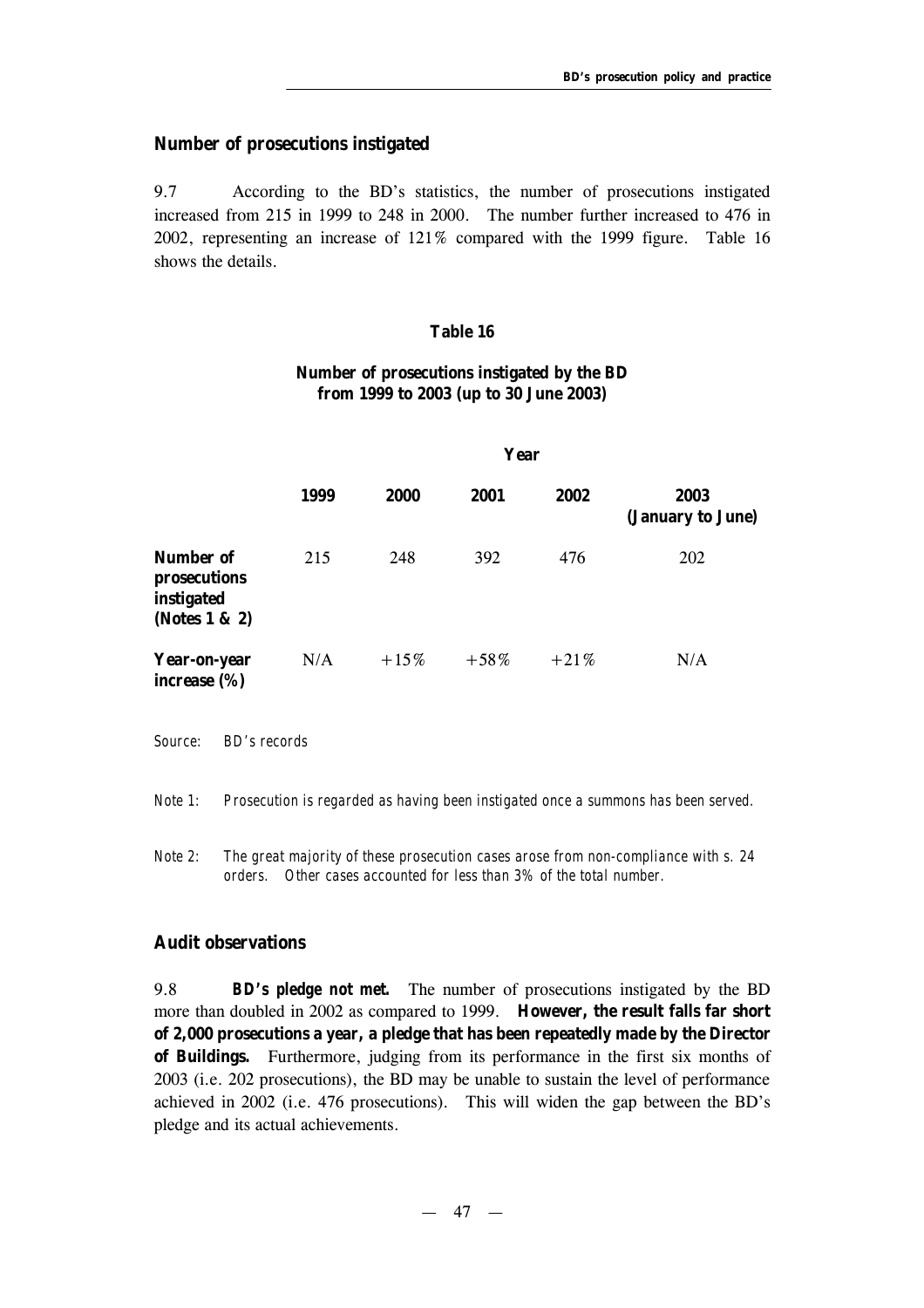## Number of prosecutions instigated

9.7 According to the BD's statistics, the number of prosecutions instigated increased from 215 in 1999 to 248 in 2000. The number further increased to 476 in 2002, representing an increase of 121% compared with the 1999 figure. Table 16 shows the details.

**Table 16**

**Number of prosecutions instigated by the BD from 1999 to 2003 (up to 30 June 2003)**

| | Year | | | | |
|---|---|---|---|---|---|
| | **1999** | **2000** | **2001** | **2002** | **2003 (January to June)** |
| **Number of prosecutions instigated (Notes 1 & 2)** | 215 | 248 | 392 | 476 | 202 |
| **Year-on-year increase (%)** | N/A | +15% | +58% | +21% | N/A |

*Source: BD's records*

*Note 1: Prosecution is regarded as having been instigated once a summons has been served.*

*Note 2: The great majority of these prosecution cases arose from non-compliance with s. 24 orders. Other cases accounted for less than 3% of the total number.*

## Audit observations

9.8 ***BD's pledge not met.*** The number of prosecutions instigated by the BD more than doubled in 2002 as compared to 1999. **However, the result falls far short of 2,000 prosecutions a year, a pledge that has been repeatedly made by the Director of Buildings.** Furthermore, judging from its performance in the first six months of 2003 (i.e. 202 prosecutions), the BD may be unable to sustain the level of performance achieved in 2002 (i.e. 476 prosecutions). This will widen the gap between the BD's pledge and its actual achievements.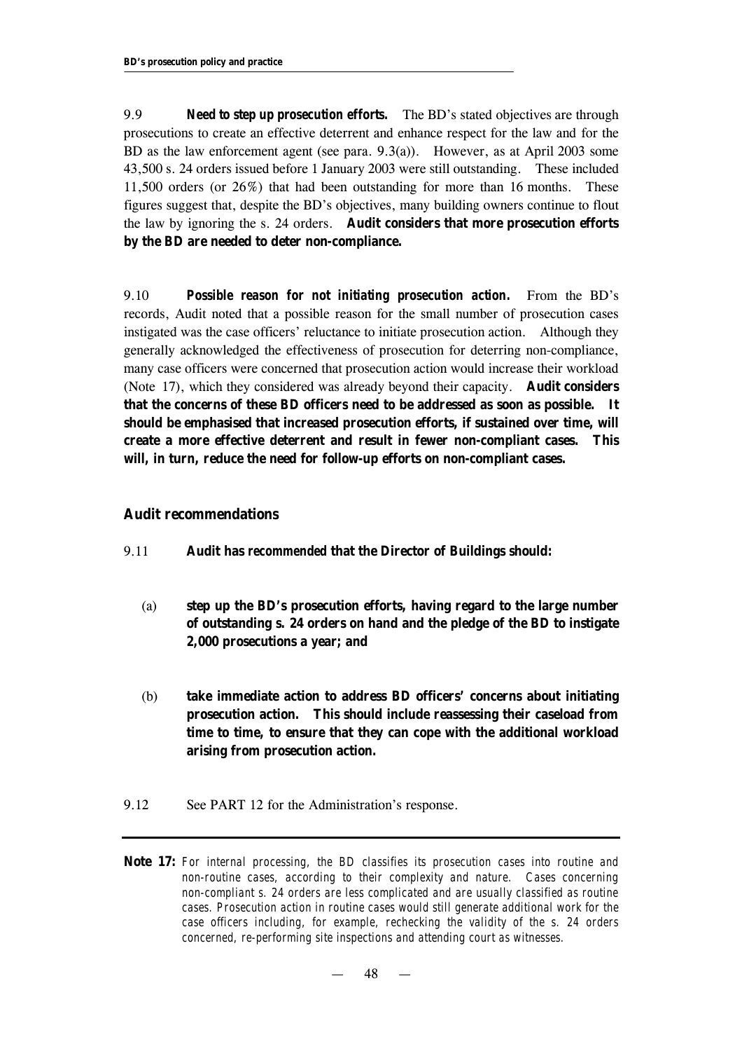9.9 **Need to step up prosecution efforts.** The BD's stated objectives are through prosecutions to create an effective deterrent and enhance respect for the law and for the BD as the law enforcement agent (see para. 9.3(a)). However, as at April 2003 some 43,500 s. 24 orders issued before 1 January 2003 were still outstanding. These included 11,500 orders (or 26%) that had been outstanding for more than 16 months. These figures suggest that, despite the BD's objectives, many building owners continue to flout the law by ignoring the s. 24 orders. **Audit considers that more prosecution efforts by the BD are needed to deter non-compliance.**

9.10 **Possible reason for not initiating prosecution action.** From the BD's records, Audit noted that a possible reason for the small number of prosecution cases instigated was the case officers' reluctance to initiate prosecution action. Although they generally acknowledged the effectiveness of prosecution for deterring non-compliance, many case officers were concerned that prosecution action would increase their workload (Note 17), which they considered was already beyond their capacity. **Audit considers that the concerns of these BD officers need to be addressed as soon as possible. It should be emphasised that increased prosecution efforts, if sustained over time, will create a more effective deterrent and result in fewer non-compliant cases. This will, in turn, reduce the need for follow-up efforts on non-compliant cases.**

## Audit recommendations

9.11 **Audit has *recommended* that the Director of Buildings should:**

(a) **step up the BD's prosecution efforts, having regard to the large number of outstanding s. 24 orders on hand and the pledge of the BD to instigate 2,000 prosecutions a year; and**

(b) **take immediate action to address BD officers' concerns about initiating prosecution action. This should include reassessing their caseload from time to time, to ensure that they can cope with the additional workload arising from prosecution action.**

9.12 See PART 12 for the Administration's response.

---

**Note 17:** *For internal processing, the BD classifies its prosecution cases into routine and non-routine cases, according to their complexity and nature. Cases concerning non-compliant s. 24 orders are less complicated and are usually classified as routine cases. Prosecution action in routine cases would still generate additional work for the case officers including, for example, rechecking the validity of the s. 24 orders concerned, re-performing site inspections and attending court as witnesses.*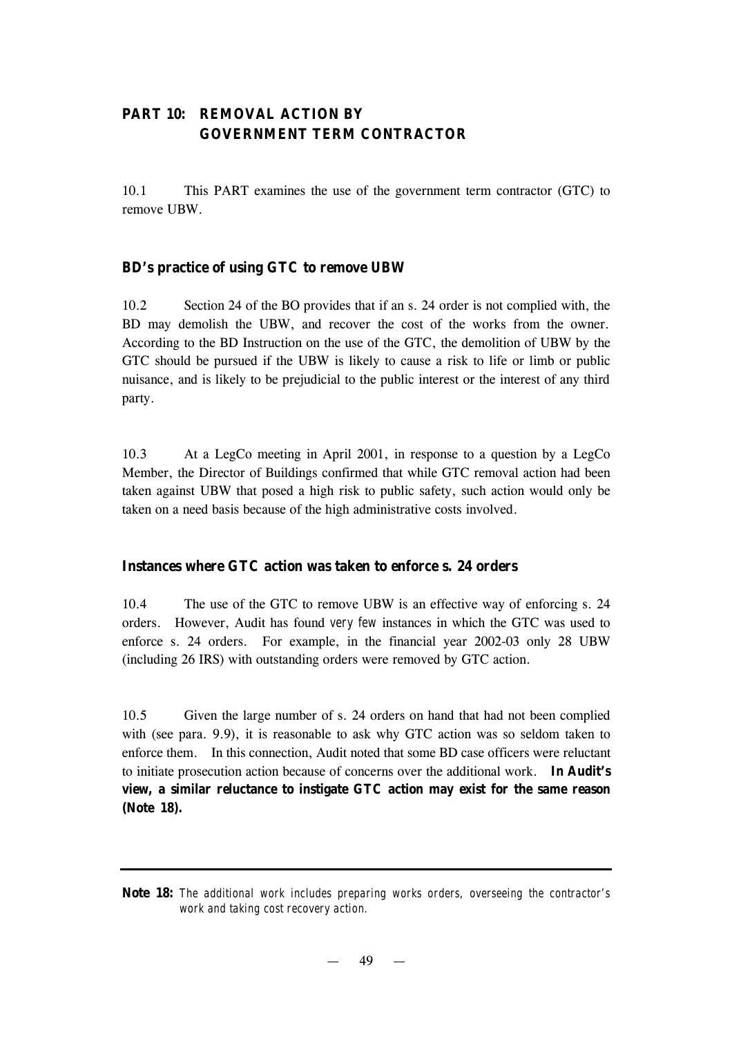## PART 10: REMOVAL ACTION BY GOVERNMENT TERM CONTRACTOR

10.1 This PART examines the use of the government term contractor (GTC) to remove UBW.

### BD's practice of using GTC to remove UBW

10.2 Section 24 of the BO provides that if an s. 24 order is not complied with, the BD may demolish the UBW, and recover the cost of the works from the owner. According to the BD Instruction on the use of the GTC, the demolition of UBW by the GTC should be pursued if the UBW is likely to cause a risk to life or limb or public nuisance, and is likely to be prejudicial to the public interest or the interest of any third party.

10.3 At a LegCo meeting in April 2001, in response to a question by a LegCo Member, the Director of Buildings confirmed that while GTC removal action had been taken against UBW that posed a high risk to public safety, such action would only be taken on a need basis because of the high administrative costs involved.

### Instances where GTC action was taken to enforce s. 24 orders

10.4 The use of the GTC to remove UBW is an effective way of enforcing s. 24 orders. However, Audit has found *very few* instances in which the GTC was used to enforce s. 24 orders. For example, in the financial year 2002-03 only 28 UBW (including 26 IRS) with outstanding orders were removed by GTC action.

10.5 Given the large number of s. 24 orders on hand that had not been complied with (see para. 9.9), it is reasonable to ask why GTC action was so seldom taken to enforce them. In this connection, Audit noted that some BD case officers were reluctant to initiate prosecution action because of concerns over the additional work. **In Audit's view, a similar reluctance to instigate GTC action may exist for the same reason (Note 18).**

---

**Note 18:** *The additional work includes preparing works orders, overseeing the contractor's work and taking cost recovery action.*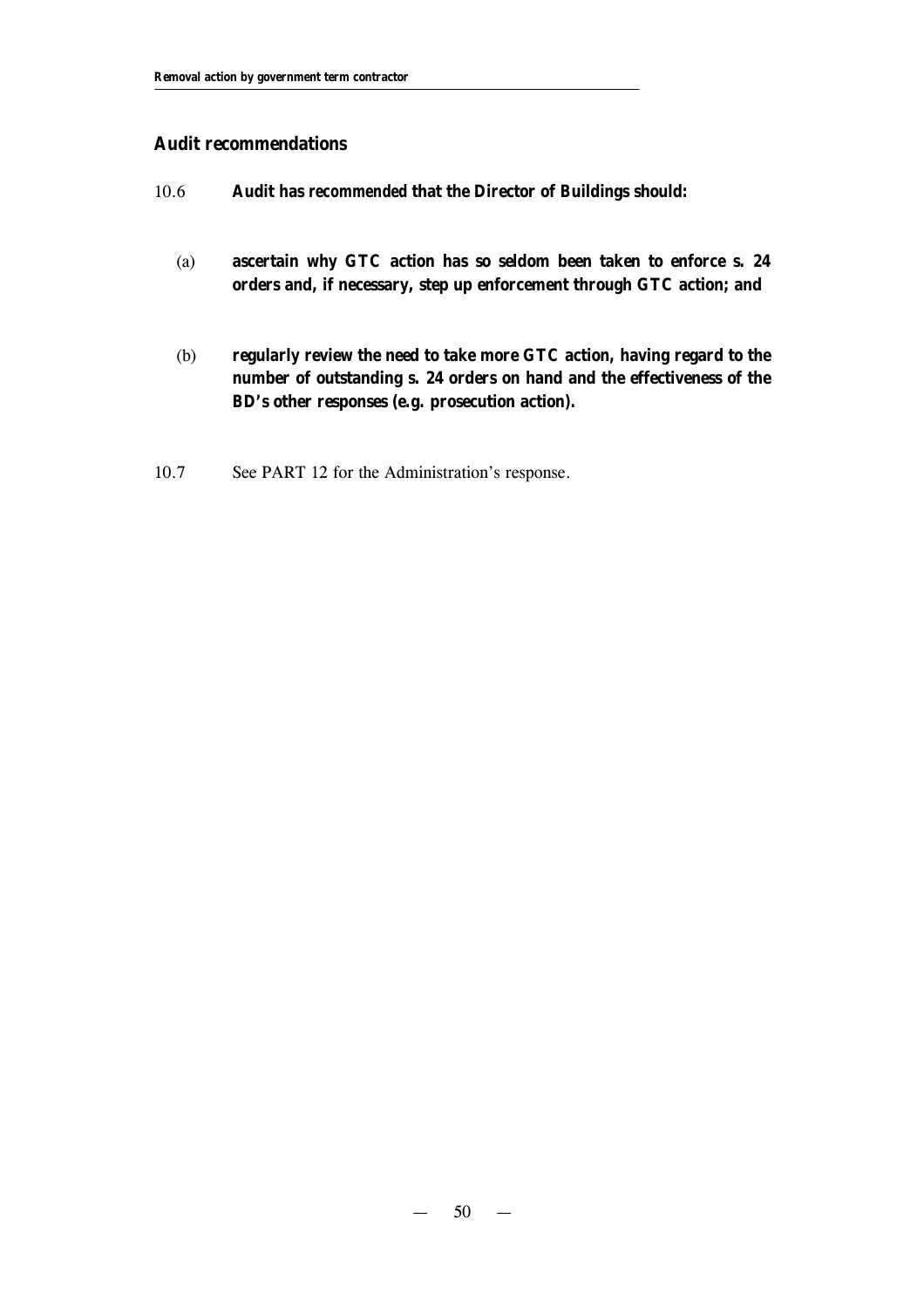## Audit recommendations

10.6 **Audit has recommended that the Director of Buildings should:**

(a) **ascertain why GTC action has so seldom been taken to enforce s. 24 orders and, if necessary, step up enforcement through GTC action; and**

(b) **regularly review the need to take more GTC action, having regard to the number of outstanding s. 24 orders on hand and the effectiveness of the BD's other responses (e.g. prosecution action).**

10.7 See PART 12 for the Administration's response.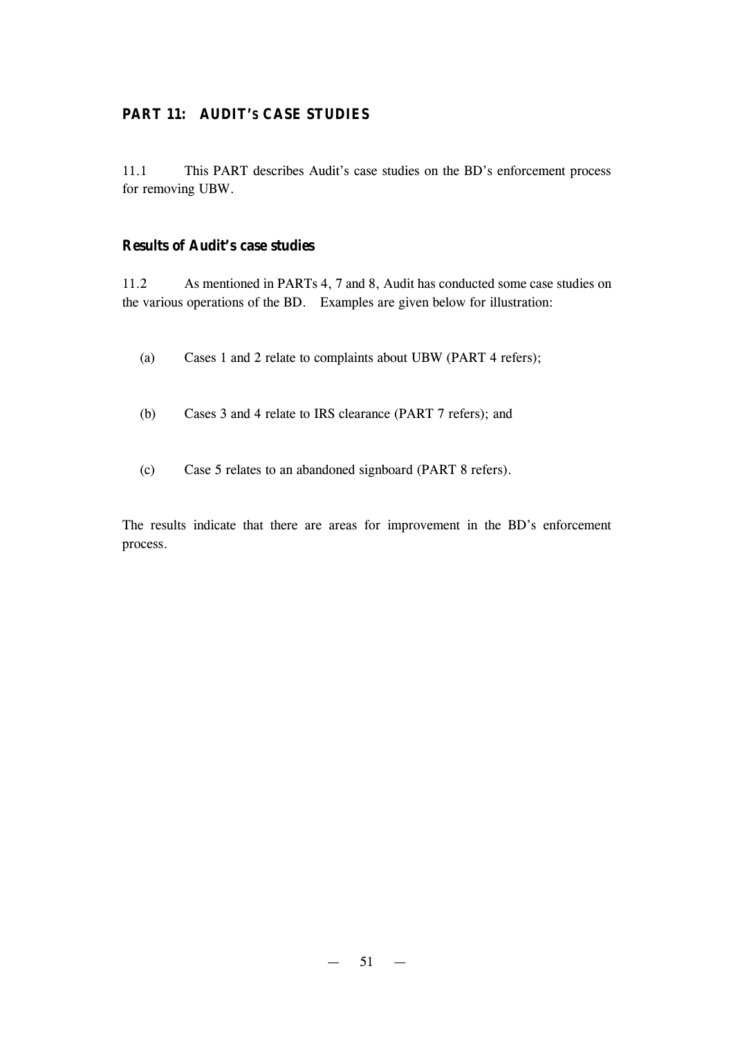## PART 11: AUDIT's CASE STUDIES

11.1 This PART describes Audit's case studies on the BD's enforcement process for removing UBW.

### Results of Audit's case studies

11.2 As mentioned in PARTs 4, 7 and 8, Audit has conducted some case studies on the various operations of the BD. Examples are given below for illustration:

(a) Cases 1 and 2 relate to complaints about UBW (PART 4 refers);

(b) Cases 3 and 4 relate to IRS clearance (PART 7 refers); and

(c) Case 5 relates to an abandoned signboard (PART 8 refers).

The results indicate that there are areas for improvement in the BD's enforcement process.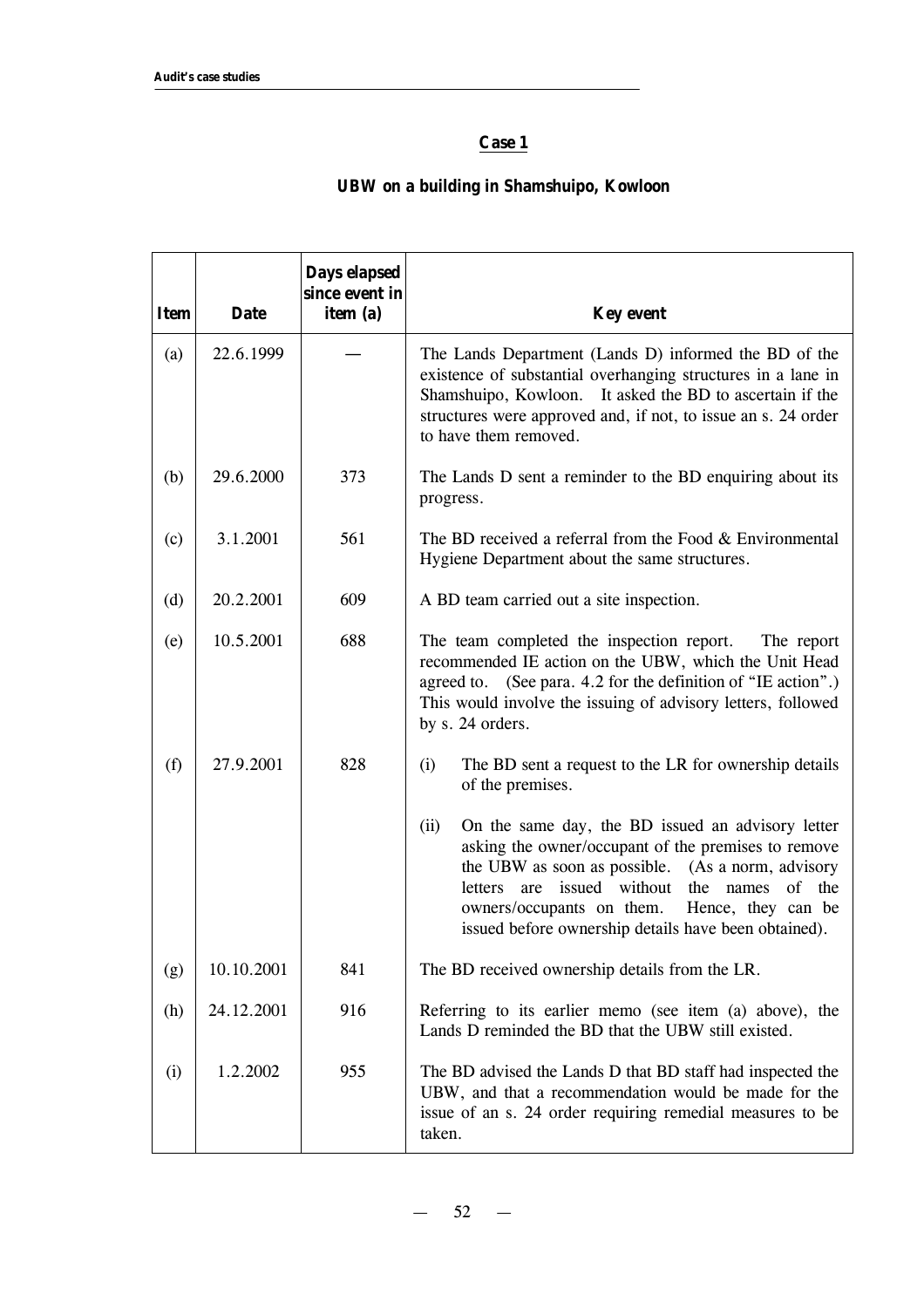## Case 1

### UBW on a building in Shamshuipo, Kowloon

| Item | Date | Days elapsed since event in item (a) | Key event |
|---|---|---|---|
| (a) | 22.6.1999 | — | The Lands Department (Lands D) informed the BD of the existence of substantial overhanging structures in a lane in Shamshuipo, Kowloon. It asked the BD to ascertain if the structures were approved and, if not, to issue an s. 24 order to have them removed. |
| (b) | 29.6.2000 | 373 | The Lands D sent a reminder to the BD enquiring about its progress. |
| (c) | 3.1.2001 | 561 | The BD received a referral from the Food & Environmental Hygiene Department about the same structures. |
| (d) | 20.2.2001 | 609 | A BD team carried out a site inspection. |
| (e) | 10.5.2001 | 688 | The team completed the inspection report. The report recommended IE action on the UBW, which the Unit Head agreed to. (See para. 4.2 for the definition of "IE action".) This would involve the issuing of advisory letters, followed by s. 24 orders. |
| (f) | 27.9.2001 | 828 | (i) The BD sent a request to the LR for ownership details of the premises.<br><br>(ii) On the same day, the BD issued an advisory letter asking the owner/occupant of the premises to remove the UBW as soon as possible. (As a norm, advisory letters are issued without the names of the owners/occupants on them. Hence, they can be issued before ownership details have been obtained). |
| (g) | 10.10.2001 | 841 | The BD received ownership details from the LR. |
| (h) | 24.12.2001 | 916 | Referring to its earlier memo (see item (a) above), the Lands D reminded the BD that the UBW still existed. |
| (i) | 1.2.2002 | 955 | The BD advised the Lands D that BD staff had inspected the UBW, and that a recommendation would be made for the issue of an s. 24 order requiring remedial measures to be taken. |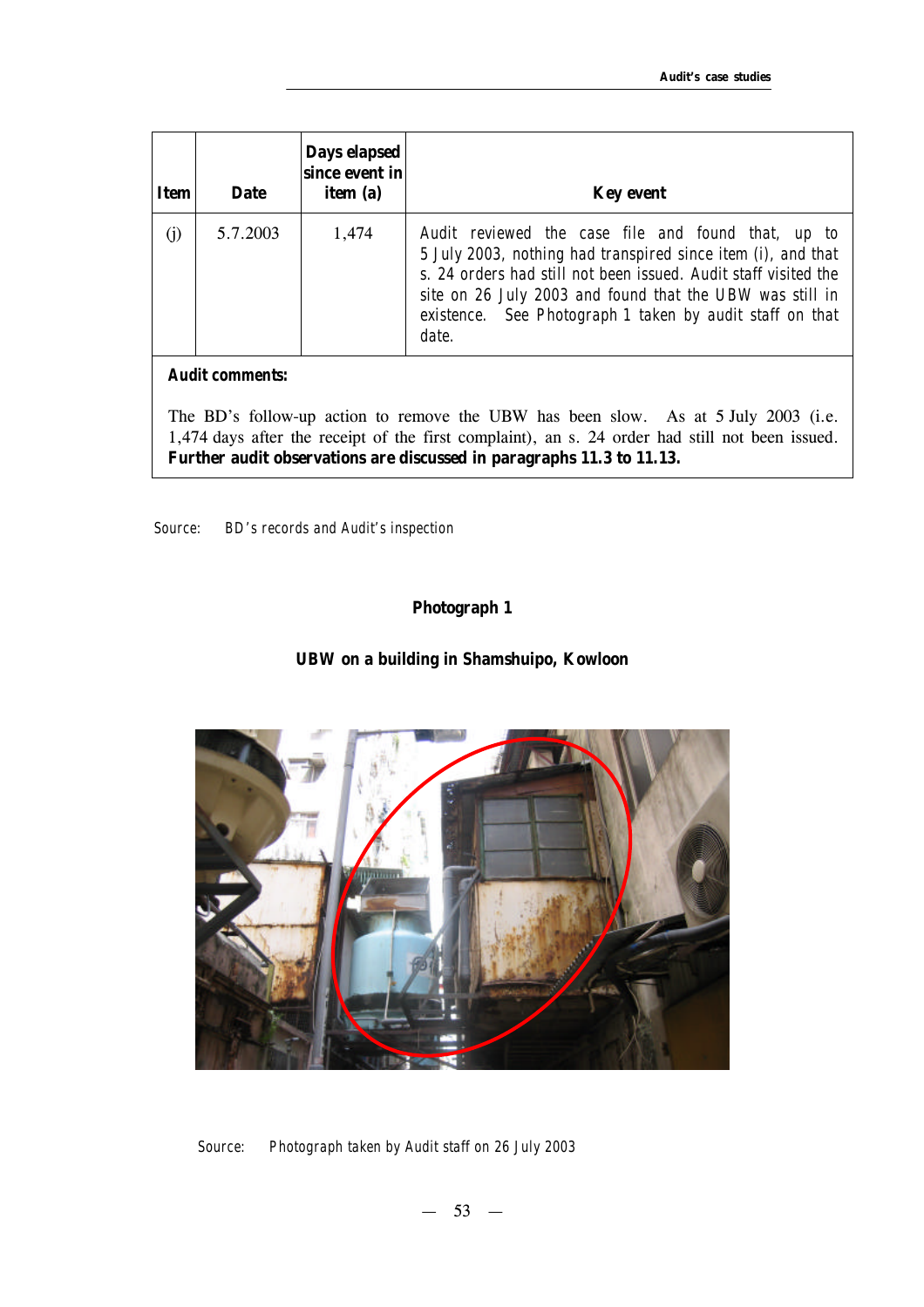| Item | Date | Days elapsed since event in item (a) | Key event |
|---|---|---|---|
| (j) | 5.7.2003 | 1,474 | Audit reviewed the case file and found that, up to 5 July 2003, nothing had transpired since item (i), and that s. 24 orders had still not been issued. Audit staff visited the site on 26 July 2003 and found that the UBW was still in existence. See Photograph 1 taken by audit staff on that date. |

**Audit comments:**

The BD's follow-up action to remove the UBW has been slow. As at 5 July 2003 (i.e. 1,474 days after the receipt of the first complaint), an s. 24 order had still not been issued. **Further audit observations are discussed in paragraphs 11.3 to 11.13.**

Source: BD's records and Audit's inspection

**Photograph 1**

**UBW on a building in Shamshuipo, Kowloon**

Source: Photograph taken by Audit staff on 26 July 2003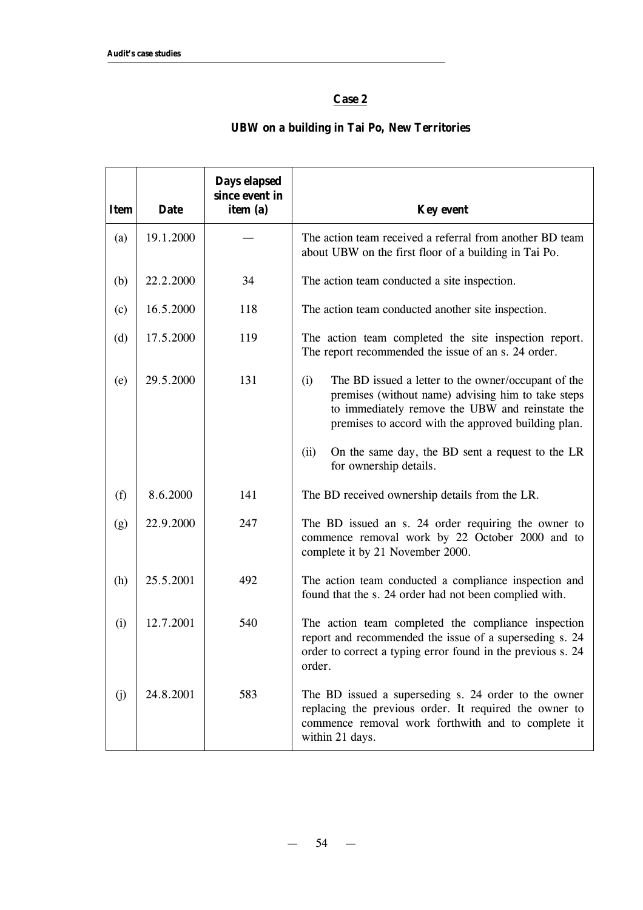## Case 2

### UBW on a building in Tai Po, New Territories

| Item | Date | Days elapsed since event in item (a) | Key event |
|---|---|---|---|
| (a) | 19.1.2000 | — | The action team received a referral from another BD team about UBW on the first floor of a building in Tai Po. |
| (b) | 22.2.2000 | 34 | The action team conducted a site inspection. |
| (c) | 16.5.2000 | 118 | The action team conducted another site inspection. |
| (d) | 17.5.2000 | 119 | The action team completed the site inspection report. The report recommended the issue of an s. 24 order. |
| (e) | 29.5.2000 | 131 | (i) The BD issued a letter to the owner/occupant of the premises (without name) advising him to take steps to immediately remove the UBW and reinstate the premises to accord with the approved building plan. (ii) On the same day, the BD sent a request to the LR for ownership details. |
| (f) | 8.6.2000 | 141 | The BD received ownership details from the LR. |
| (g) | 22.9.2000 | 247 | The BD issued an s. 24 order requiring the owner to commence removal work by 22 October 2000 and to complete it by 21 November 2000. |
| (h) | 25.5.2001 | 492 | The action team conducted a compliance inspection and found that the s. 24 order had not been complied with. |
| (i) | 12.7.2001 | 540 | The action team completed the compliance inspection report and recommended the issue of a superseding s. 24 order to correct a typing error found in the previous s. 24 order. |
| (j) | 24.8.2001 | 583 | The BD issued a superseding s. 24 order to the owner replacing the previous order. It required the owner to commence removal work forthwith and to complete it within 21 days. |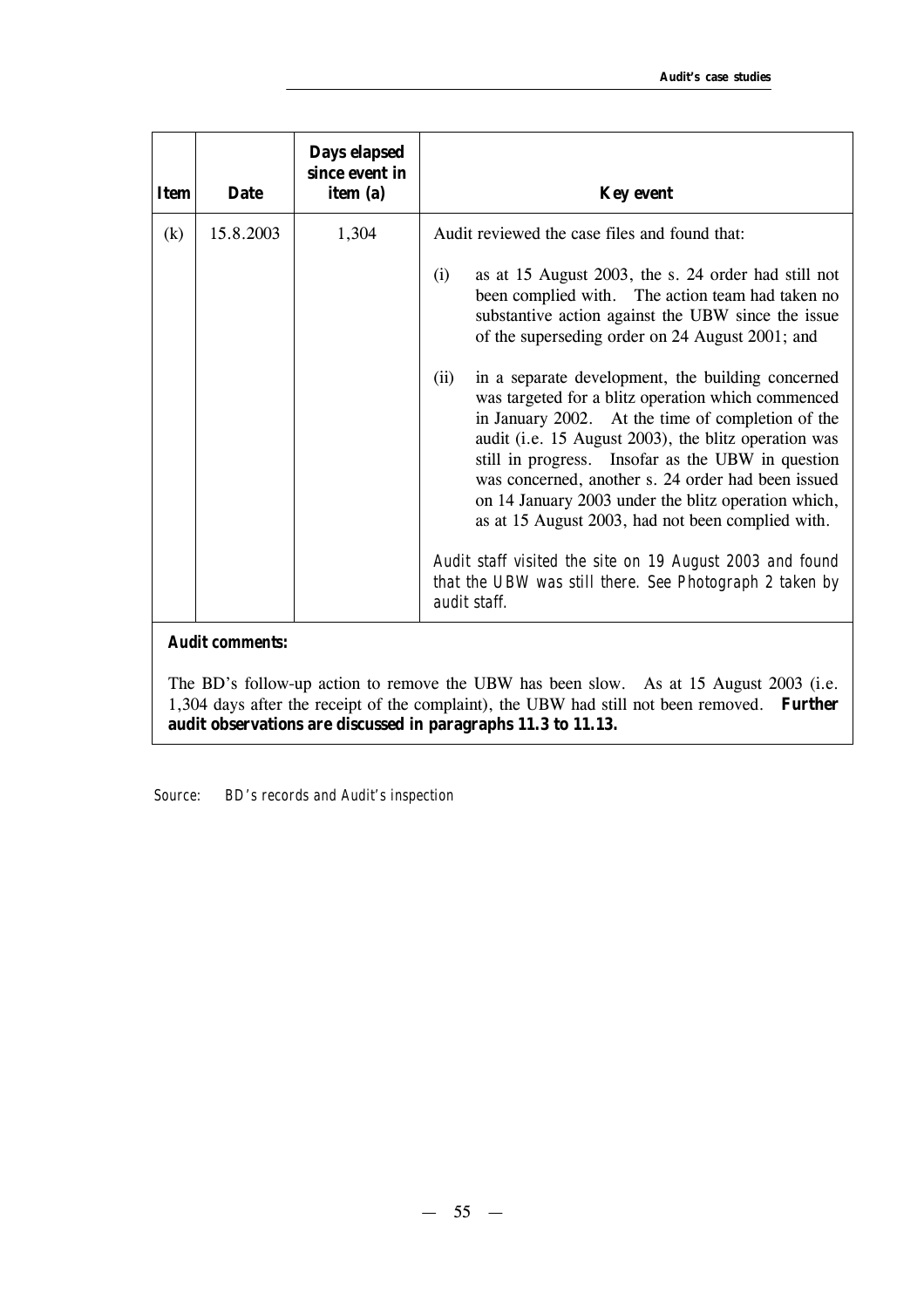| Item | Date | Days elapsed since event in item (a) | Key event |
|---|---|---|---|
| (k) | 15.8.2003 | 1,304 | Audit reviewed the case files and found that:<br><br>(i) as at 15 August 2003, the s. 24 order had still not been complied with. The action team had taken no substantive action against the UBW since the issue of the superseding order on 24 August 2001; and<br><br>(ii) in a separate development, the building concerned was targeted for a blitz operation which commenced in January 2002. At the time of completion of the audit (i.e. 15 August 2003), the blitz operation was still in progress. Insofar as the UBW in question was concerned, another s. 24 order had been issued on 14 January 2003 under the blitz operation which, as at 15 August 2003, had not been complied with.<br><br>*Audit staff visited the site on 19 August 2003 and found that the UBW was still there. See Photograph 2 taken by audit staff.* |

**Audit comments:**

The BD's follow-up action to remove the UBW has been slow. As at 15 August 2003 (i.e. 1,304 days after the receipt of the complaint), the UBW had still not been removed. **Further audit observations are discussed in paragraphs 11.3 to 11.13.**

*Source: BD's records and Audit's inspection*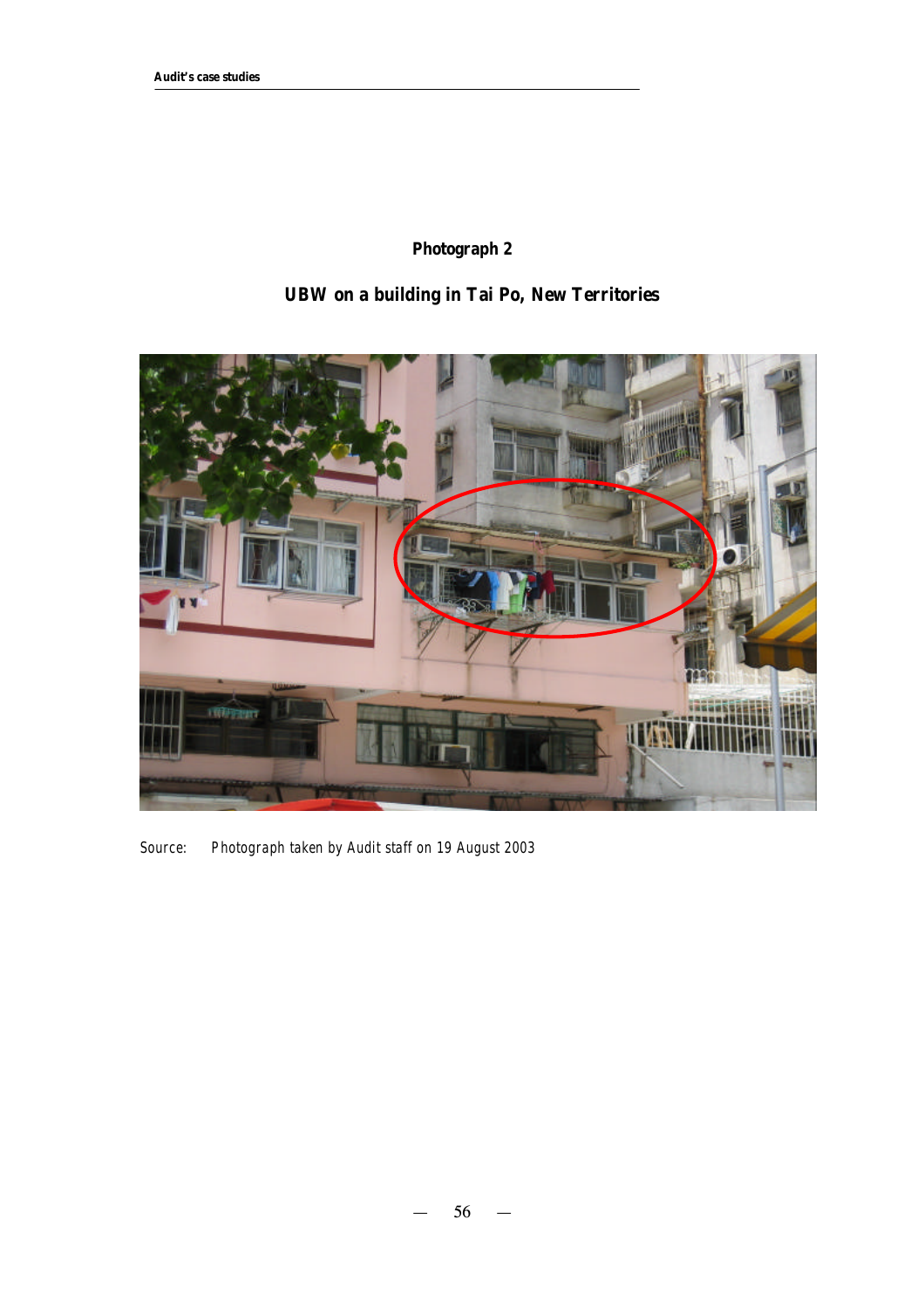**Photograph 2**

**UBW on a building in Tai Po, New Territories**

Source: *Photograph taken by Audit staff on 19 August 2003*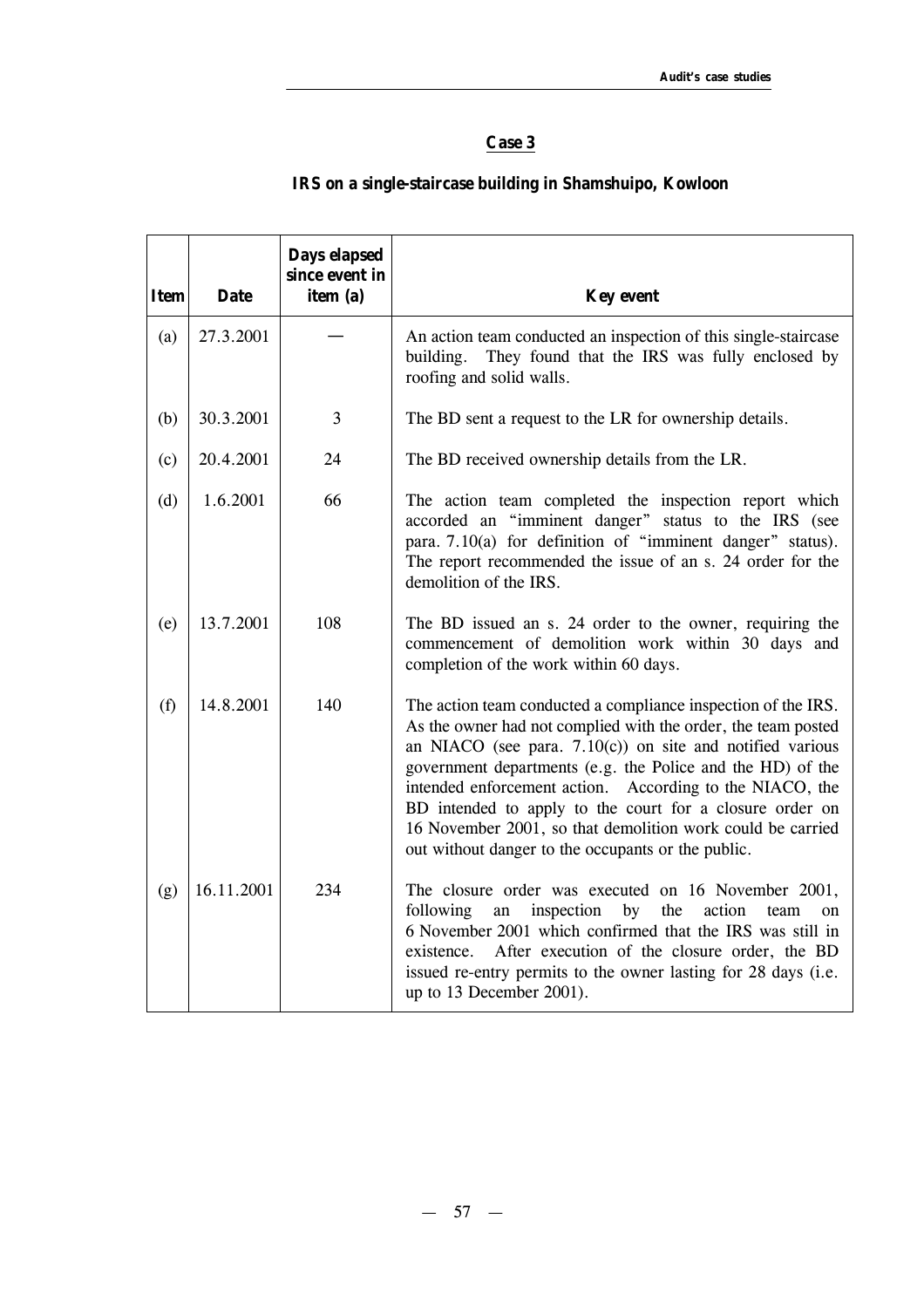## Case 3

### IRS on a single-staircase building in Shamshuipo, Kowloon

| Item | Date | Days elapsed since event in item (a) | Key event |
|---|---|---|---|
| (a) | 27.3.2001 | — | An action team conducted an inspection of this single-staircase building. They found that the IRS was fully enclosed by roofing and solid walls. |
| (b) | 30.3.2001 | 3 | The BD sent a request to the LR for ownership details. |
| (c) | 20.4.2001 | 24 | The BD received ownership details from the LR. |
| (d) | 1.6.2001 | 66 | The action team completed the inspection report which accorded an "imminent danger" status to the IRS (see para. 7.10(a) for definition of "imminent danger" status). The report recommended the issue of an s. 24 order for the demolition of the IRS. |
| (e) | 13.7.2001 | 108 | The BD issued an s. 24 order to the owner, requiring the commencement of demolition work within 30 days and completion of the work within 60 days. |
| (f) | 14.8.2001 | 140 | The action team conducted a compliance inspection of the IRS. As the owner had not complied with the order, the team posted an NIACO (see para. 7.10(c)) on site and notified various government departments (e.g. the Police and the HD) of the intended enforcement action. According to the NIACO, the BD intended to apply to the court for a closure order on 16 November 2001, so that demolition work could be carried out without danger to the occupants or the public. |
| (g) | 16.11.2001 | 234 | The closure order was executed on 16 November 2001, following an inspection by the action team on 6 November 2001 which confirmed that the IRS was still in existence. After execution of the closure order, the BD issued re-entry permits to the owner lasting for 28 days (i.e. up to 13 December 2001). |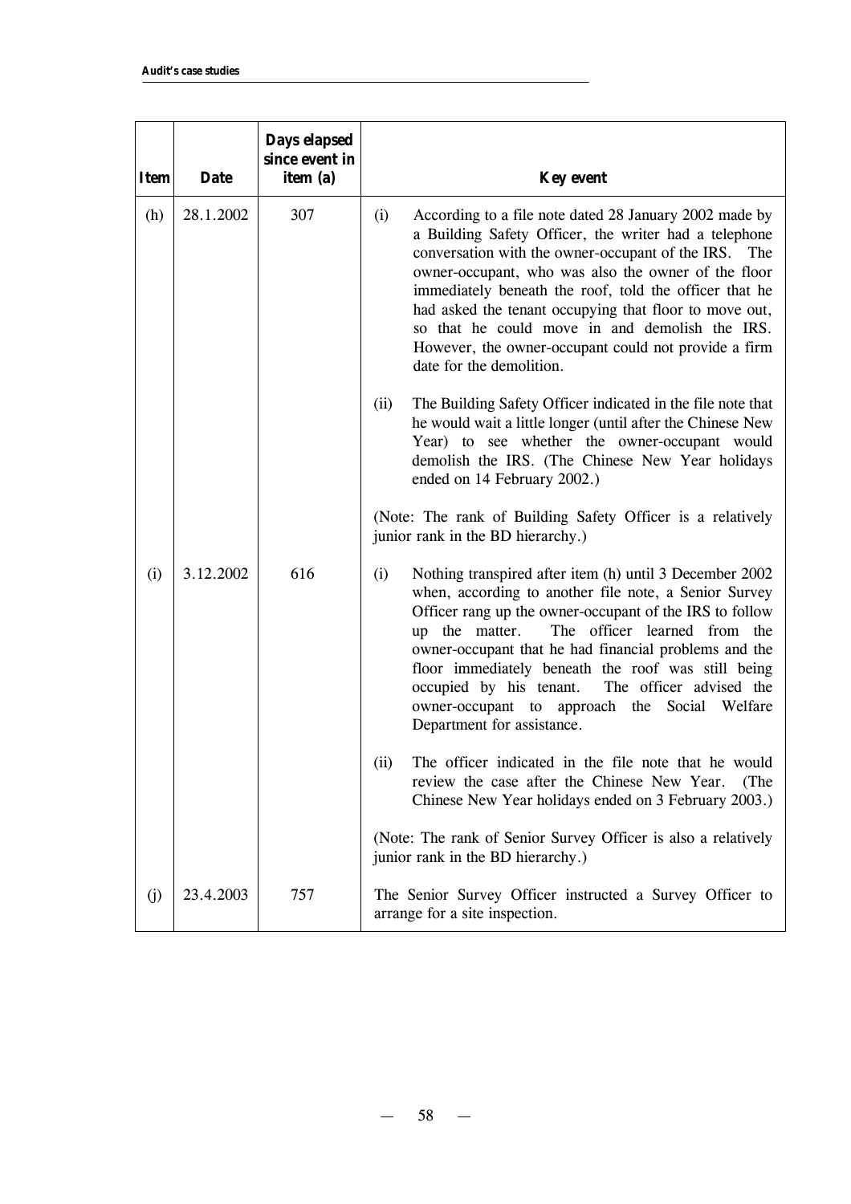| Item | Date | Days elapsed since event in item (a) | Key event |
|---|---|---|---|
| (h) | 28.1.2002 | 307 | (i) According to a file note dated 28 January 2002 made by a Building Safety Officer, the writer had a telephone conversation with the owner-occupant of the IRS. The owner-occupant, who was also the owner of the floor immediately beneath the roof, told the officer that he had asked the tenant occupying that floor to move out, so that he could move in and demolish the IRS. However, the owner-occupant could not provide a firm date for the demolition.<br><br>(ii) The Building Safety Officer indicated in the file note that he would wait a little longer (until after the Chinese New Year) to see whether the owner-occupant would demolish the IRS. (The Chinese New Year holidays ended on 14 February 2002.)<br><br>(Note: The rank of Building Safety Officer is a relatively junior rank in the BD hierarchy.) |
| (i) | 3.12.2002 | 616 | (i) Nothing transpired after item (h) until 3 December 2002 when, according to another file note, a Senior Survey Officer rang up the owner-occupant of the IRS to follow up the matter. The officer learned from the owner-occupant that he had financial problems and the floor immediately beneath the roof was still being occupied by his tenant. The officer advised the owner-occupant to approach the Social Welfare Department for assistance.<br><br>(ii) The officer indicated in the file note that he would review the case after the Chinese New Year. (The Chinese New Year holidays ended on 3 February 2003.)<br><br>(Note: The rank of Senior Survey Officer is also a relatively junior rank in the BD hierarchy.) |
| (j) | 23.4.2003 | 757 | The Senior Survey Officer instructed a Survey Officer to arrange for a site inspection. |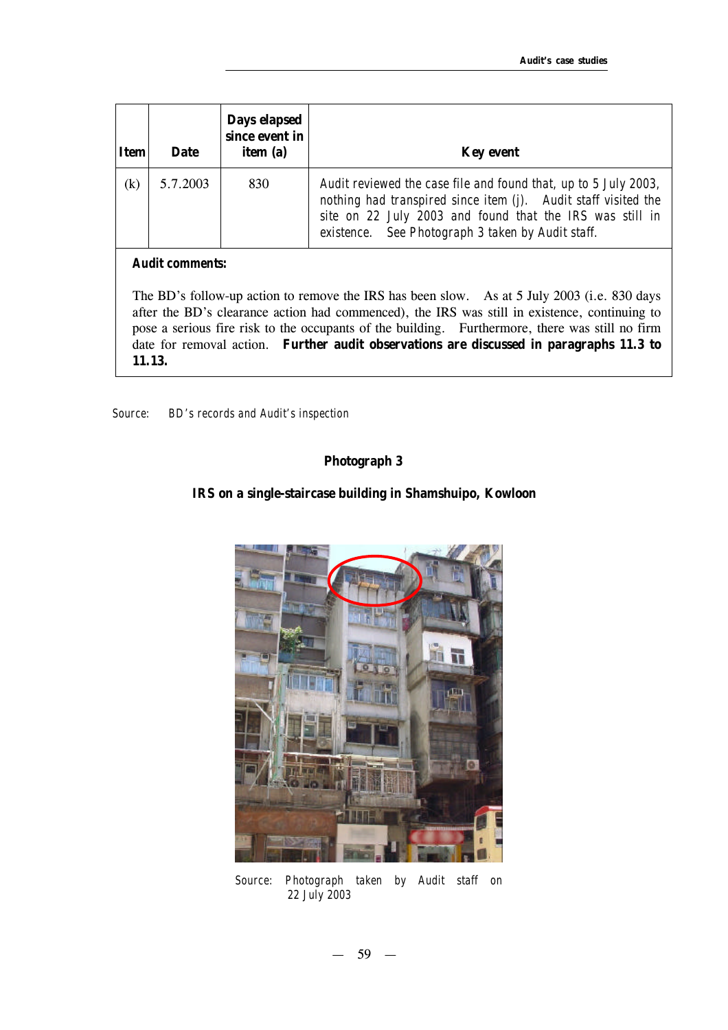| Item | Date | Days elapsed since event in item (a) | Key event |
|---|---|---|---|
| (k) | 5.7.2003 | 830 | Audit reviewed the case file and found that, up to 5 July 2003, nothing had transpired since item (j). Audit staff visited the site on 22 July 2003 and found that the IRS was still in existence. See Photograph 3 taken by Audit staff. |

**Audit comments:**

The BD's follow-up action to remove the IRS has been slow. As at 5 July 2003 (i.e. 830 days after the BD's clearance action had commenced), the IRS was still in existence, continuing to pose a serious fire risk to the occupants of the building. Furthermore, there was still no firm date for removal action. **Further audit observations are discussed in paragraphs 11.3 to 11.13.**

Source: BD's records and Audit's inspection

**Photograph 3**

**IRS on a single-staircase building in Shamshuipo, Kowloon**

Source: Photograph taken by Audit staff on 22 July 2003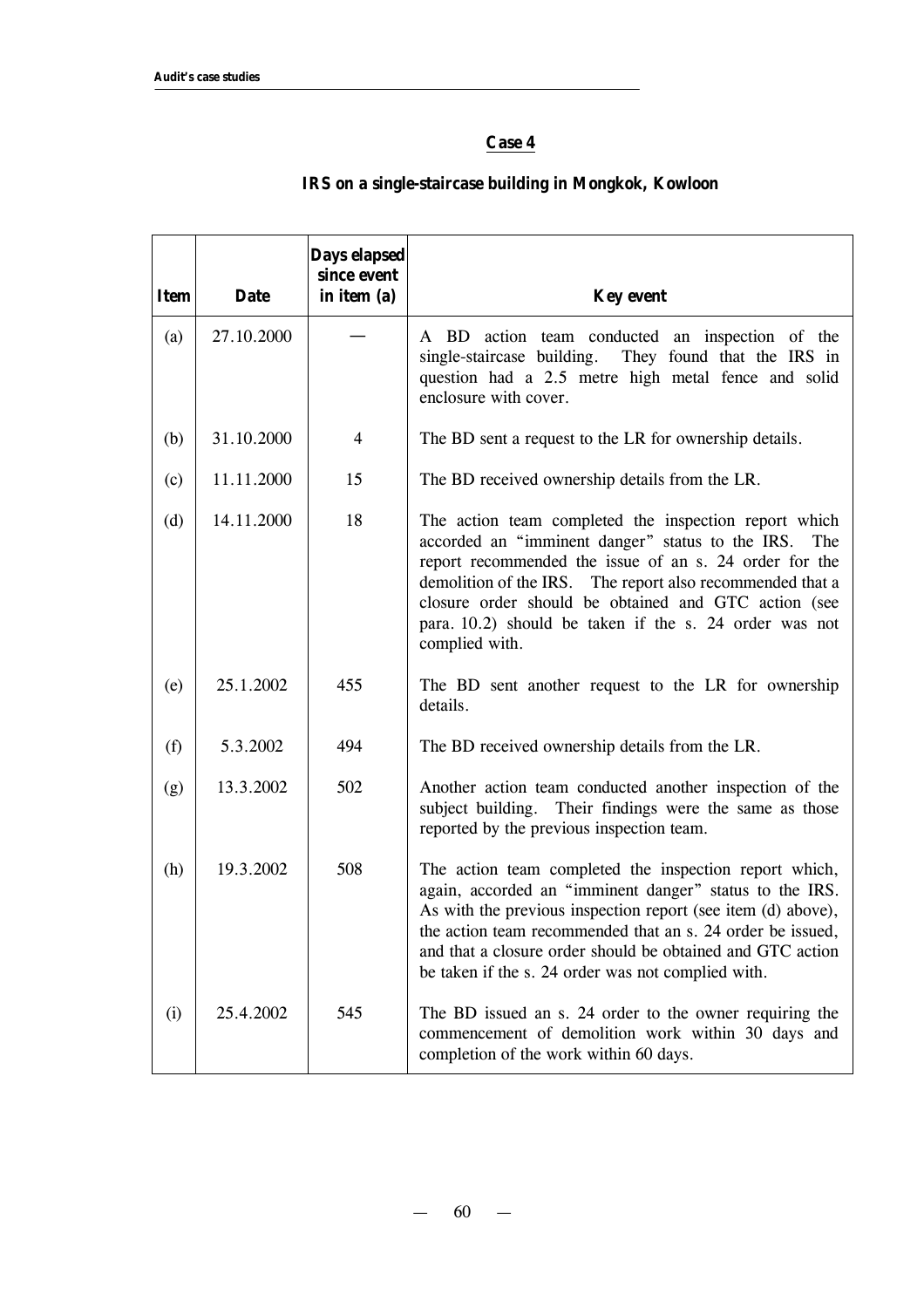## Case 4

### IRS on a single-staircase building in Mongkok, Kowloon

| Item | Date | Days elapsed since event in item (a) | Key event |
|---|---|---|---|
| (a) | 27.10.2000 | — | A BD action team conducted an inspection of the single-staircase building. They found that the IRS in question had a 2.5 metre high metal fence and solid enclosure with cover. |
| (b) | 31.10.2000 | 4 | The BD sent a request to the LR for ownership details. |
| (c) | 11.11.2000 | 15 | The BD received ownership details from the LR. |
| (d) | 14.11.2000 | 18 | The action team completed the inspection report which accorded an "imminent danger" status to the IRS. The report recommended the issue of an s. 24 order for the demolition of the IRS. The report also recommended that a closure order should be obtained and GTC action (see para. 10.2) should be taken if the s. 24 order was not complied with. |
| (e) | 25.1.2002 | 455 | The BD sent another request to the LR for ownership details. |
| (f) | 5.3.2002 | 494 | The BD received ownership details from the LR. |
| (g) | 13.3.2002 | 502 | Another action team conducted another inspection of the subject building. Their findings were the same as those reported by the previous inspection team. |
| (h) | 19.3.2002 | 508 | The action team completed the inspection report which, again, accorded an "imminent danger" status to the IRS. As with the previous inspection report (see item (d) above), the action team recommended that an s. 24 order be issued, and that a closure order should be obtained and GTC action be taken if the s. 24 order was not complied with. |
| (i) | 25.4.2002 | 545 | The BD issued an s. 24 order to the owner requiring the commencement of demolition work within 30 days and completion of the work within 60 days. |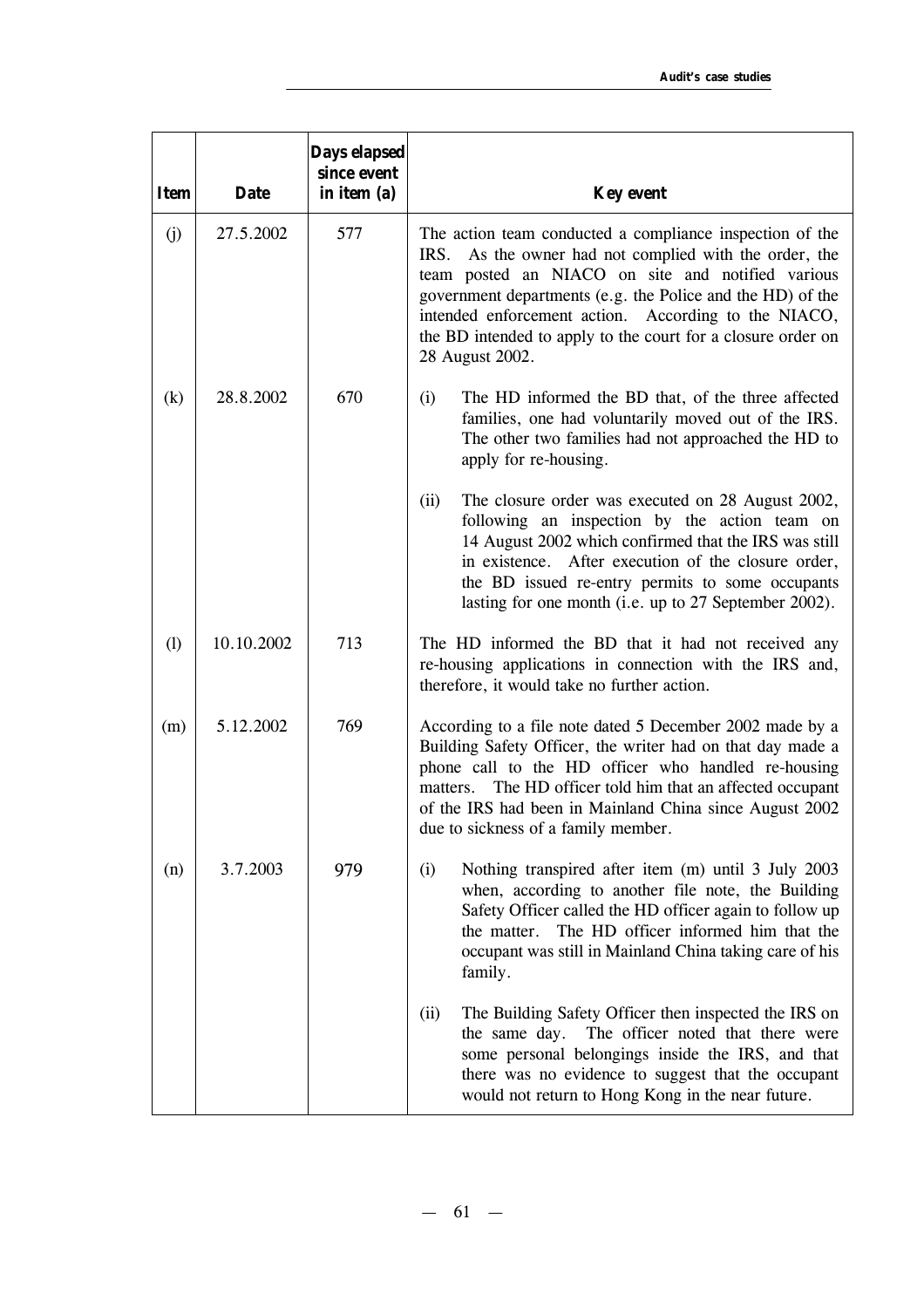| Item | Date | Days elapsed since event in item (a) | Key event |
|---|---|---|---|
| (j) | 27.5.2002 | 577 | The action team conducted a compliance inspection of the IRS. As the owner had not complied with the order, the team posted an NIACO on site and notified various government departments (e.g. the Police and the HD) of the intended enforcement action. According to the NIACO, the BD intended to apply to the court for a closure order on 28 August 2002. |
| (k) | 28.8.2002 | 670 | (i) The HD informed the BD that, of the three affected families, one had voluntarily moved out of the IRS. The other two families had not approached the HD to apply for re-housing.<br><br>(ii) The closure order was executed on 28 August 2002, following an inspection by the action team on 14 August 2002 which confirmed that the IRS was still in existence. After execution of the closure order, the BD issued re-entry permits to some occupants lasting for one month (i.e. up to 27 September 2002). |
| (l) | 10.10.2002 | 713 | The HD informed the BD that it had not received any re-housing applications in connection with the IRS and, therefore, it would take no further action. |
| (m) | 5.12.2002 | 769 | According to a file note dated 5 December 2002 made by a Building Safety Officer, the writer had on that day made a phone call to the HD officer who handled re-housing matters. The HD officer told him that an affected occupant of the IRS had been in Mainland China since August 2002 due to sickness of a family member. |
| (n) | 3.7.2003 | 979 | (i) Nothing transpired after item (m) until 3 July 2003 when, according to another file note, the Building Safety Officer called the HD officer again to follow up the matter. The HD officer informed him that the occupant was still in Mainland China taking care of his family.<br><br>(ii) The Building Safety Officer then inspected the IRS on the same day. The officer noted that there were some personal belongings inside the IRS, and that there was no evidence to suggest that the occupant would not return to Hong Kong in the near future. |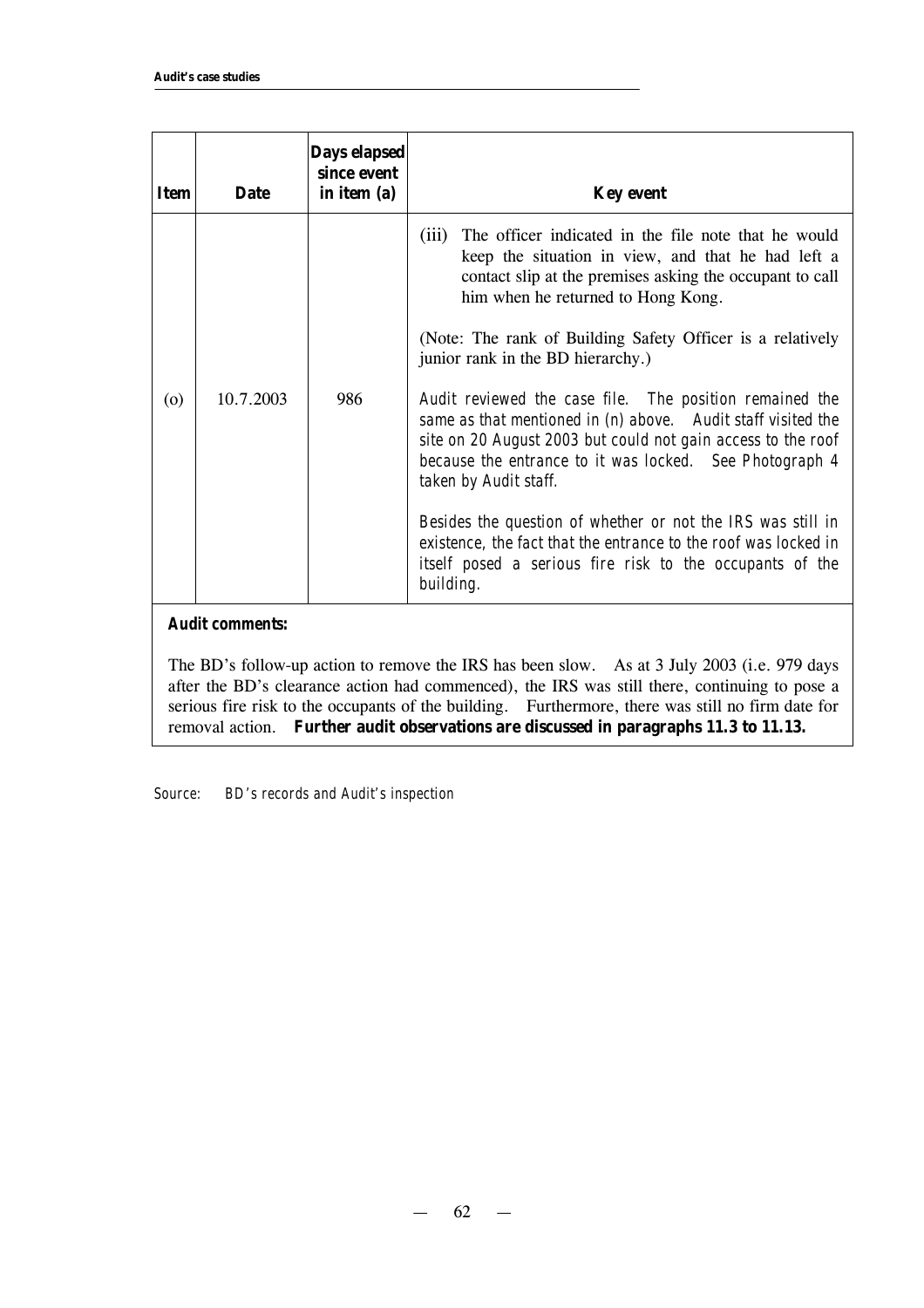| Item | Date | Days elapsed since event in item (a) | Key event |
|---|---|---|---|
| (o) | 10.7.2003 | 986 | (iii) The officer indicated in the file note that he would keep the situation in view, and that he had left a contact slip at the premises asking the occupant to call him when he returned to Hong Kong.<br><br>(Note: The rank of Building Safety Officer is a relatively junior rank in the BD hierarchy.)<br><br>*Audit reviewed the case file. The position remained the same as that mentioned in (n) above. Audit staff visited the site on 20 August 2003 but could not gain access to the roof because the entrance to it was locked. See Photograph 4 taken by Audit staff.*<br><br>*Besides the question of whether or not the IRS was still in existence, the fact that the entrance to the roof was locked in itself posed a serious fire risk to the occupants of the building.* |

**Audit comments:**

The BD's follow-up action to remove the IRS has been slow. As at 3 July 2003 (i.e. 979 days after the BD's clearance action had commenced), the IRS was still there, continuing to pose a serious fire risk to the occupants of the building. Furthermore, there was still no firm date for removal action. **Further audit observations are discussed in paragraphs 11.3 to 11.13.**

*Source: BD's records and Audit's inspection*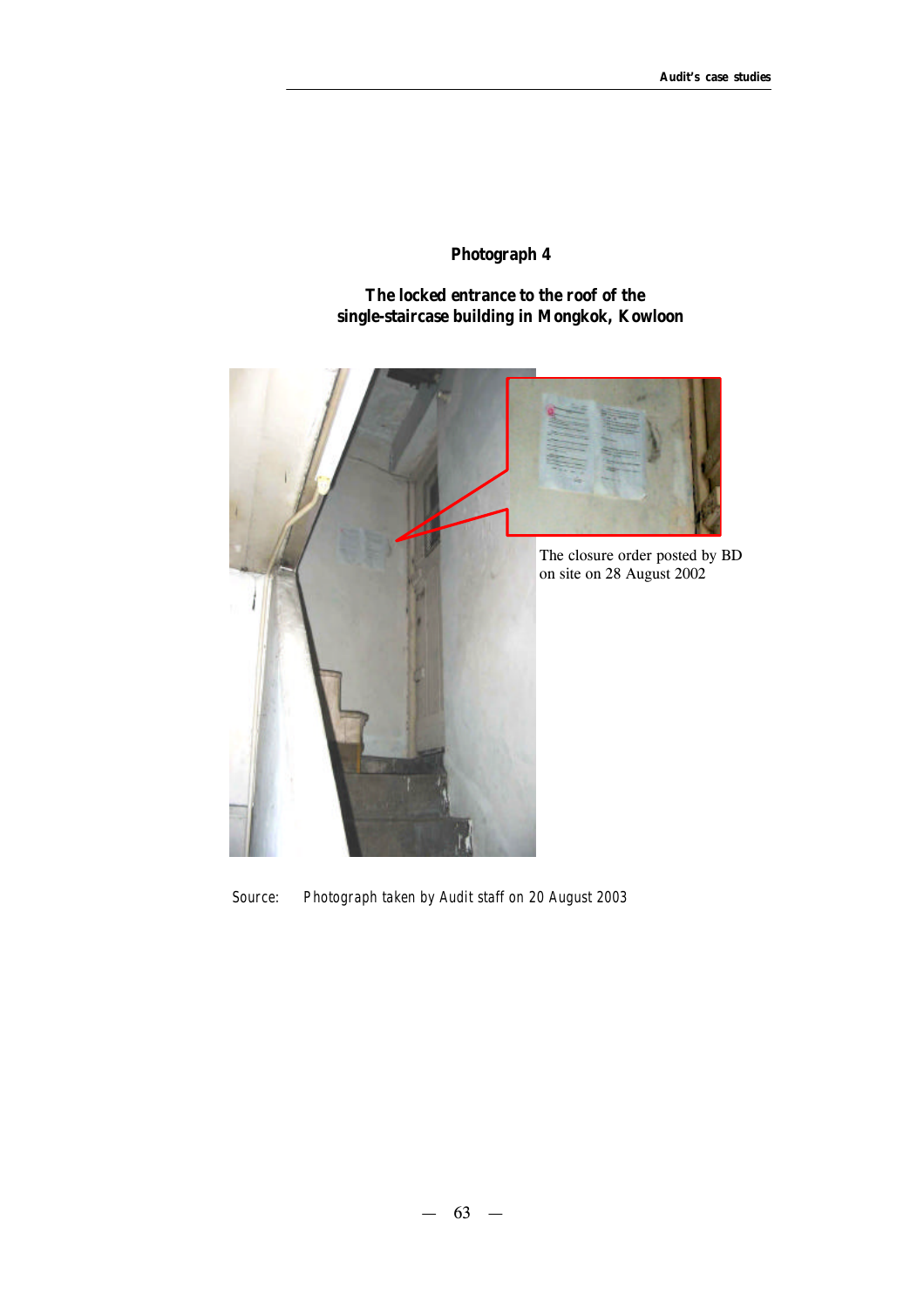**Photograph 4**

**The locked entrance to the roof of the single-staircase building in Mongkok, Kowloon**

The closure order posted by BD on site on 28 August 2002

Source: Photograph taken by Audit staff on 20 August 2003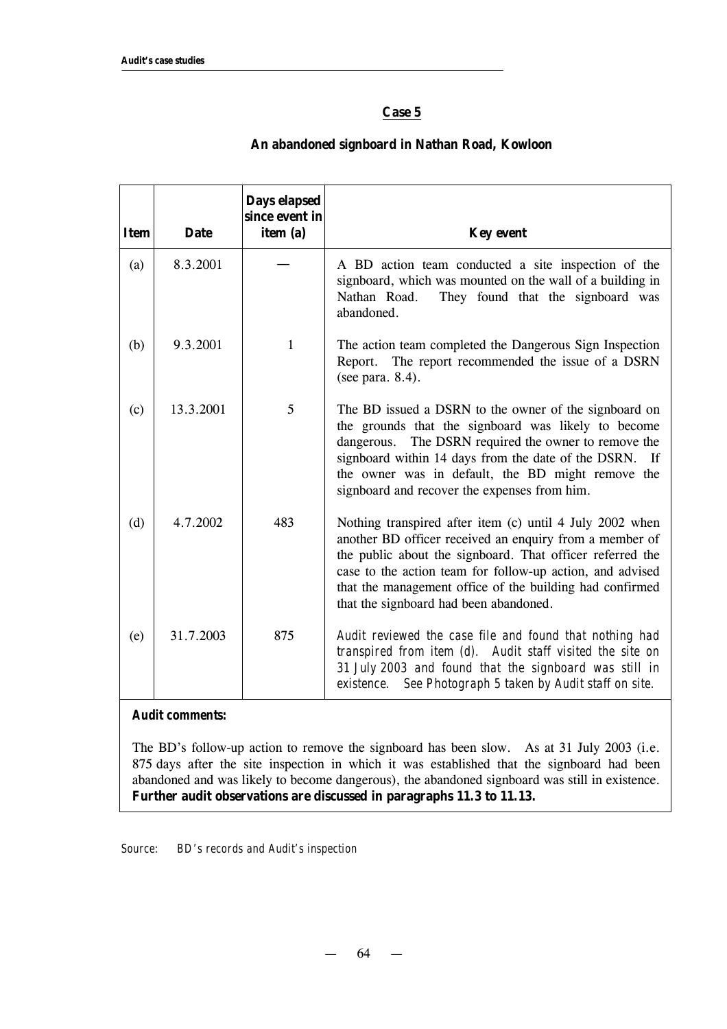## Case 5

### An abandoned signboard in Nathan Road, Kowloon

| Item | Date | Days elapsed since event in item (a) | Key event |
|---|---|---|---|
| (a) | 8.3.2001 | — | A BD action team conducted a site inspection of the signboard, which was mounted on the wall of a building in Nathan Road. They found that the signboard was abandoned. |
| (b) | 9.3.2001 | 1 | The action team completed the Dangerous Sign Inspection Report. The report recommended the issue of a DSRN (see para. 8.4). |
| (c) | 13.3.2001 | 5 | The BD issued a DSRN to the owner of the signboard on the grounds that the signboard was likely to become dangerous. The DSRN required the owner to remove the signboard within 14 days from the date of the DSRN. If the owner was in default, the BD might remove the signboard and recover the expenses from him. |
| (d) | 4.7.2002 | 483 | Nothing transpired after item (c) until 4 July 2002 when another BD officer received an enquiry from a member of the public about the signboard. That officer referred the case to the action team for follow-up action, and advised that the management office of the building had confirmed that the signboard had been abandoned. |
| (e) | 31.7.2003 | 875 | *Audit reviewed the case file and found that nothing had transpired from item (d). Audit staff visited the site on 31 July 2003 and found that the signboard was still in existence. See Photograph 5 taken by Audit staff on site.* |

**Audit comments:**

The BD's follow-up action to remove the signboard has been slow. As at 31 July 2003 (i.e. 875 days after the site inspection in which it was established that the signboard had been abandoned and was likely to become dangerous), the abandoned signboard was still in existence. **Further audit observations are discussed in paragraphs 11.3 to 11.13.**

*Source: BD's records and Audit's inspection*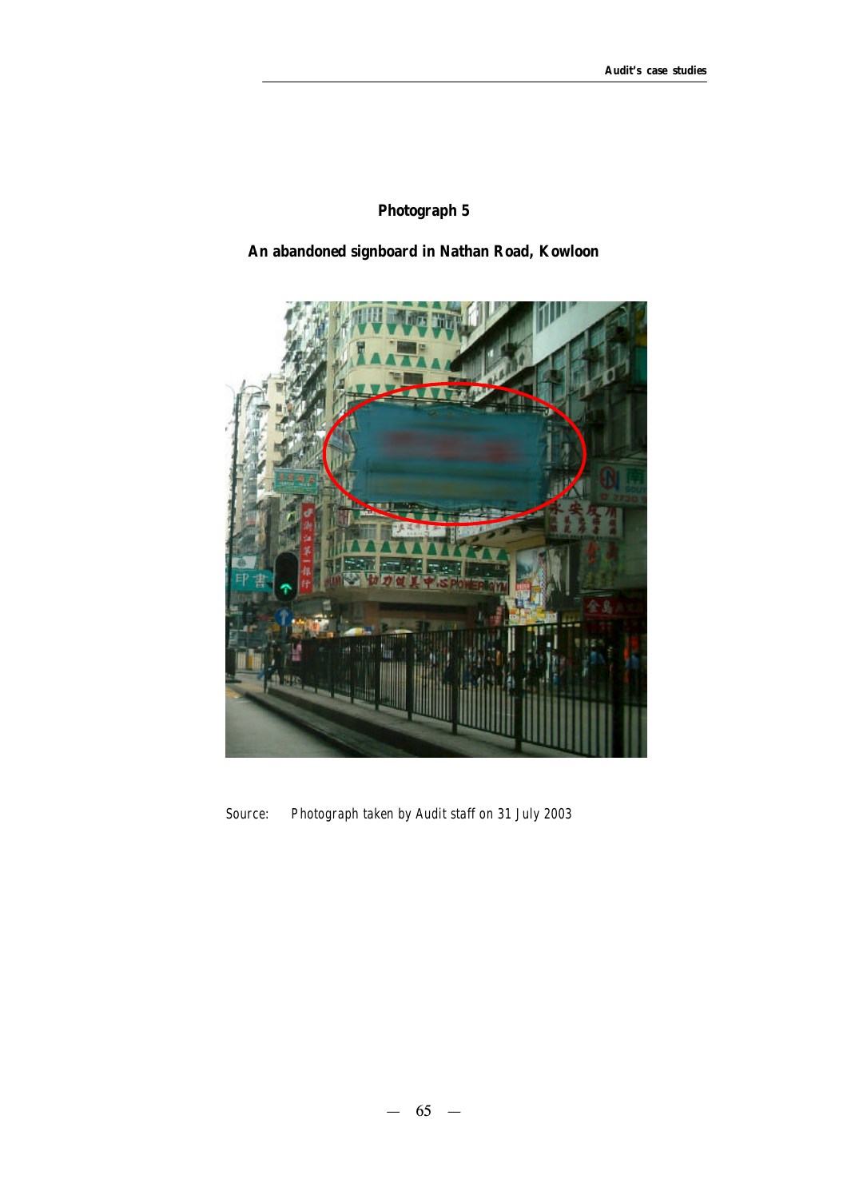**Photograph 5**

**An abandoned signboard in Nathan Road, Kowloon**

Source: Photograph taken by Audit staff on 31 July 2003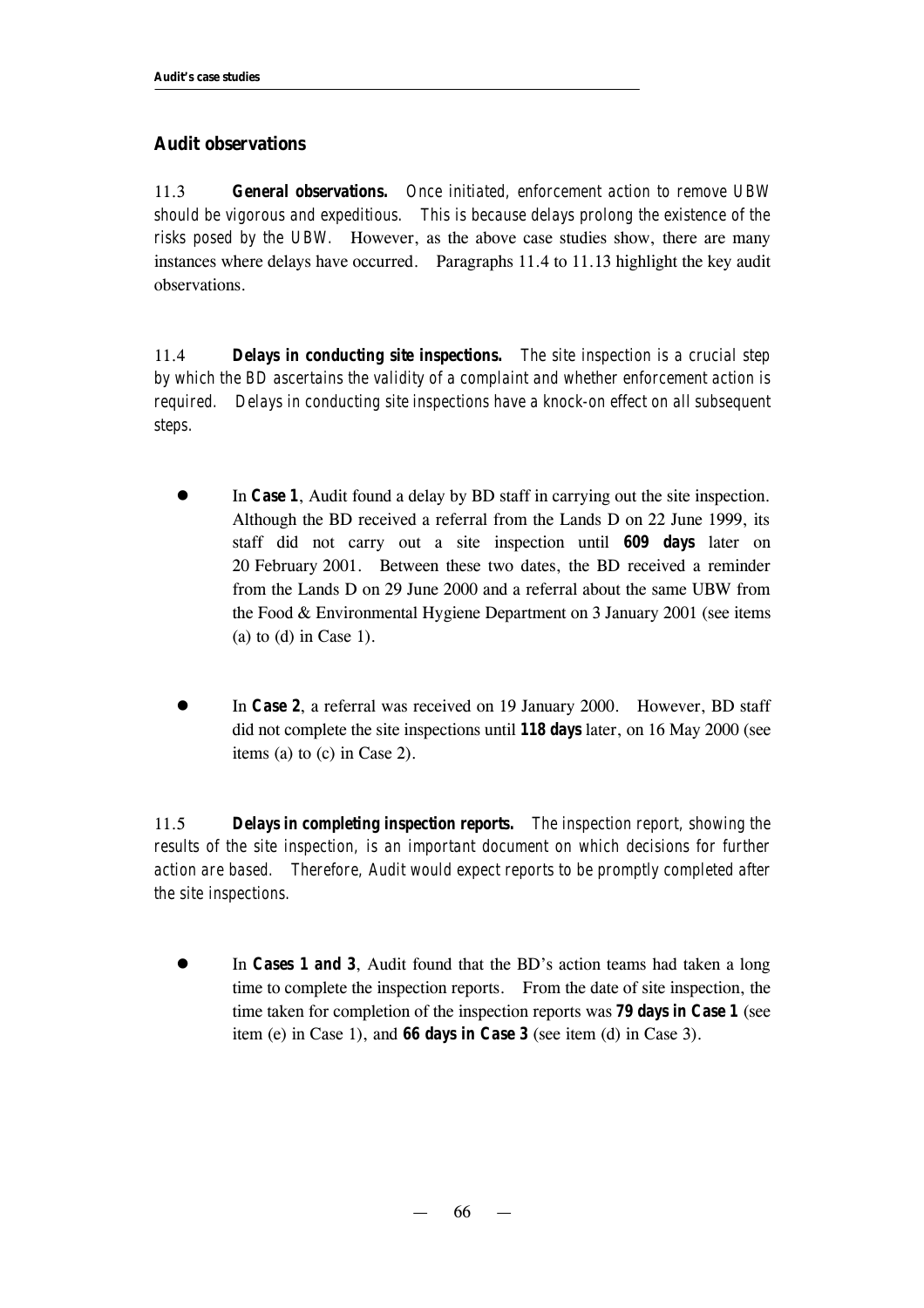## Audit observations

11.3 **General observations.** *Once initiated, enforcement action to remove UBW should be vigorous and expeditious. This is because delays prolong the existence of the risks posed by the UBW.* However, as the above case studies show, there are many instances where delays have occurred. Paragraphs 11.4 to 11.13 highlight the key audit observations.

11.4 **Delays in conducting site inspections.** *The site inspection is a crucial step by which the BD ascertains the validity of a complaint and whether enforcement action is required. Delays in conducting site inspections have a knock-on effect on all subsequent steps.*

- In **Case 1**, Audit found a delay by BD staff in carrying out the site inspection. Although the BD received a referral from the Lands D on 22 June 1999, its staff did not carry out a site inspection until **609 days** later on 20 February 2001. Between these two dates, the BD received a reminder from the Lands D on 29 June 2000 and a referral about the same UBW from the Food & Environmental Hygiene Department on 3 January 2001 (see items (a) to (d) in Case 1).

- In **Case 2**, a referral was received on 19 January 2000. However, BD staff did not complete the site inspections until **118 days** later, on 16 May 2000 (see items (a) to (c) in Case 2).

11.5 **Delays in completing inspection reports.** *The inspection report, showing the results of the site inspection, is an important document on which decisions for further action are based. Therefore, Audit would expect reports to be promptly completed after the site inspections.*

- In **Cases 1 and 3**, Audit found that the BD's action teams had taken a long time to complete the inspection reports. From the date of site inspection, the time taken for completion of the inspection reports was **79 days in Case 1** (see item (e) in Case 1), and **66 days in Case 3** (see item (d) in Case 3).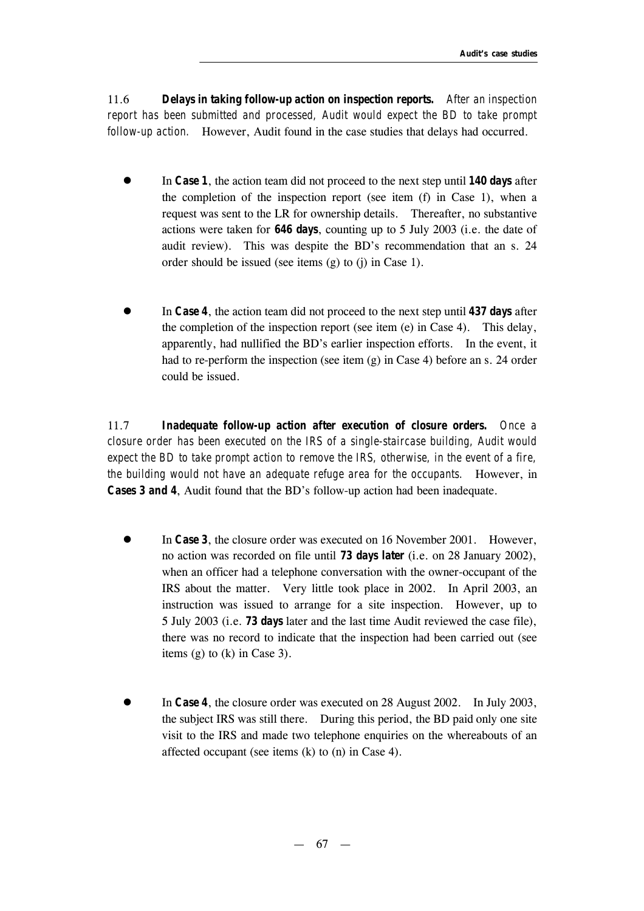11.6 **Delays in taking follow-up action on inspection reports.** *After an inspection report has been submitted and processed, Audit would expect the BD to take prompt follow-up action.* However, Audit found in the case studies that delays had occurred.

- In **Case 1**, the action team did not proceed to the next step until **140 days** after the completion of the inspection report (see item (f) in Case 1), when a request was sent to the LR for ownership details. Thereafter, no substantive actions were taken for **646 days**, counting up to 5 July 2003 (i.e. the date of audit review). This was despite the BD's recommendation that an s. 24 order should be issued (see items (g) to (j) in Case 1).

- In **Case 4**, the action team did not proceed to the next step until **437 days** after the completion of the inspection report (see item (e) in Case 4). This delay, apparently, had nullified the BD's earlier inspection efforts. In the event, it had to re-perform the inspection (see item (g) in Case 4) before an s. 24 order could be issued.

11.7 **Inadequate follow-up action after execution of closure orders.** *Once a closure order has been executed on the IRS of a single-staircase building, Audit would expect the BD to take prompt action to remove the IRS, otherwise, in the event of a fire, the building would not have an adequate refuge area for the occupants.* However, in **Cases 3 and 4**, Audit found that the BD's follow-up action had been inadequate.

- In **Case 3**, the closure order was executed on 16 November 2001. However, no action was recorded on file until **73 days later** (i.e. on 28 January 2002), when an officer had a telephone conversation with the owner-occupant of the IRS about the matter. Very little took place in 2002. In April 2003, an instruction was issued to arrange for a site inspection. However, up to 5 July 2003 (i.e. **73 days** later and the last time Audit reviewed the case file), there was no record to indicate that the inspection had been carried out (see items (g) to (k) in Case 3).

- In **Case 4**, the closure order was executed on 28 August 2002. In July 2003, the subject IRS was still there. During this period, the BD paid only one site visit to the IRS and made two telephone enquiries on the whereabouts of an affected occupant (see items (k) to (n) in Case 4).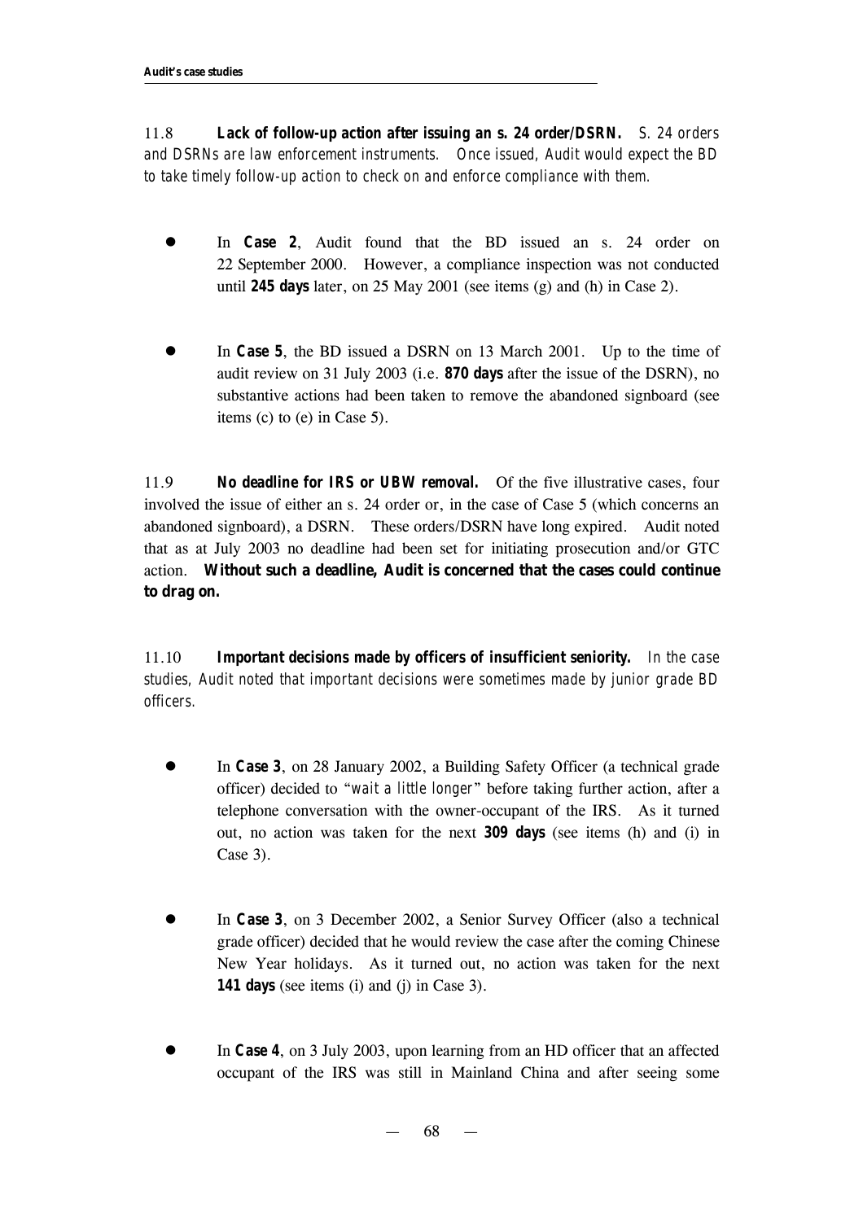11.8 **Lack of follow-up action after issuing an s. 24 order/DSRN.** *S. 24 orders and DSRNs are law enforcement instruments. Once issued, Audit would expect the BD to take timely follow-up action to check on and enforce compliance with them.*

- In **Case 2**, Audit found that the BD issued an s. 24 order on 22 September 2000. However, a compliance inspection was not conducted until **245 days** later, on 25 May 2001 (see items (g) and (h) in Case 2).

- In **Case 5**, the BD issued a DSRN on 13 March 2001. Up to the time of audit review on 31 July 2003 (i.e. **870 days** after the issue of the DSRN), no substantive actions had been taken to remove the abandoned signboard (see items (c) to (e) in Case 5).

11.9 **No deadline for IRS or UBW removal.** Of the five illustrative cases, four involved the issue of either an s. 24 order or, in the case of Case 5 (which concerns an abandoned signboard), a DSRN. These orders/DSRN have long expired. Audit noted that as at July 2003 no deadline had been set for initiating prosecution and/or GTC action. **Without such a deadline, Audit is concerned that the cases could continue to drag on.**

11.10 **Important decisions made by officers of insufficient seniority.** *In the case studies, Audit noted that important decisions were sometimes made by junior grade BD officers.*

- In **Case 3**, on 28 January 2002, a Building Safety Officer (a technical grade officer) decided to "*wait a little longer*" before taking further action, after a telephone conversation with the owner-occupant of the IRS. As it turned out, no action was taken for the next **309 days** (see items (h) and (i) in Case 3).

- In **Case 3**, on 3 December 2002, a Senior Survey Officer (also a technical grade officer) decided that he would review the case after the coming Chinese New Year holidays. As it turned out, no action was taken for the next **141 days** (see items (i) and (j) in Case 3).

- In **Case 4**, on 3 July 2003, upon learning from an HD officer that an affected occupant of the IRS was still in Mainland China and after seeing some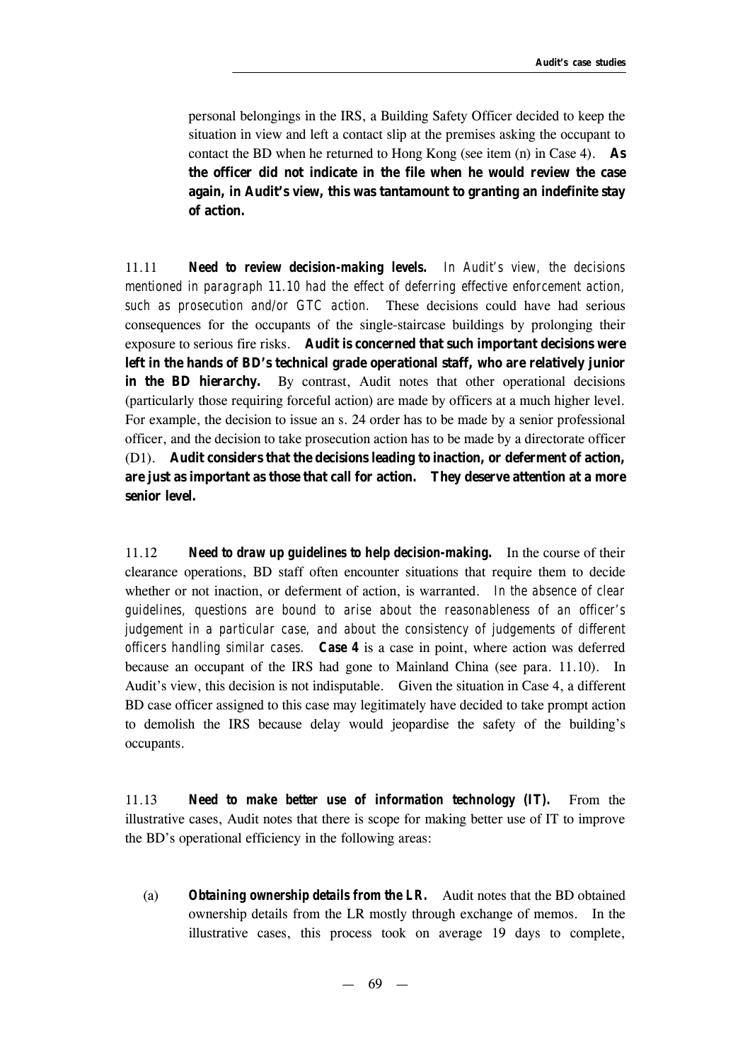personal belongings in the IRS, a Building Safety Officer decided to keep the situation in view and left a contact slip at the premises asking the occupant to contact the BD when he returned to Hong Kong (see item (n) in Case 4). **As the officer did not indicate in the file when he would review the case again, in Audit's view, this was tantamount to granting an indefinite stay of action.**

11.11 **Need to review decision-making levels.** *In Audit's view, the decisions mentioned in paragraph 11.10 had the effect of deferring effective enforcement action, such as prosecution and/or GTC action.* These decisions could have had serious consequences for the occupants of the single-staircase buildings by prolonging their exposure to serious fire risks. **Audit is concerned that such important decisions were left in the hands of BD's technical grade operational staff, who are relatively junior in the BD hierarchy.** By contrast, Audit notes that other operational decisions (particularly those requiring forceful action) are made by officers at a much higher level. For example, the decision to issue an s. 24 order has to be made by a senior professional officer, and the decision to take prosecution action has to be made by a directorate officer (D1). **Audit considers that the decisions leading to inaction, or deferment of action, are just as important as those that call for action. They deserve attention at a more senior level.**

11.12 **Need to draw up guidelines to help decision-making.** In the course of their clearance operations, BD staff often encounter situations that require them to decide whether or not inaction, or deferment of action, is warranted. *In the absence of clear guidelines, questions are bound to arise about the reasonableness of an officer's judgement in a particular case, and about the consistency of judgements of different officers handling similar cases.* **Case 4** is a case in point, where action was deferred because an occupant of the IRS had gone to Mainland China (see para. 11.10). In Audit's view, this decision is not indisputable. Given the situation in Case 4, a different BD case officer assigned to this case may legitimately have decided to take prompt action to demolish the IRS because delay would jeopardise the safety of the building's occupants.

11.13 **Need to make better use of information technology (IT).** From the illustrative cases, Audit notes that there is scope for making better use of IT to improve the BD's operational efficiency in the following areas:

(a) **Obtaining ownership details from the LR.** Audit notes that the BD obtained ownership details from the LR mostly through exchange of memos. In the illustrative cases, this process took on average 19 days to complete,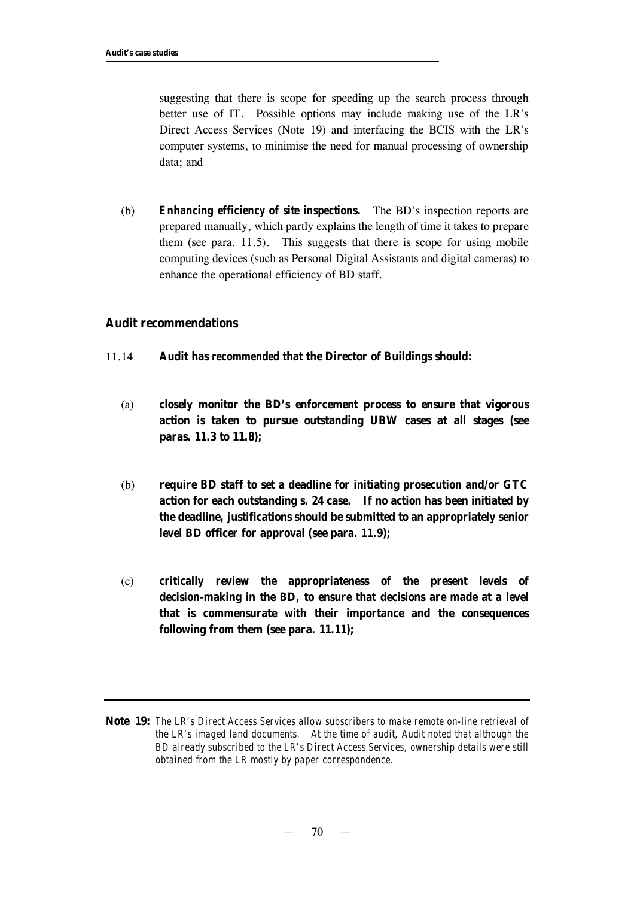suggesting that there is scope for speeding up the search process through better use of IT. Possible options may include making use of the LR's Direct Access Services (Note 19) and interfacing the BCIS with the LR's computer systems, to minimise the need for manual processing of ownership data; and

(b) ***Enhancing efficiency of site inspections.*** The BD's inspection reports are prepared manually, which partly explains the length of time it takes to prepare them (see para. 11.5). This suggests that there is scope for using mobile computing devices (such as Personal Digital Assistants and digital cameras) to enhance the operational efficiency of BD staff.

### Audit recommendations

11.14 **Audit has recommended that the Director of Buildings should:**

(a) **closely monitor the BD's enforcement process to ensure that vigorous action is taken to pursue outstanding UBW cases at all stages (see paras. 11.3 to 11.8);**

(b) **require BD staff to set a deadline for initiating prosecution and/or GTC action for each outstanding s. 24 case. If no action has been initiated by the deadline, justifications should be submitted to an appropriately senior level BD officer for approval (see para. 11.9);**

(c) **critically review the appropriateness of the present levels of decision-making in the BD, to ensure that decisions are made at a level that is commensurate with their importance and the consequences following from them (see para. 11.11);**

---

**Note 19:** *The LR's Direct Access Services allow subscribers to make remote on-line retrieval of the LR's imaged land documents. At the time of audit, Audit noted that although the BD already subscribed to the LR's Direct Access Services, ownership details were still obtained from the LR mostly by paper correspondence.*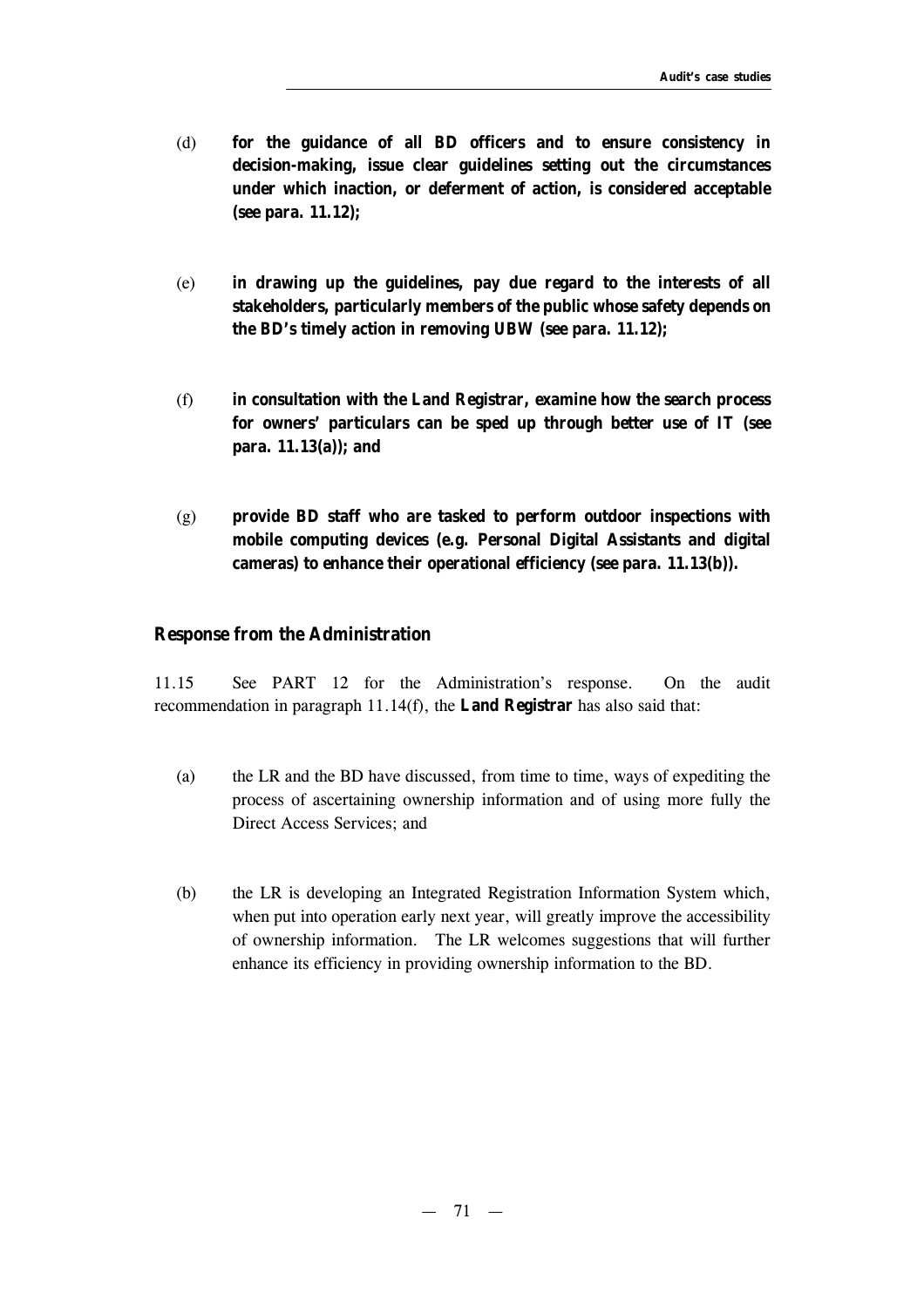(d) **for the guidance of all BD officers and to ensure consistency in decision-making, issue clear guidelines setting out the circumstances under which inaction, or deferment of action, is considered acceptable (see para. 11.12);**

(e) **in drawing up the guidelines, pay due regard to the interests of all stakeholders, particularly members of the public whose safety depends on the BD's timely action in removing UBW (see para. 11.12);**

(f) **in consultation with the Land Registrar, examine how the search process for owners' particulars can be sped up through better use of IT (see para. 11.13(a)); and**

(g) **provide BD staff who are tasked to perform outdoor inspections with mobile computing devices (e.g. Personal Digital Assistants and digital cameras) to enhance their operational efficiency (see para. 11.13(b)).**

## Response from the Administration

11.15 See PART 12 for the Administration's response. On the audit recommendation in paragraph 11.14(f), the **Land Registrar** has also said that:

(a) the LR and the BD have discussed, from time to time, ways of expediting the process of ascertaining ownership information and of using more fully the Direct Access Services; and

(b) the LR is developing an Integrated Registration Information System which, when put into operation early next year, will greatly improve the accessibility of ownership information. The LR welcomes suggestions that will further enhance its efficiency in providing ownership information to the BD.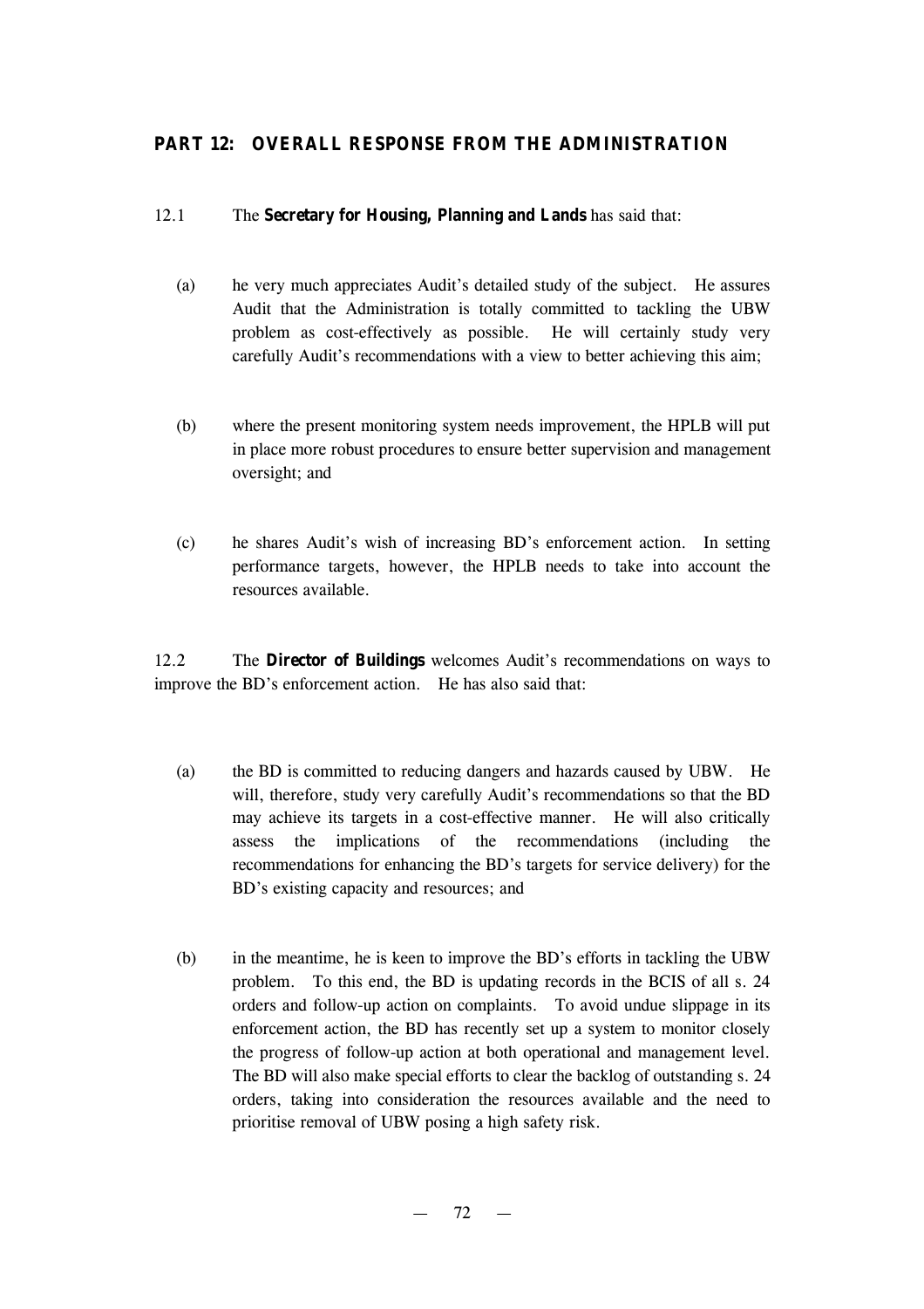## PART 12: OVERALL RESPONSE FROM THE ADMINISTRATION

12.1 The **Secretary for Housing, Planning and Lands** has said that:

(a) he very much appreciates Audit's detailed study of the subject. He assures Audit that the Administration is totally committed to tackling the UBW problem as cost-effectively as possible. He will certainly study very carefully Audit's recommendations with a view to better achieving this aim;

(b) where the present monitoring system needs improvement, the HPLB will put in place more robust procedures to ensure better supervision and management oversight; and

(c) he shares Audit's wish of increasing BD's enforcement action. In setting performance targets, however, the HPLB needs to take into account the resources available.

12.2 The **Director of Buildings** welcomes Audit's recommendations on ways to improve the BD's enforcement action. He has also said that:

(a) the BD is committed to reducing dangers and hazards caused by UBW. He will, therefore, study very carefully Audit's recommendations so that the BD may achieve its targets in a cost-effective manner. He will also critically assess the implications of the recommendations (including the recommendations for enhancing the BD's targets for service delivery) for the BD's existing capacity and resources; and

(b) in the meantime, he is keen to improve the BD's efforts in tackling the UBW problem. To this end, the BD is updating records in the BCIS of all s. 24 orders and follow-up action on complaints. To avoid undue slippage in its enforcement action, the BD has recently set up a system to monitor closely the progress of follow-up action at both operational and management level. The BD will also make special efforts to clear the backlog of outstanding s. 24 orders, taking into consideration the resources available and the need to prioritise removal of UBW posing a high safety risk.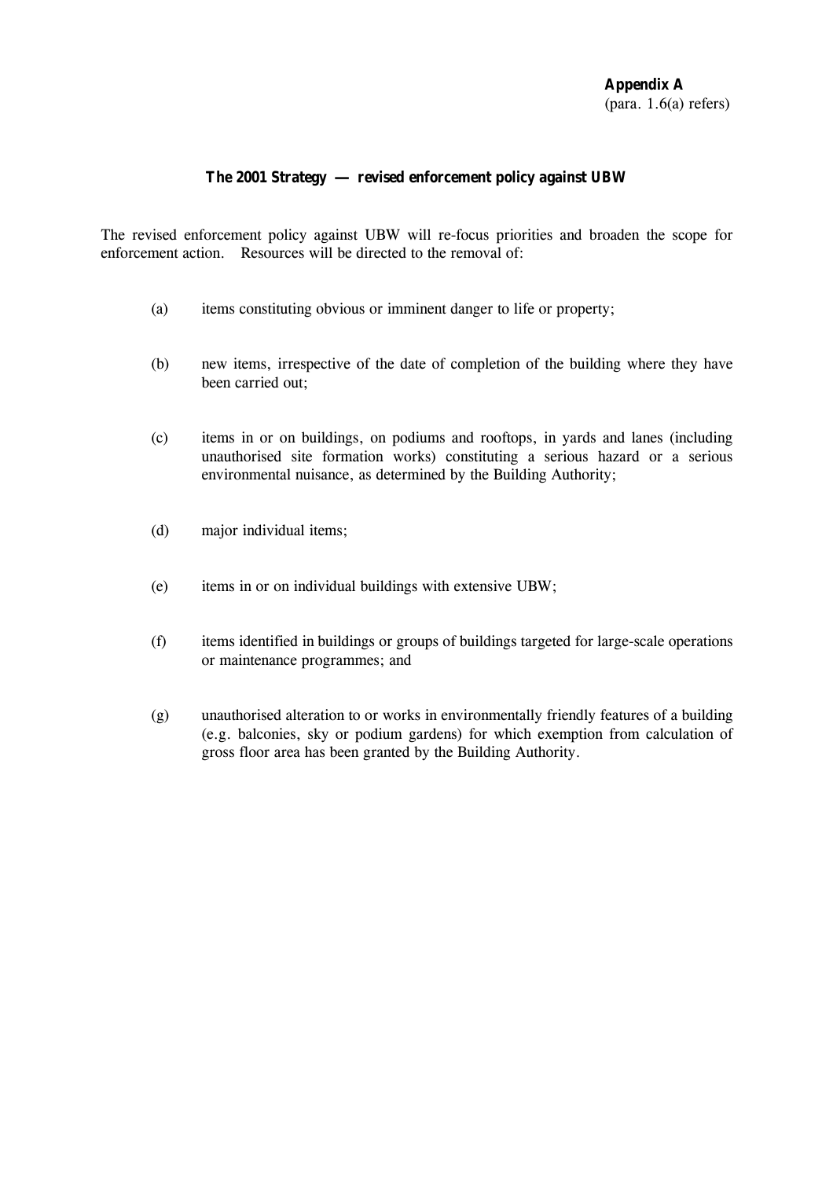**Appendix A**
(para. 1.6(a) refers)

**The 2001 Strategy — revised enforcement policy against UBW**

The revised enforcement policy against UBW will re-focus priorities and broaden the scope for enforcement action. Resources will be directed to the removal of:

(a) items constituting obvious or imminent danger to life or property;

(b) new items, irrespective of the date of completion of the building where they have been carried out;

(c) items in or on buildings, on podiums and rooftops, in yards and lanes (including unauthorised site formation works) constituting a serious hazard or a serious environmental nuisance, as determined by the Building Authority;

(d) major individual items;

(e) items in or on individual buildings with extensive UBW;

(f) items identified in buildings or groups of buildings targeted for large-scale operations or maintenance programmes; and

(g) unauthorised alteration to or works in environmentally friendly features of a building (e.g. balconies, sky or podium gardens) for which exemption from calculation of gross floor area has been granted by the Building Authority.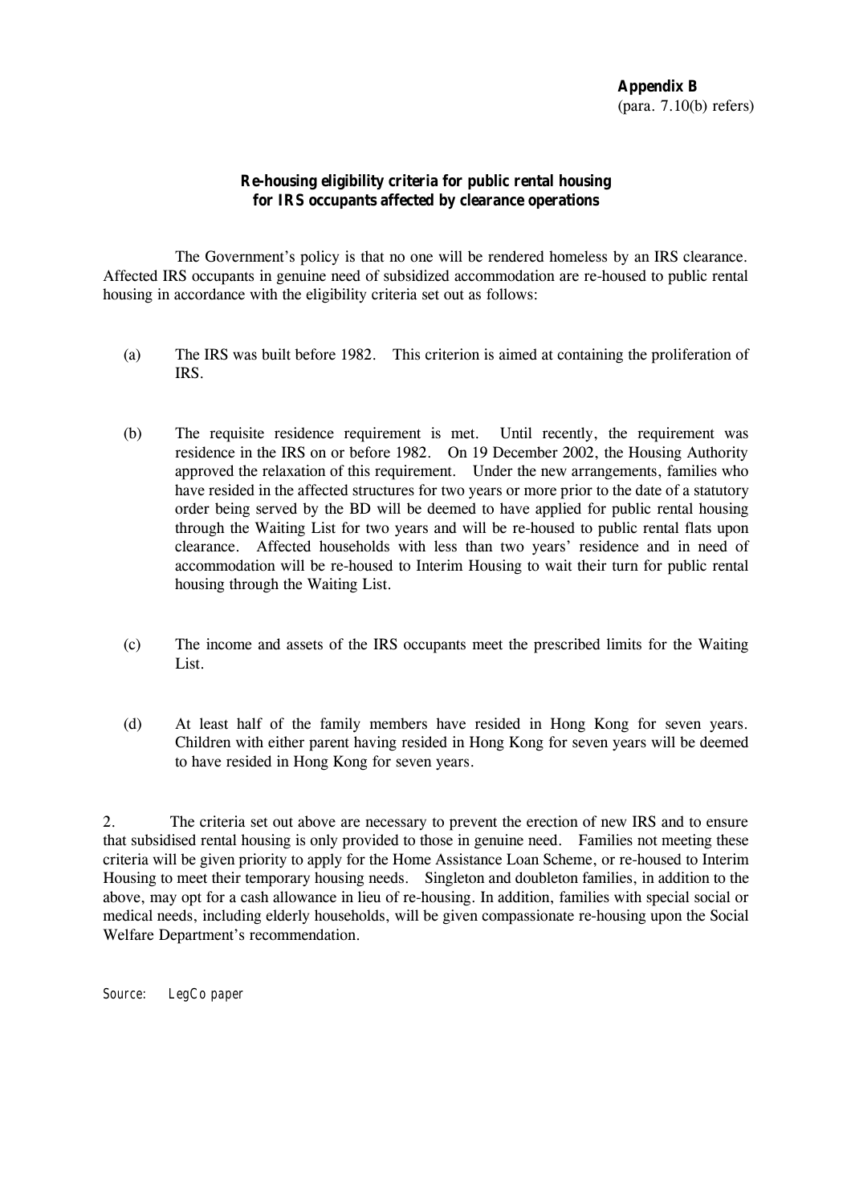**Appendix B**
(para. 7.10(b) refers)

**Re-housing eligibility criteria for public rental housing for IRS occupants affected by clearance operations**

The Government's policy is that no one will be rendered homeless by an IRS clearance. Affected IRS occupants in genuine need of subsidized accommodation are re-housed to public rental housing in accordance with the eligibility criteria set out as follows:

(a) The IRS was built before 1982. This criterion is aimed at containing the proliferation of IRS.

(b) The requisite residence requirement is met. Until recently, the requirement was residence in the IRS on or before 1982. On 19 December 2002, the Housing Authority approved the relaxation of this requirement. Under the new arrangements, families who have resided in the affected structures for two years or more prior to the date of a statutory order being served by the BD will be deemed to have applied for public rental housing through the Waiting List for two years and will be re-housed to public rental flats upon clearance. Affected households with less than two years' residence and in need of accommodation will be re-housed to Interim Housing to wait their turn for public rental housing through the Waiting List.

(c) The income and assets of the IRS occupants meet the prescribed limits for the Waiting List.

(d) At least half of the family members have resided in Hong Kong for seven years. Children with either parent having resided in Hong Kong for seven years will be deemed to have resided in Hong Kong for seven years.

2. The criteria set out above are necessary to prevent the erection of new IRS and to ensure that subsidised rental housing is only provided to those in genuine need. Families not meeting these criteria will be given priority to apply for the Home Assistance Loan Scheme, or re-housed to Interim Housing to meet their temporary housing needs. Singleton and doubleton families, in addition to the above, may opt for a cash allowance in lieu of re-housing. In addition, families with special social or medical needs, including elderly households, will be given compassionate re-housing upon the Social Welfare Department's recommendation.

Source: LegCo paper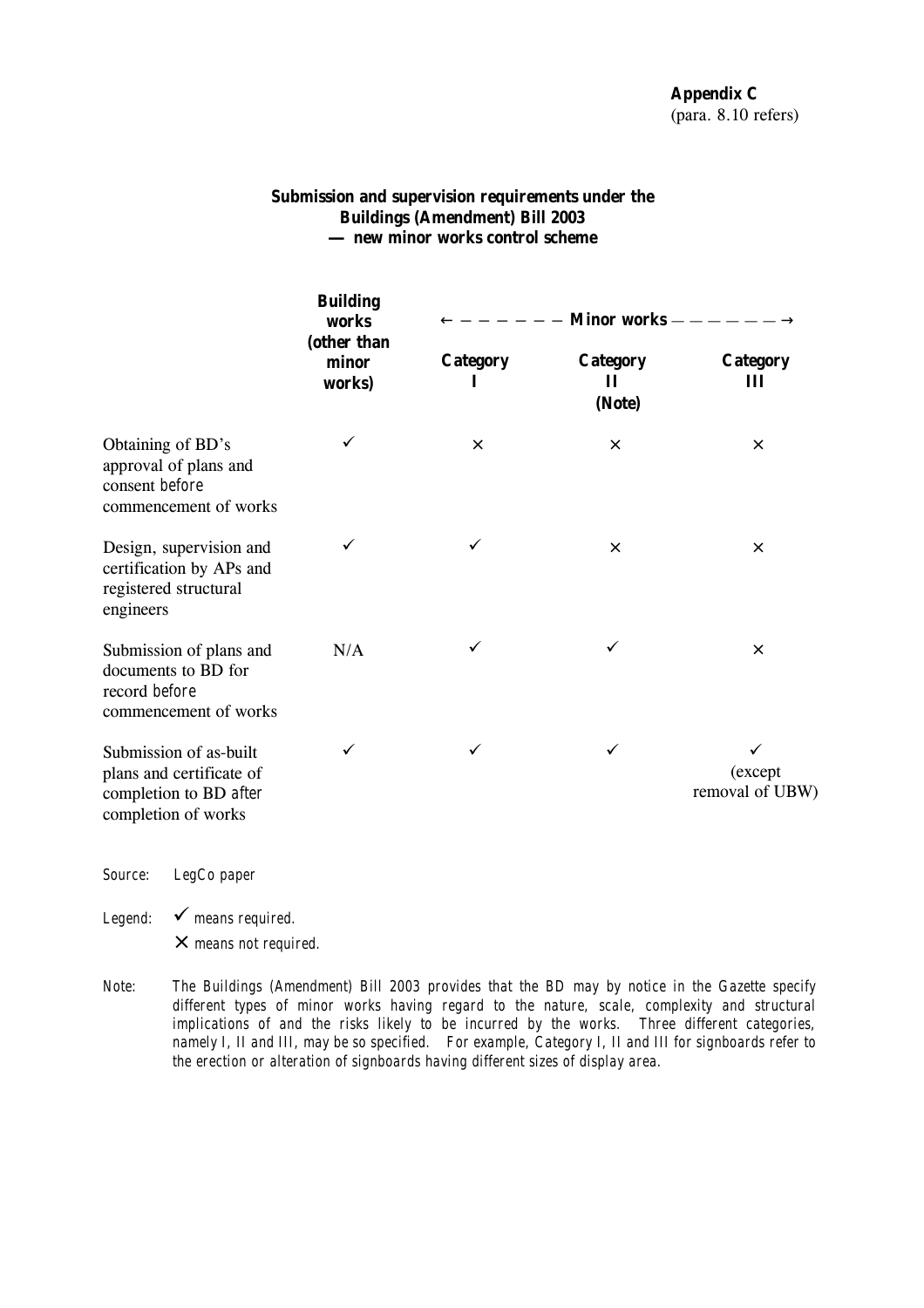**Appendix C**
(para. 8.10 refers)

**Submission and supervision requirements under the Buildings (Amendment) Bill 2003 — new minor works control scheme**

| | Building works (other than minor works) | ← — — — — — — Minor works — — — — — — → | | |
|---|---|---|---|---|
| | | Category I | Category II (Note) | Category III |
| Obtaining of BD's approval of plans and consent *before* commencement of works | ✓ | × | × | × |
| Design, supervision and certification by APs and registered structural engineers | ✓ | ✓ | × | × |
| Submission of plans and documents to BD for record *before* commencement of works | N/A | ✓ | ✓ | × |
| Submission of as-built plans and certificate of completion to BD *after* completion of works | ✓ | ✓ | ✓ | ✓ (except removal of UBW) |

*Source: LegCo paper*

*Legend:* ✓ *means required.*
× *means not required.*

*Note: The Buildings (Amendment) Bill 2003 provides that the BD may by notice in the Gazette specify different types of minor works having regard to the nature, scale, complexity and structural implications of and the risks likely to be incurred by the works. Three different categories, namely I, II and III, may be so specified. For example, Category I, II and III for signboards refer to the erection or alteration of signboards having different sizes of display area.*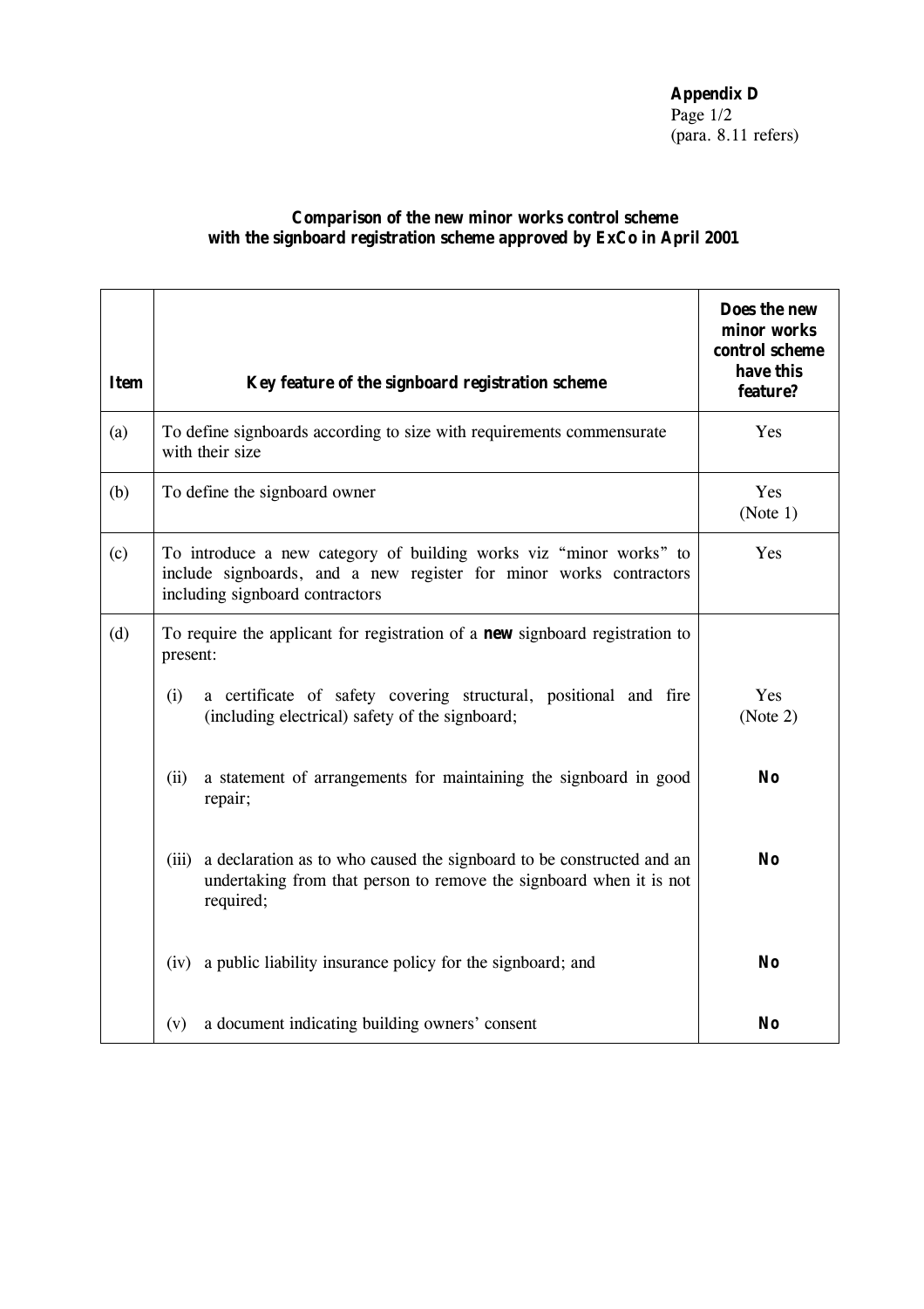**Appendix D**
Page 1/2
(para. 8.11 refers)

**Comparison of the new minor works control scheme with the signboard registration scheme approved by ExCo in April 2001**

| Item | Key feature of the signboard registration scheme | Does the new minor works control scheme have this feature? |
|---|---|---|
| (a) | To define signboards according to size with requirements commensurate with their size | Yes |
| (b) | To define the signboard owner | Yes (Note 1) |
| (c) | To introduce a new category of building works viz "minor works" to include signboards, and a new register for minor works contractors including signboard contractors | Yes |
| (d) | To require the applicant for registration of a **new** signboard registration to present: | |
| | (i) a certificate of safety covering structural, positional and fire (including electrical) safety of the signboard; | Yes (Note 2) |
| | (ii) a statement of arrangements for maintaining the signboard in good repair; | **No** |
| | (iii) a declaration as to who caused the signboard to be constructed and an undertaking from that person to remove the signboard when it is not required; | **No** |
| | (iv) a public liability insurance policy for the signboard; and | **No** |
| | (v) a document indicating building owners' consent | **No** |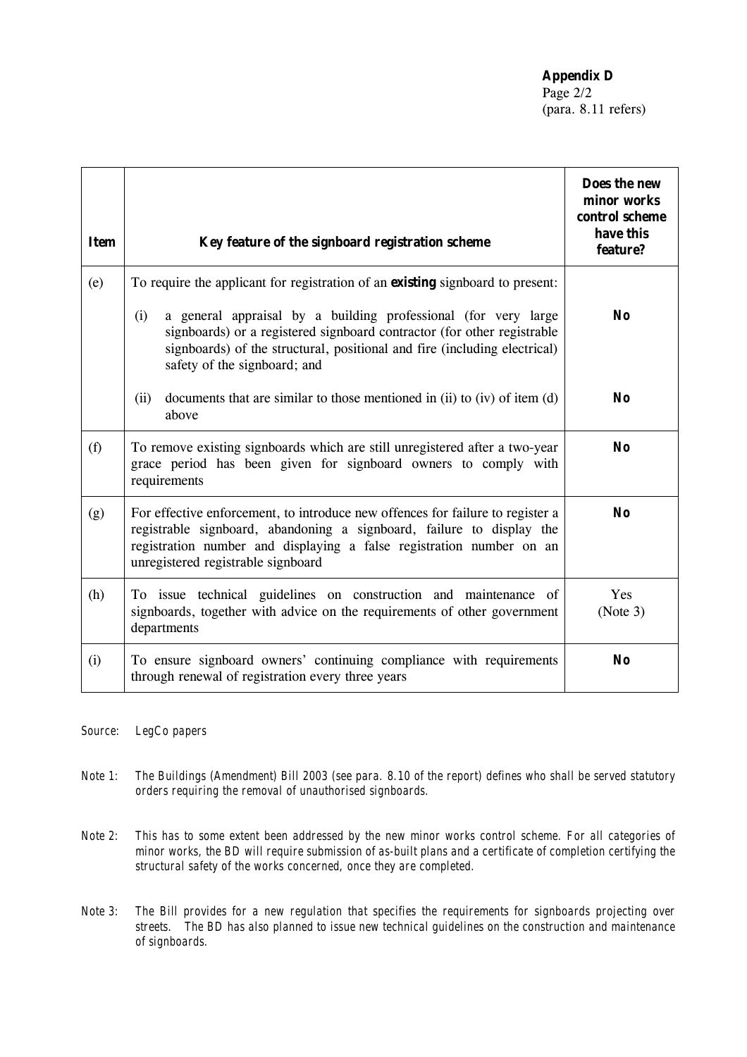**Appendix D**
Page 2/2
(para. 8.11 refers)

| **Item** | **Key feature of the signboard registration scheme** | **Does the new minor works control scheme have this feature?** |
|---|---|---|
| (e) | To require the applicant for registration of an ***existing*** signboard to present: | |
| | (i) a general appraisal by a building professional (for very large signboards) or a registered signboard contractor (for other registrable signboards) of the structural, positional and fire (including electrical) safety of the signboard; and | **No** |
| | (ii) documents that are similar to those mentioned in (ii) to (iv) of item (d) above | **No** |
| (f) | To remove existing signboards which are still unregistered after a two-year grace period has been given for signboard owners to comply with requirements | **No** |
| (g) | For effective enforcement, to introduce new offences for failure to register a registrable signboard, abandoning a signboard, failure to display the registration number and displaying a false registration number on an unregistered registrable signboard | **No** |
| (h) | To issue technical guidelines on construction and maintenance of signboards, together with advice on the requirements of other government departments | Yes (Note 3) |
| (i) | To ensure signboard owners' continuing compliance with requirements through renewal of registration every three years | **No** |

*Source: LegCo papers*

*Note 1: The Buildings (Amendment) Bill 2003 (see para. 8.10 of the report) defines who shall be served statutory orders requiring the removal of unauthorised signboards.*

*Note 2: This has to some extent been addressed by the new minor works control scheme. For all categories of minor works, the BD will require submission of as-built plans and a certificate of completion certifying the structural safety of the works concerned, once they are completed.*

*Note 3: The Bill provides for a new regulation that specifies the requirements for signboards projecting over streets. The BD has also planned to issue new technical guidelines on the construction and maintenance of signboards.*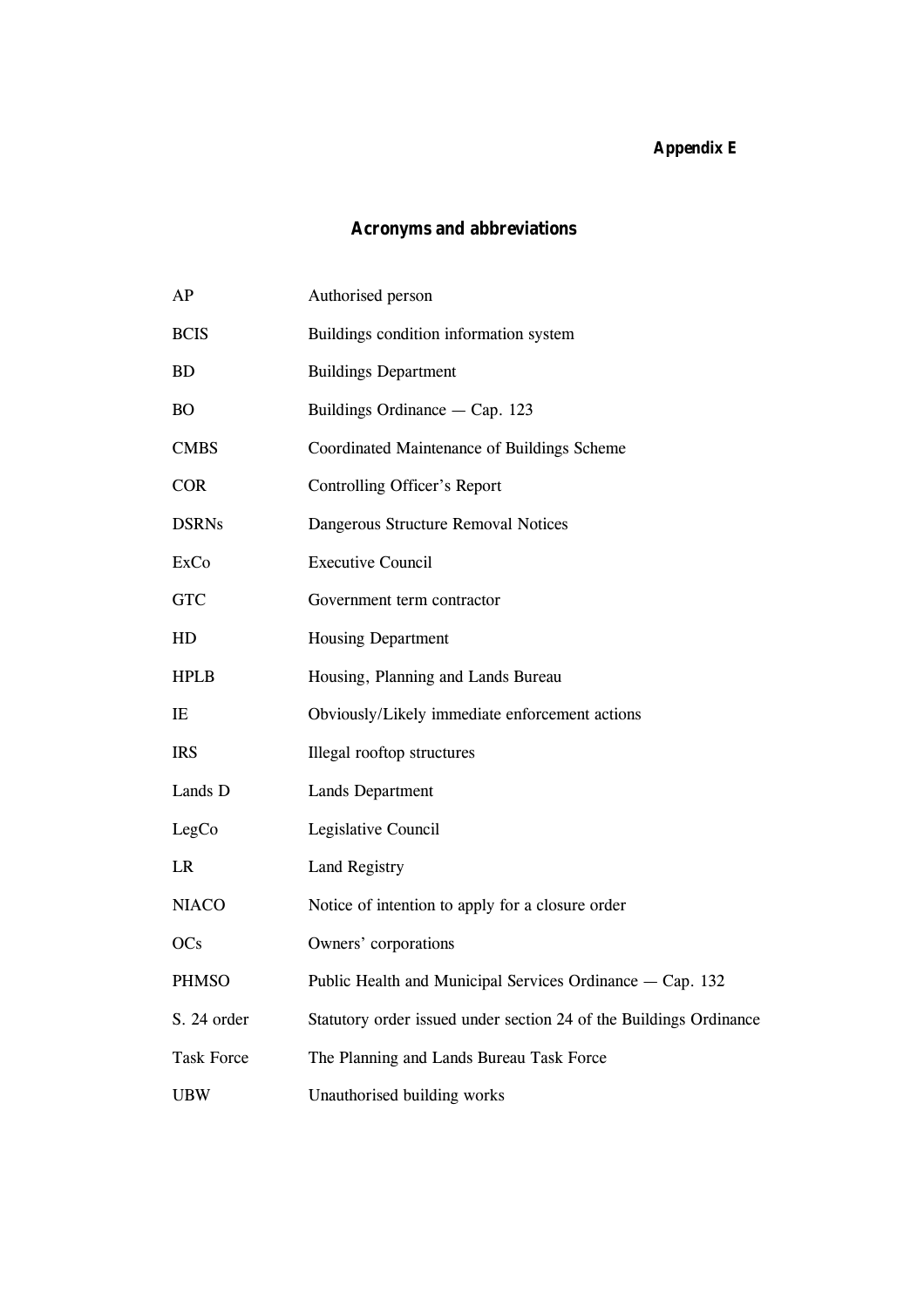**Appendix E**

## Acronyms and abbreviations

| | |
|---|---|
| AP | Authorised person |
| BCIS | Buildings condition information system |
| BD | Buildings Department |
| BO | Buildings Ordinance — Cap. 123 |
| CMBS | Coordinated Maintenance of Buildings Scheme |
| COR | Controlling Officer's Report |
| DSRNs | Dangerous Structure Removal Notices |
| ExCo | Executive Council |
| GTC | Government term contractor |
| HD | Housing Department |
| HPLB | Housing, Planning and Lands Bureau |
| IE | Obviously/Likely immediate enforcement actions |
| IRS | Illegal rooftop structures |
| Lands D | Lands Department |
| LegCo | Legislative Council |
| LR | Land Registry |
| NIACO | Notice of intention to apply for a closure order |
| OCs | Owners' corporations |
| PHMSO | Public Health and Municipal Services Ordinance — Cap. 132 |
| S. 24 order | Statutory order issued under section 24 of the Buildings Ordinance |
| Task Force | The Planning and Lands Bureau Task Force |
| UBW | Unauthorised building works |